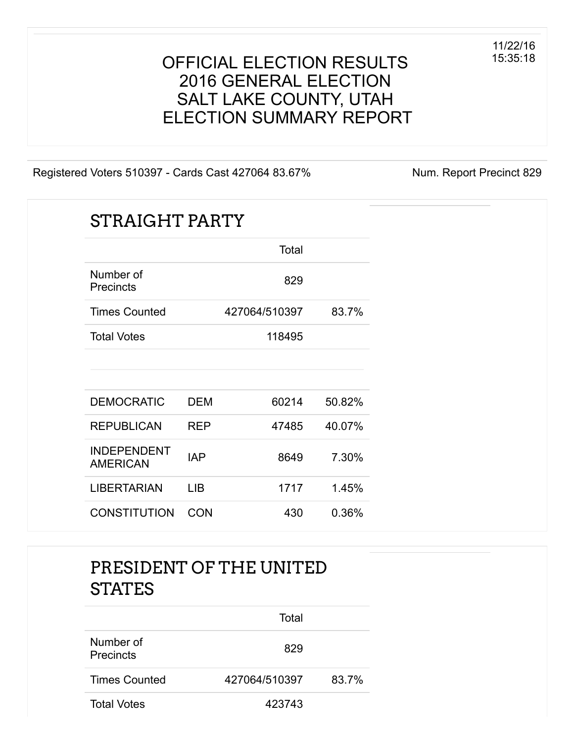11/22/16
15:35:18

# OFFICIAL ELECTION RESULTS
# 2016 GENERAL ELECTION
# SALT LAKE COUNTY, UTAH
# ELECTION SUMMARY REPORT

Registered Voters 510397 - Cards Cast 427064 83.67% Num. Report Precinct 829

## STRAIGHT PARTY

| | | Total | |
|---|---|---|---|
| Number of Precincts | | 829 | |
| Times Counted | | 427064/510397 | 83.7% |
| Total Votes | | 118495 | |

| | | | |
|---|---|---|---|
| DEMOCRATIC | DEM | 60214 | 50.82% |
| REPUBLICAN | REP | 47485 | 40.07% |
| INDEPENDENT AMERICAN | IAP | 8649 | 7.30% |
| LIBERTARIAN | LIB | 1717 | 1.45% |
| CONSTITUTION | CON | 430 | 0.36% |

## PRESIDENT OF THE UNITED STATES

| | Total | |
|---|---|---|
| Number of Precincts | 829 | |
| Times Counted | 427064/510397 | 83.7% |
| Total Votes | 423743 | |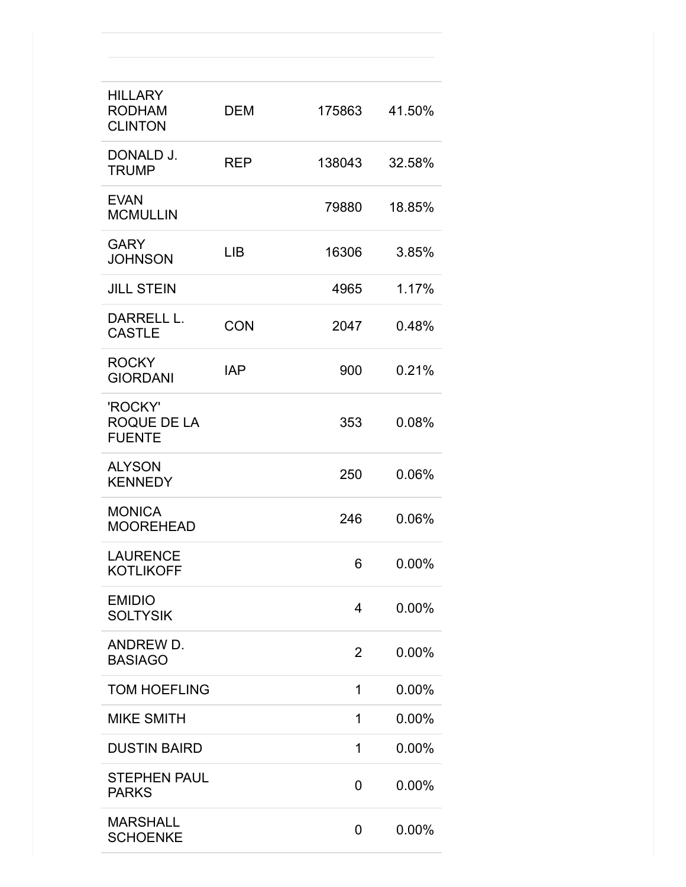| | | | |
|---|---|---|---|
| HILLARY RODHAM CLINTON | DEM | 175863 | 41.50% |
| DONALD J. TRUMP | REP | 138043 | 32.58% |
| EVAN MCMULLIN | | 79880 | 18.85% |
| GARY JOHNSON | LIB | 16306 | 3.85% |
| JILL STEIN | | 4965 | 1.17% |
| DARRELL L. CASTLE | CON | 2047 | 0.48% |
| ROCKY GIORDANI | IAP | 900 | 0.21% |
| 'ROCKY' ROQUE DE LA FUENTE | | 353 | 0.08% |
| ALYSON KENNEDY | | 250 | 0.06% |
| MONICA MOOREHEAD | | 246 | 0.06% |
| LAURENCE KOTLIKOFF | | 6 | 0.00% |
| EMIDIO SOLTYSIK | | 4 | 0.00% |
| ANDREW D. BASIAGO | | 2 | 0.00% |
| TOM HOEFLING | | 1 | 0.00% |
| MIKE SMITH | | 1 | 0.00% |
| DUSTIN BAIRD | | 1 | 0.00% |
| STEPHEN PAUL PARKS | | 0 | 0.00% |
| MARSHALL SCHOENKE | | 0 | 0.00% |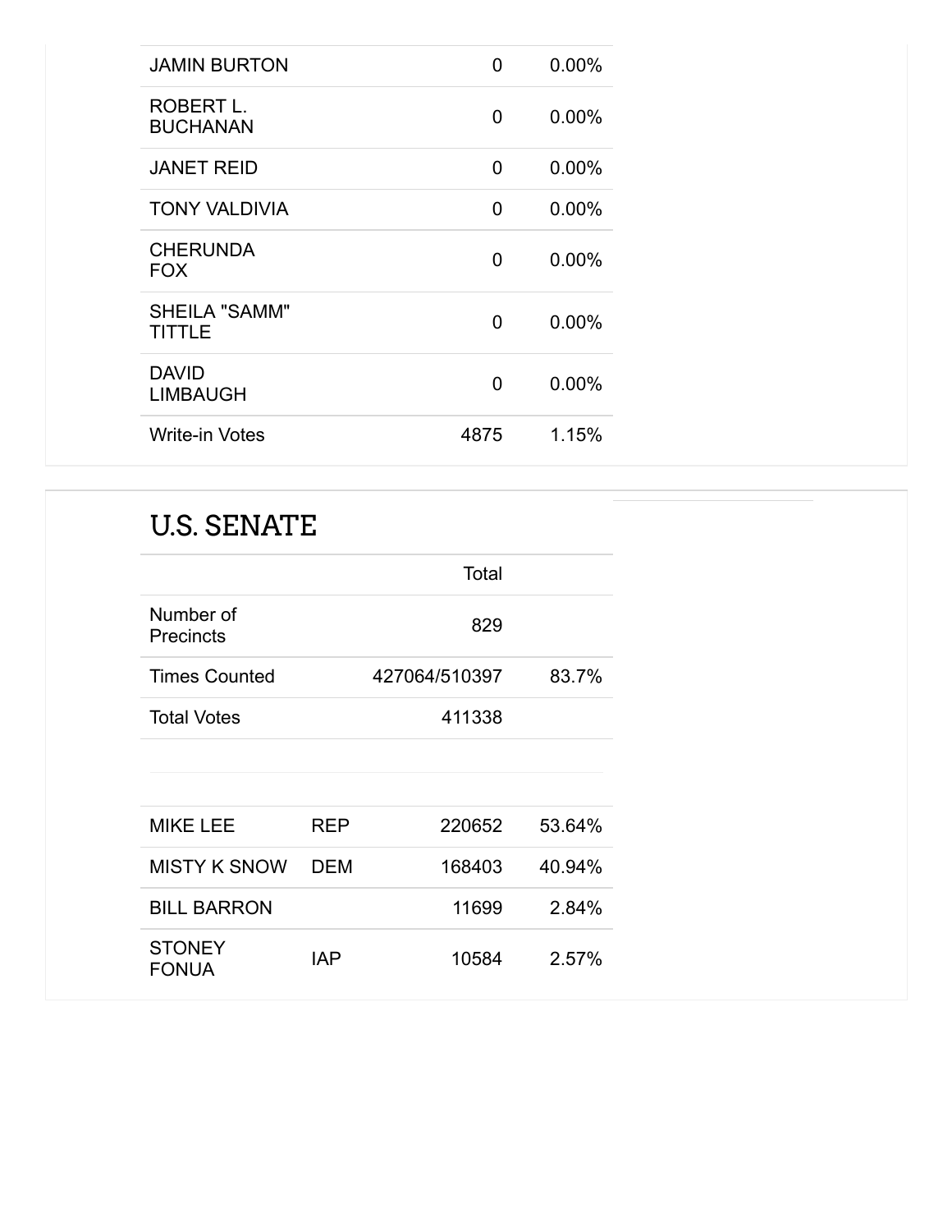| | | |
|---|---|---|
| JAMIN BURTON | 0 | 0.00% |
| ROBERT L. BUCHANAN | 0 | 0.00% |
| JANET REID | 0 | 0.00% |
| TONY VALDIVIA | 0 | 0.00% |
| CHERUNDA FOX | 0 | 0.00% |
| SHEILA "SAMM" TITTLE | 0 | 0.00% |
| DAVID LIMBAUGH | 0 | 0.00% |
| Write-in Votes | 4875 | 1.15% |

## U.S. SENATE

| | | Total | |
|---|---|---|---|
| Number of Precincts | | 829 | |
| Times Counted | | 427064/510397 | 83.7% |
| Total Votes | | 411338 | |
| MIKE LEE | REP | 220652 | 53.64% |
| MISTY K SNOW | DEM | 168403 | 40.94% |
| BILL BARRON | | 11699 | 2.84% |
| STONEY FONUA | IAP | 10584 | 2.57% |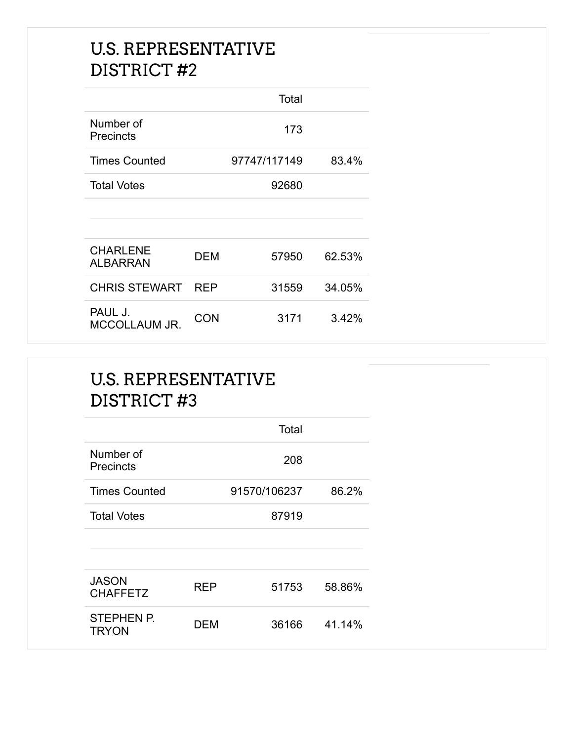## U.S. REPRESENTATIVE DISTRICT #2

| | | Total | |
|---|---|---|---|
| Number of Precincts | | 173 | |
| Times Counted | | 97747/117149 | 83.4% |
| Total Votes | | 92680 | |
| | | | |
| CHARLENE ALBARRAN | DEM | 57950 | 62.53% |
| CHRIS STEWART | REP | 31559 | 34.05% |
| PAUL J. MCCOLLAUM JR. | CON | 3171 | 3.42% |

## U.S. REPRESENTATIVE DISTRICT #3

| | | Total | |
|---|---|---|---|
| Number of Precincts | | 208 | |
| Times Counted | | 91570/106237 | 86.2% |
| Total Votes | | 87919 | |
| | | | |
| JASON CHAFFETZ | REP | 51753 | 58.86% |
| STEPHEN P. TRYON | DEM | 36166 | 41.14% |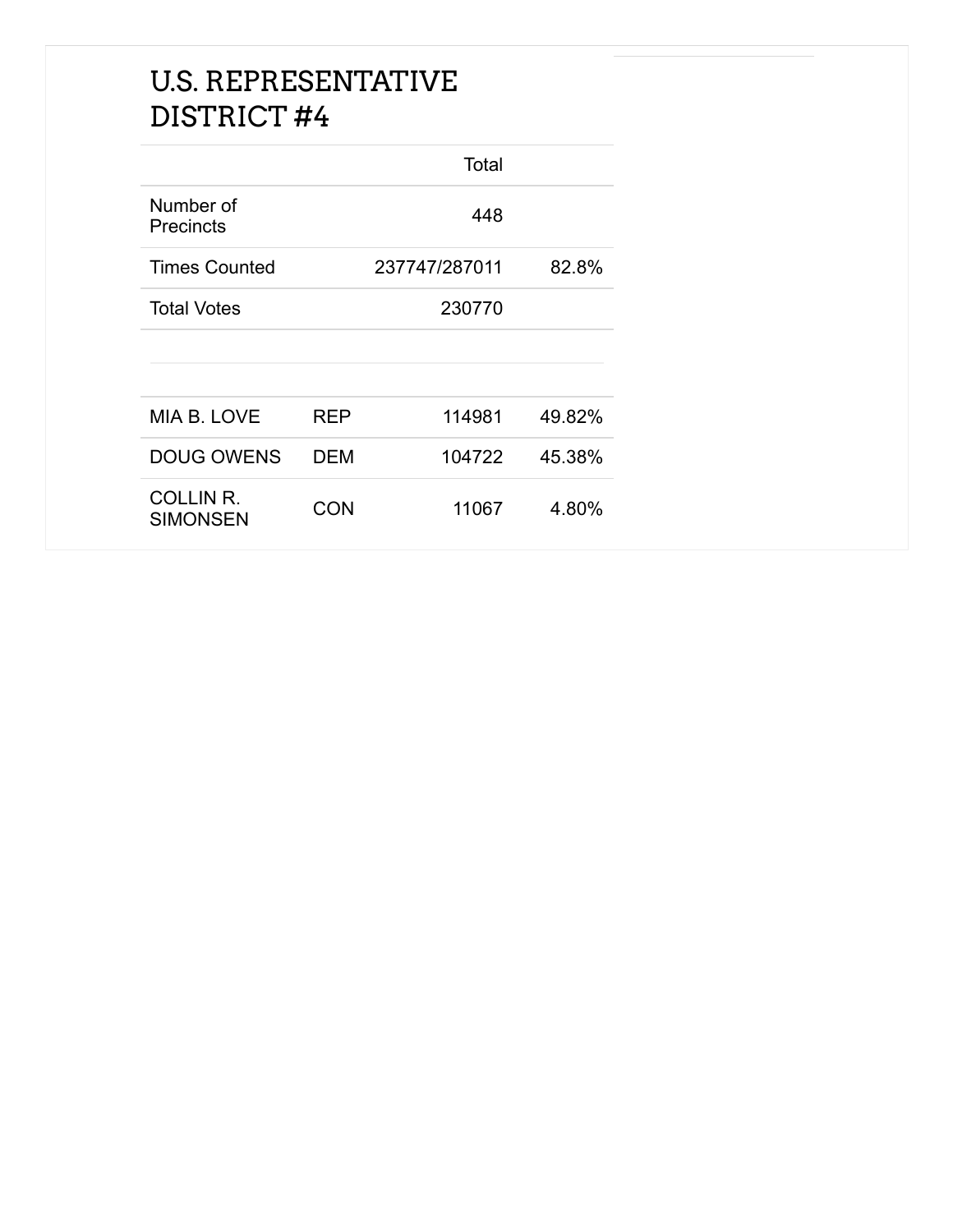# U.S. REPRESENTATIVE DISTRICT #4

| | | Total | |
|---|---|---|---|
| Number of Precincts | | 448 | |
| Times Counted | | 237747/287011 | 82.8% |
| Total Votes | | 230770 | |
| MIA B. LOVE | REP | 114981 | 49.82% |
| DOUG OWENS | DEM | 104722 | 45.38% |
| COLLIN R. SIMONSEN | CON | 11067 | 4.80% |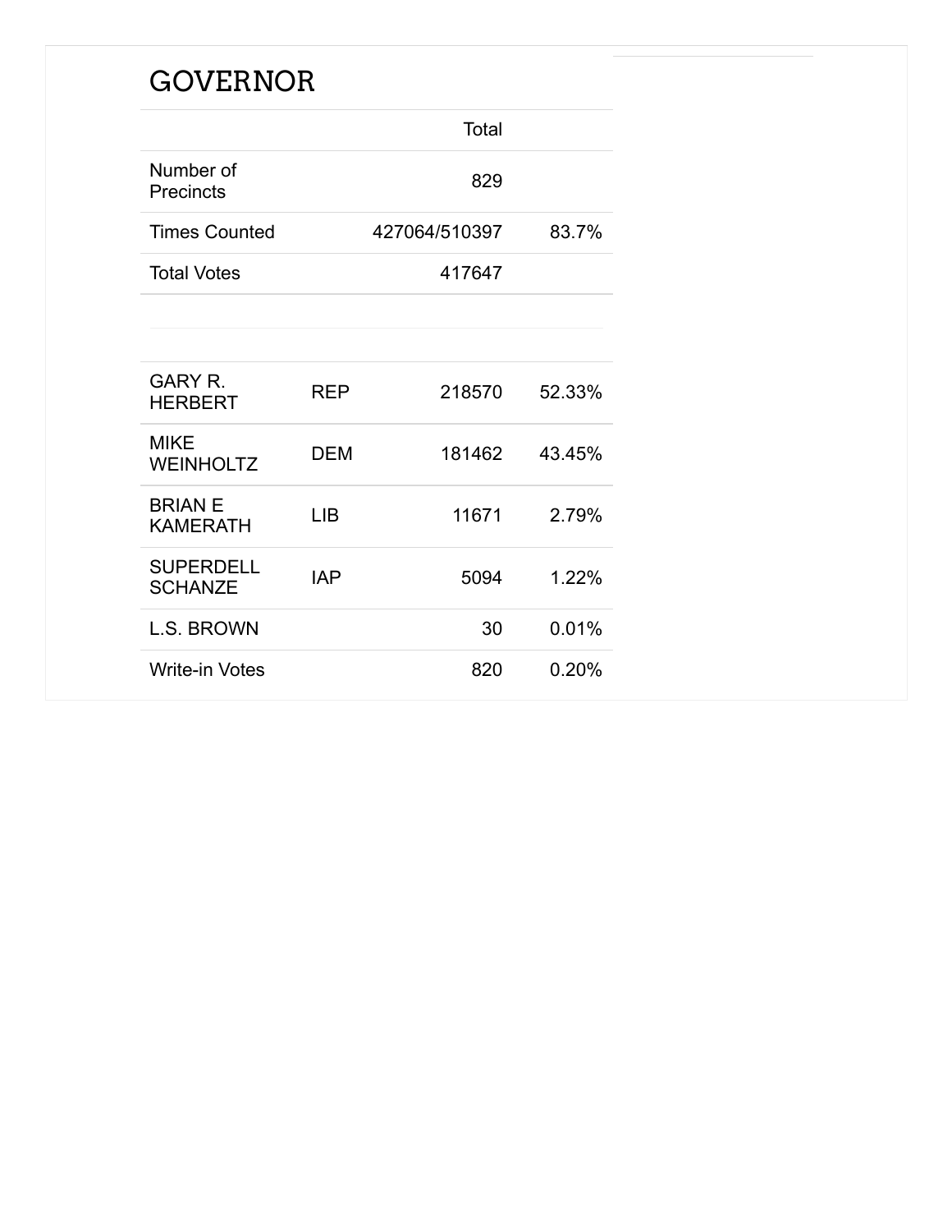## GOVERNOR

| | | Total | |
|---|---|---|---|
| Number of Precincts | | 829 | |
| Times Counted | | 427064/510397 | 83.7% |
| Total Votes | | 417647 | |

| | | | |
|---|---|---|---|
| GARY R. HERBERT | REP | 218570 | 52.33% |
| MIKE WEINHOLTZ | DEM | 181462 | 43.45% |
| BRIAN E KAMERATH | LIB | 11671 | 2.79% |
| SUPERDELL SCHANZE | IAP | 5094 | 1.22% |
| L.S. BROWN | | 30 | 0.01% |
| Write-in Votes | | 820 | 0.20% |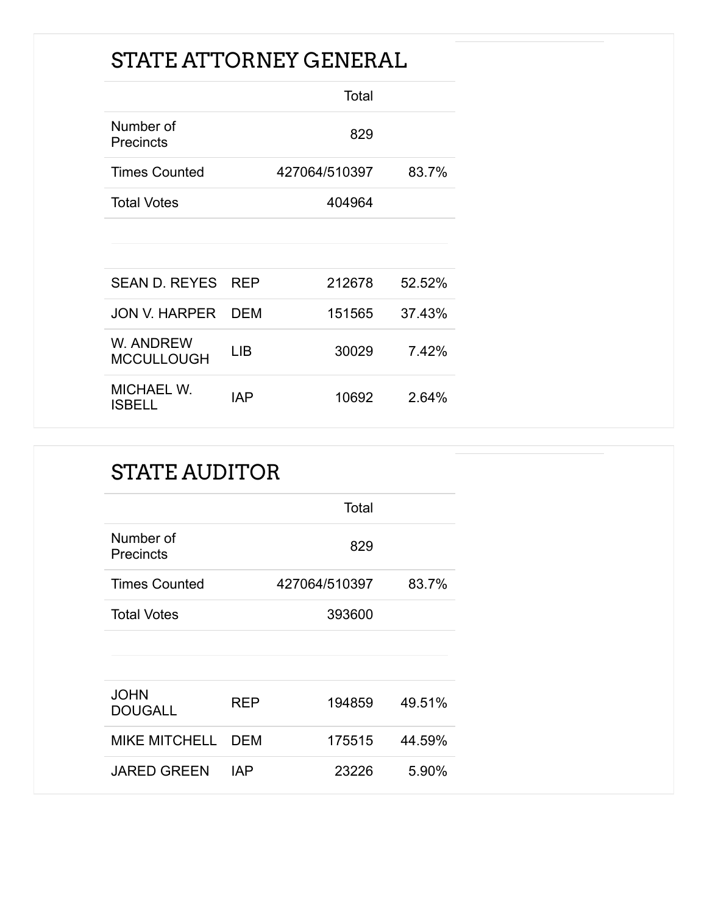## STATE ATTORNEY GENERAL

| | | Total | |
|---|---|---|---|
| Number of Precincts | | 829 | |
| Times Counted | | 427064/510397 | 83.7% |
| Total Votes | | 404964 | |

| | | | |
|---|---|---|---|
| SEAN D. REYES | REP | 212678 | 52.52% |
| JON V. HARPER | DEM | 151565 | 37.43% |
| W. ANDREW MCCULLOUGH | LIB | 30029 | 7.42% |
| MICHAEL W. ISBELL | IAP | 10692 | 2.64% |

## STATE AUDITOR

| | | Total | |
|---|---|---|---|
| Number of Precincts | | 829 | |
| Times Counted | | 427064/510397 | 83.7% |
| Total Votes | | 393600 | |

| | | | |
|---|---|---|---|
| JOHN DOUGALL | REP | 194859 | 49.51% |
| MIKE MITCHELL | DEM | 175515 | 44.59% |
| JARED GREEN | IAP | 23226 | 5.90% |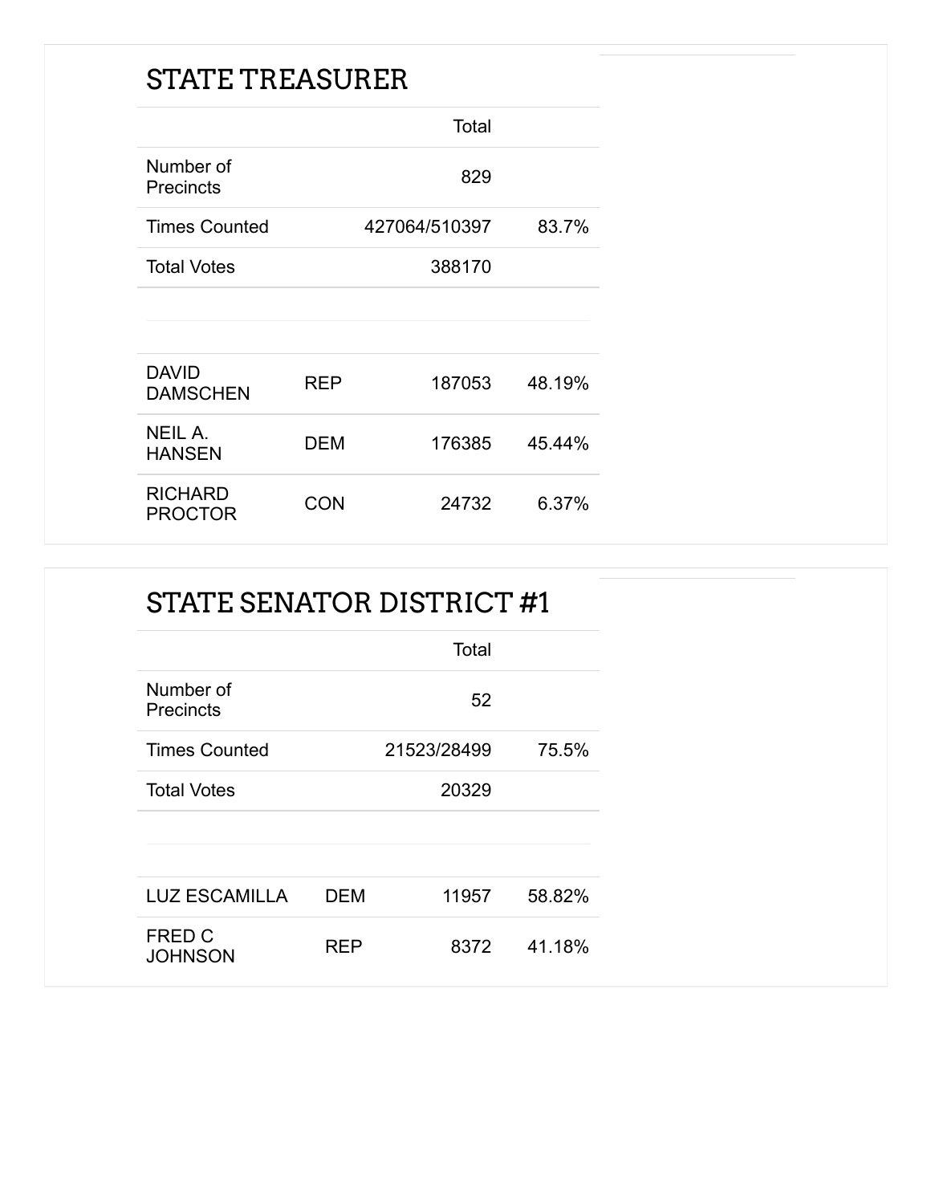## STATE TREASURER

| | | Total | |
|---|---|---|---|
| Number of Precincts | | 829 | |
| Times Counted | | 427064/510397 | 83.7% |
| Total Votes | | 388170 | |

| | | | |
|---|---|---|---|
| DAVID DAMSCHEN | REP | 187053 | 48.19% |
| NEIL A. HANSEN | DEM | 176385 | 45.44% |
| RICHARD PROCTOR | CON | 24732 | 6.37% |

## STATE SENATOR DISTRICT #1

| | | Total | |
|---|---|---|---|
| Number of Precincts | | 52 | |
| Times Counted | | 21523/28499 | 75.5% |
| Total Votes | | 20329 | |

| | | | |
|---|---|---|---|
| LUZ ESCAMILLA | DEM | 11957 | 58.82% |
| FRED C JOHNSON | REP | 8372 | 41.18% |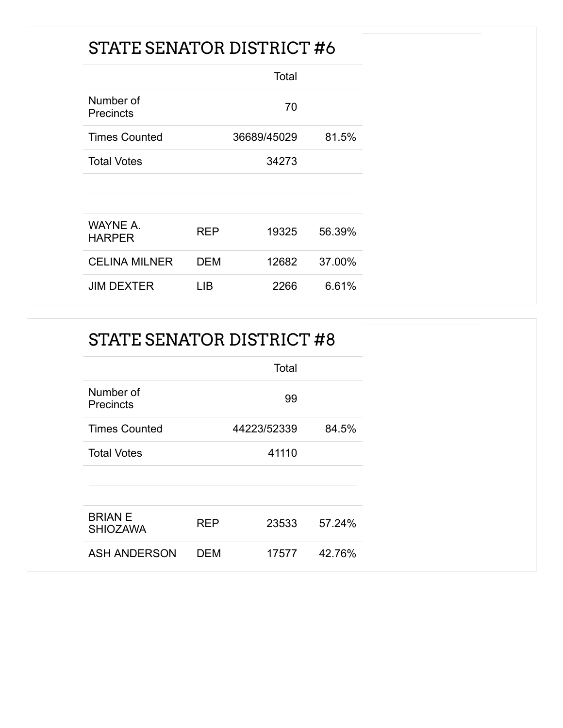## STATE SENATOR DISTRICT #6

| | | Total | |
|---|---|---|---|
| Number of Precincts | | 70 | |
| Times Counted | | 36689/45029 | 81.5% |
| Total Votes | | 34273 | |

| | | | |
|---|---|---|---|
| WAYNE A. HARPER | REP | 19325 | 56.39% |
| CELINA MILNER | DEM | 12682 | 37.00% |
| JIM DEXTER | LIB | 2266 | 6.61% |

## STATE SENATOR DISTRICT #8

| | | Total | |
|---|---|---|---|
| Number of Precincts | | 99 | |
| Times Counted | | 44223/52339 | 84.5% |
| Total Votes | | 41110 | |

| | | | |
|---|---|---|---|
| BRIAN E SHIOZAWA | REP | 23533 | 57.24% |
| ASH ANDERSON | DEM | 17577 | 42.76% |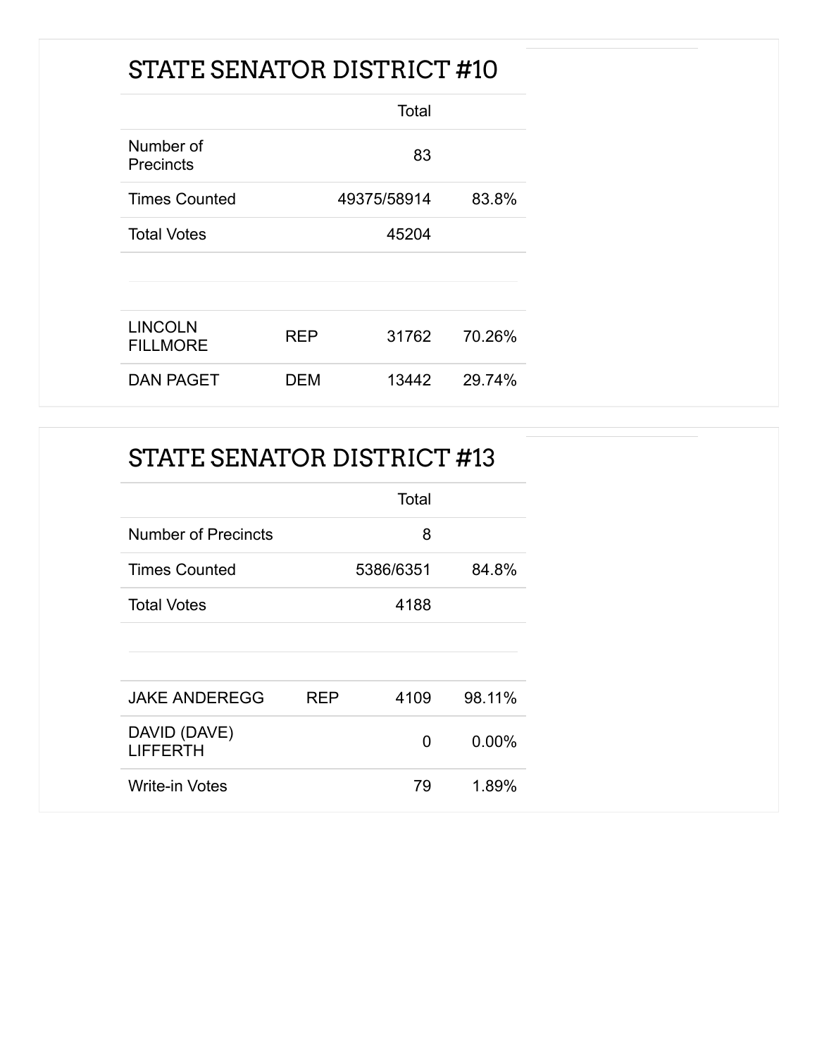## STATE SENATOR DISTRICT #10

| | | Total | |
|---|---|---|---|
| Number of Precincts | | 83 | |
| Times Counted | | 49375/58914 | 83.8% |
| Total Votes | | 45204 | |
| | | | |
| LINCOLN FILLMORE | REP | 31762 | 70.26% |
| DAN PAGET | DEM | 13442 | 29.74% |

## STATE SENATOR DISTRICT #13

| | | Total | |
|---|---|---|---|
| Number of Precincts | | 8 | |
| Times Counted | | 5386/6351 | 84.8% |
| Total Votes | | 4188 | |
| | | | |
| JAKE ANDEREGG | REP | 4109 | 98.11% |
| DAVID (DAVE) LIFFERTH | | 0 | 0.00% |
| Write-in Votes | | 79 | 1.89% |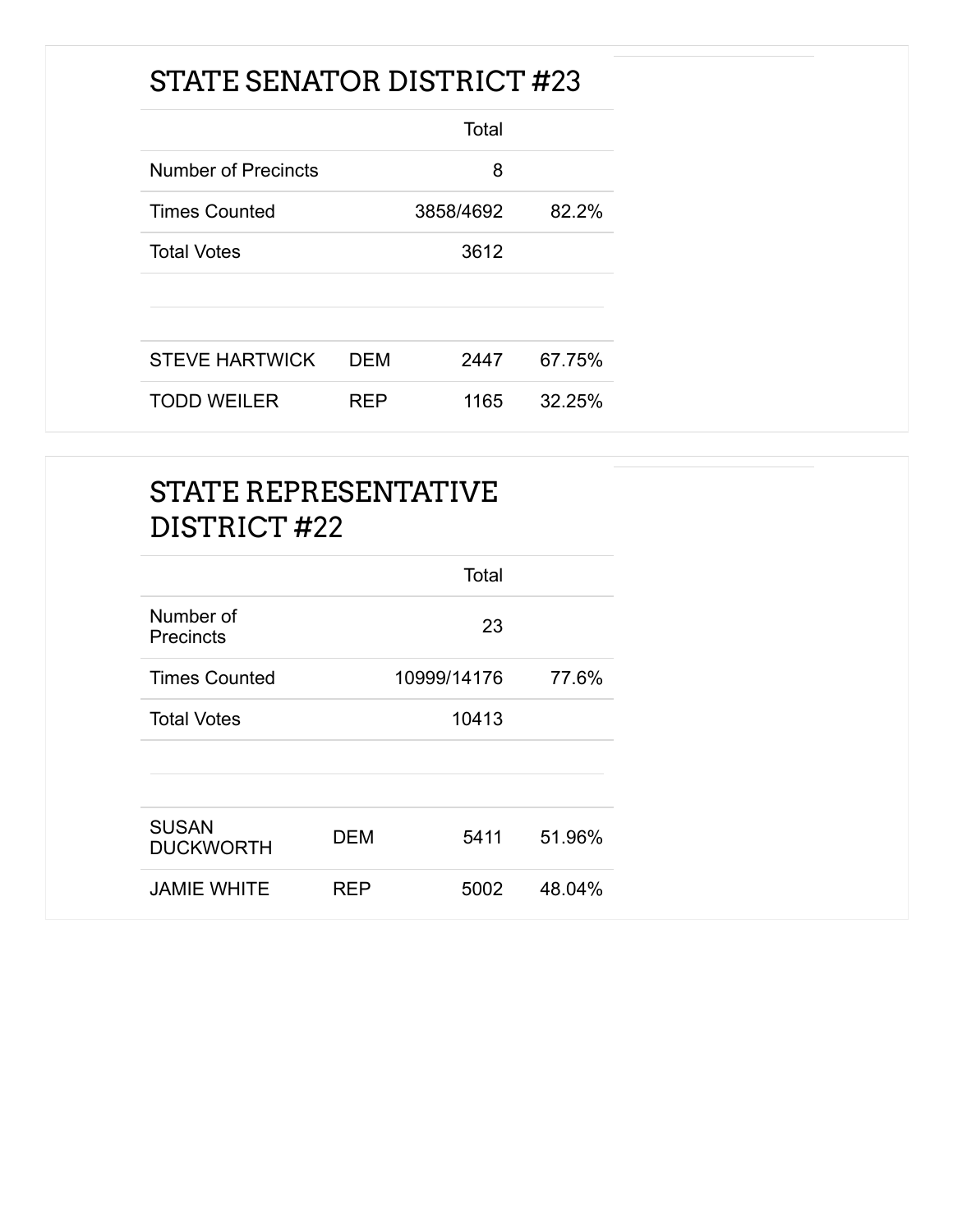## STATE SENATOR DISTRICT #23

| | | Total | |
|---|---|---|---|
| Number of Precincts | | 8 | |
| Times Counted | | 3858/4692 | 82.2% |
| Total Votes | | 3612 | |
| | | | |
| STEVE HARTWICK | DEM | 2447 | 67.75% |
| TODD WEILER | REP | 1165 | 32.25% |

## STATE REPRESENTATIVE DISTRICT #22

| | | Total | |
|---|---|---|---|
| Number of Precincts | | 23 | |
| Times Counted | | 10999/14176 | 77.6% |
| Total Votes | | 10413 | |
| | | | |
| SUSAN DUCKWORTH | DEM | 5411 | 51.96% |
| JAMIE WHITE | REP | 5002 | 48.04% |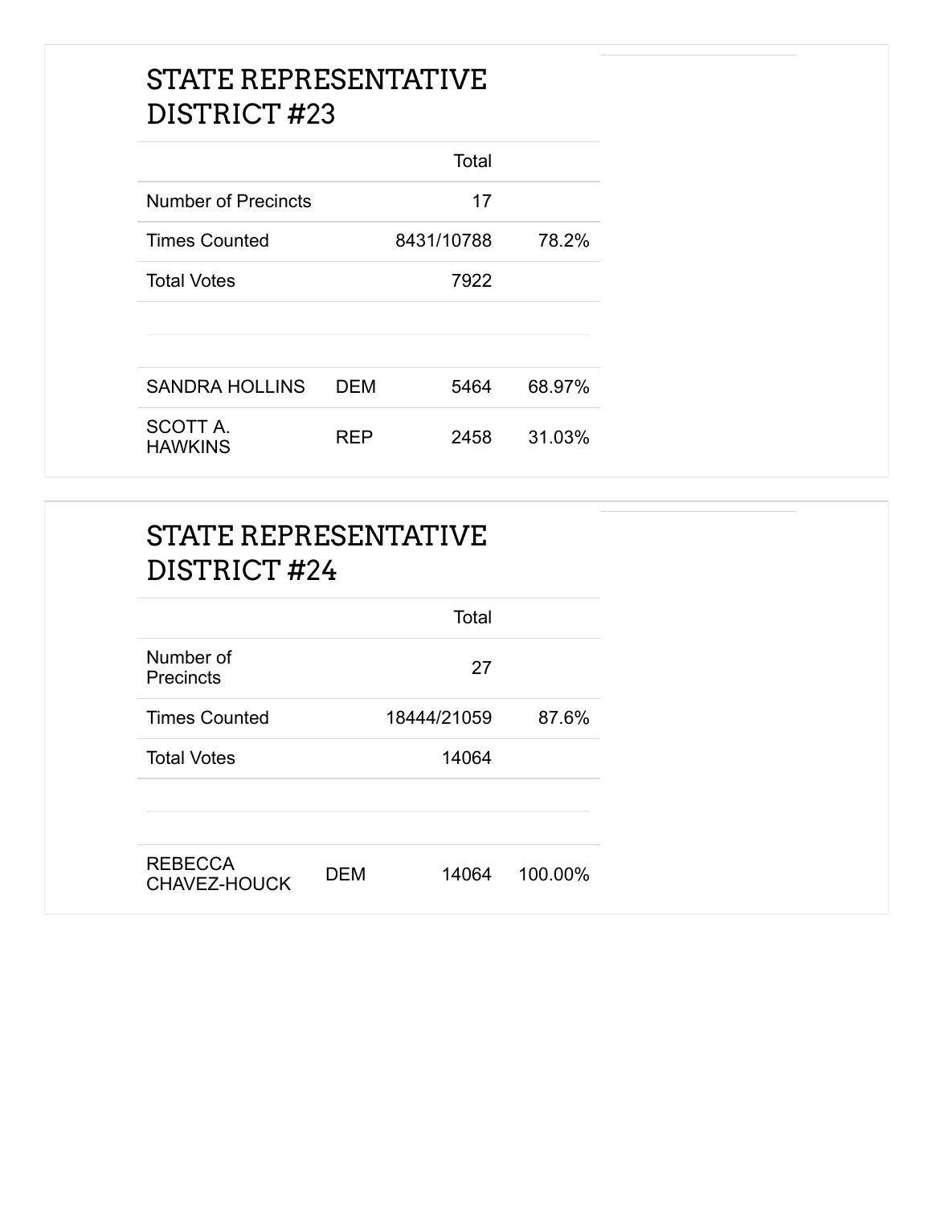## STATE REPRESENTATIVE DISTRICT #23

| | | Total | |
|---|---|---|---|
| Number of Precincts | | 17 | |
| Times Counted | | 8431/10788 | 78.2% |
| Total Votes | | 7922 | |
| SANDRA HOLLINS | DEM | 5464 | 68.97% |
| SCOTT A. HAWKINS | REP | 2458 | 31.03% |

## STATE REPRESENTATIVE DISTRICT #24

| | | Total | |
|---|---|---|---|
| Number of Precincts | | 27 | |
| Times Counted | | 18444/21059 | 87.6% |
| Total Votes | | 14064 | |
| REBECCA CHAVEZ-HOUCK | DEM | 14064 | 100.00% |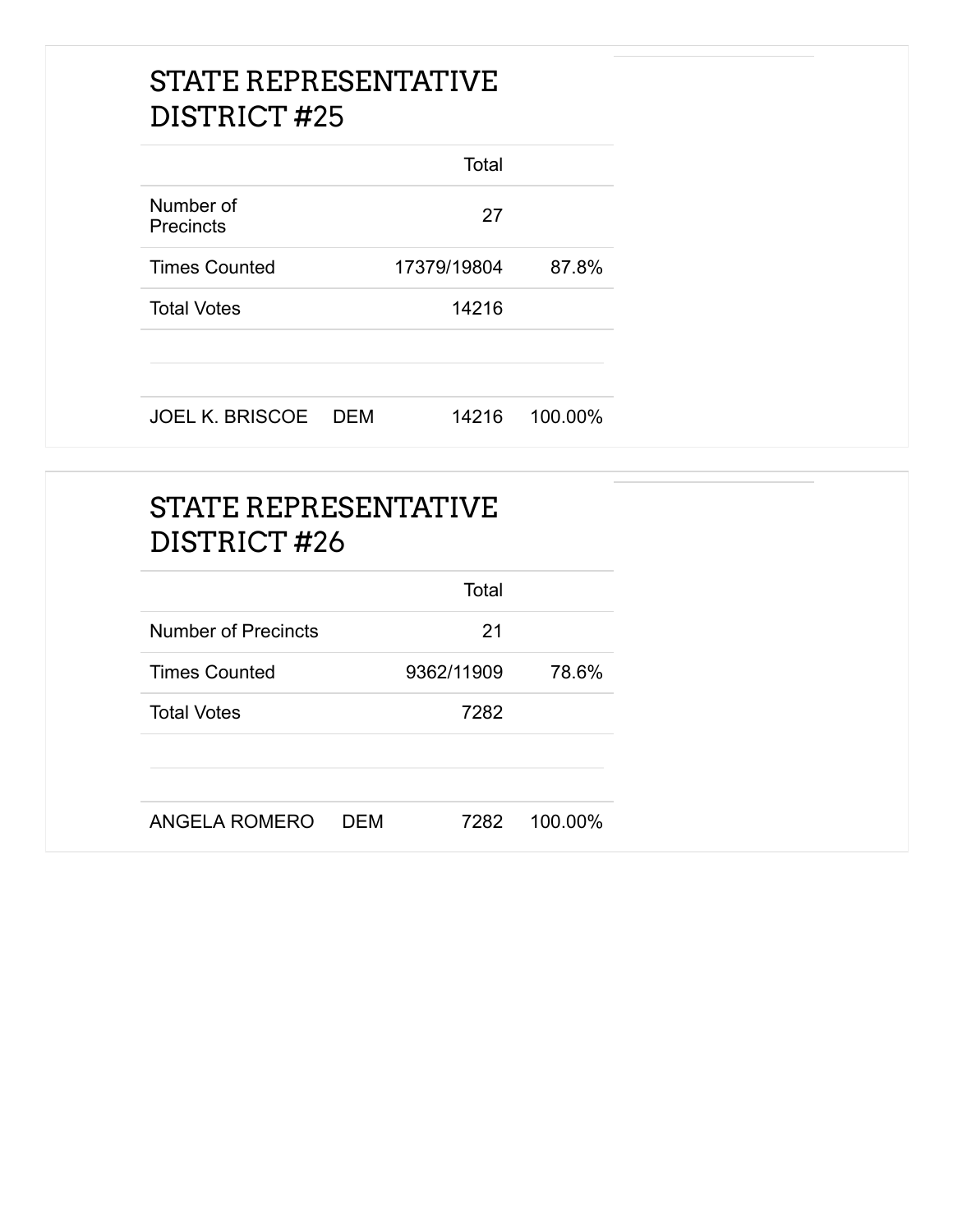## STATE REPRESENTATIVE DISTRICT #25

| | | Total | |
|---|---|---|---|
| Number of Precincts | | 27 | |
| Times Counted | | 17379/19804 | 87.8% |
| Total Votes | | 14216 | |
| JOEL K. BRISCOE | DEM | 14216 | 100.00% |

## STATE REPRESENTATIVE DISTRICT #26

| | | Total | |
|---|---|---|---|
| Number of Precincts | | 21 | |
| Times Counted | | 9362/11909 | 78.6% |
| Total Votes | | 7282 | |
| ANGELA ROMERO | DEM | 7282 | 100.00% |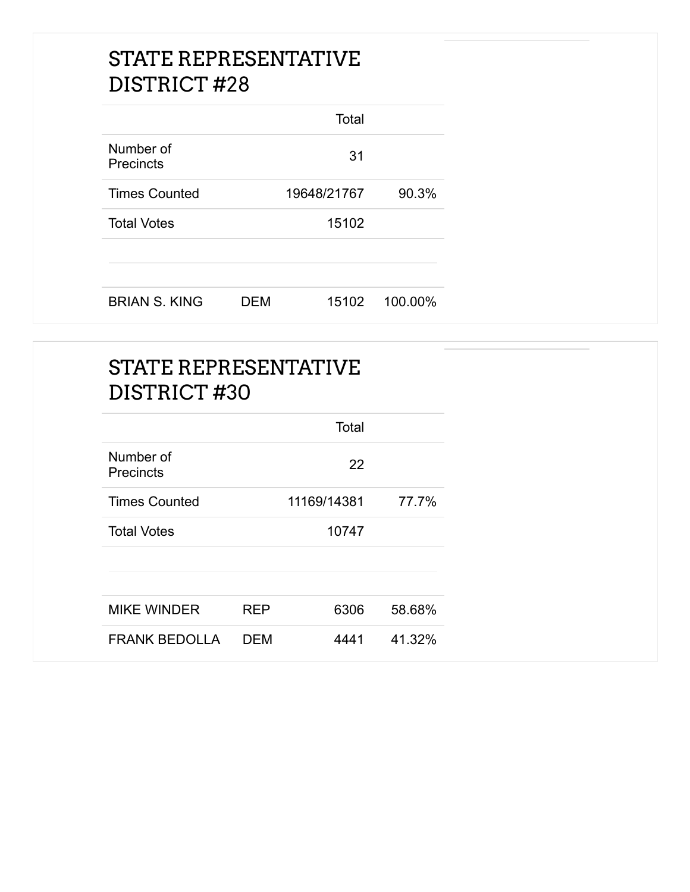## STATE REPRESENTATIVE DISTRICT #28

| | | Total | |
|---|---|---|---|
| Number of Precincts | | 31 | |
| Times Counted | | 19648/21767 | 90.3% |
| Total Votes | | 15102 | |
| | | | |
| BRIAN S. KING | DEM | 15102 | 100.00% |

## STATE REPRESENTATIVE DISTRICT #30

| | | Total | |
|---|---|---|---|
| Number of Precincts | | 22 | |
| Times Counted | | 11169/14381 | 77.7% |
| Total Votes | | 10747 | |
| | | | |
| MIKE WINDER | REP | 6306 | 58.68% |
| FRANK BEDOLLA | DEM | 4441 | 41.32% |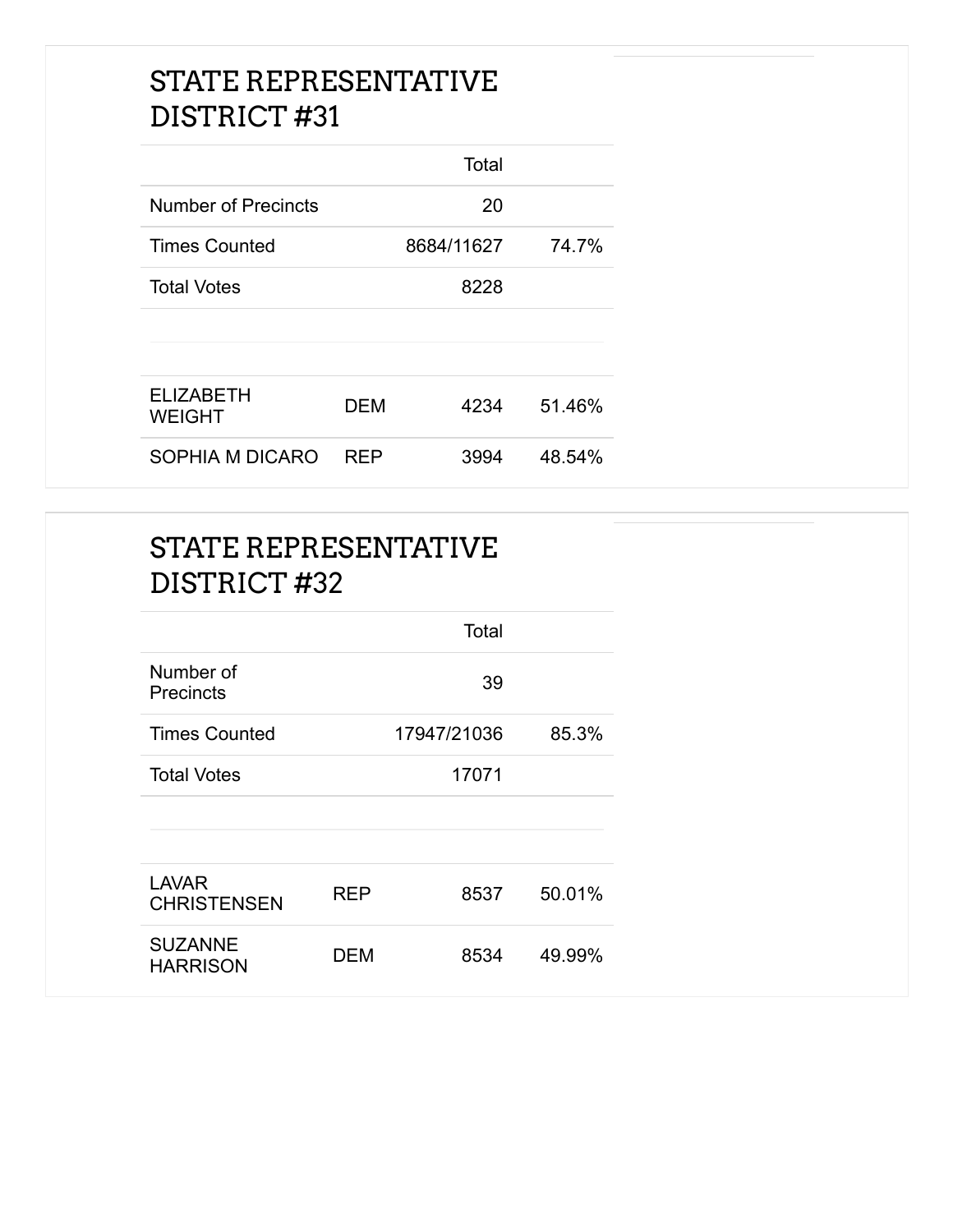## STATE REPRESENTATIVE DISTRICT #31

| | | Total | |
|---|---|---|---|
| Number of Precincts | | 20 | |
| Times Counted | | 8684/11627 | 74.7% |
| Total Votes | | 8228 | |
| ELIZABETH WEIGHT | DEM | 4234 | 51.46% |
| SOPHIA M DICARO | REP | 3994 | 48.54% |

## STATE REPRESENTATIVE DISTRICT #32

| | | Total | |
|---|---|---|---|
| Number of Precincts | | 39 | |
| Times Counted | | 17947/21036 | 85.3% |
| Total Votes | | 17071 | |
| LAVAR CHRISTENSEN | REP | 8537 | 50.01% |
| SUZANNE HARRISON | DEM | 8534 | 49.99% |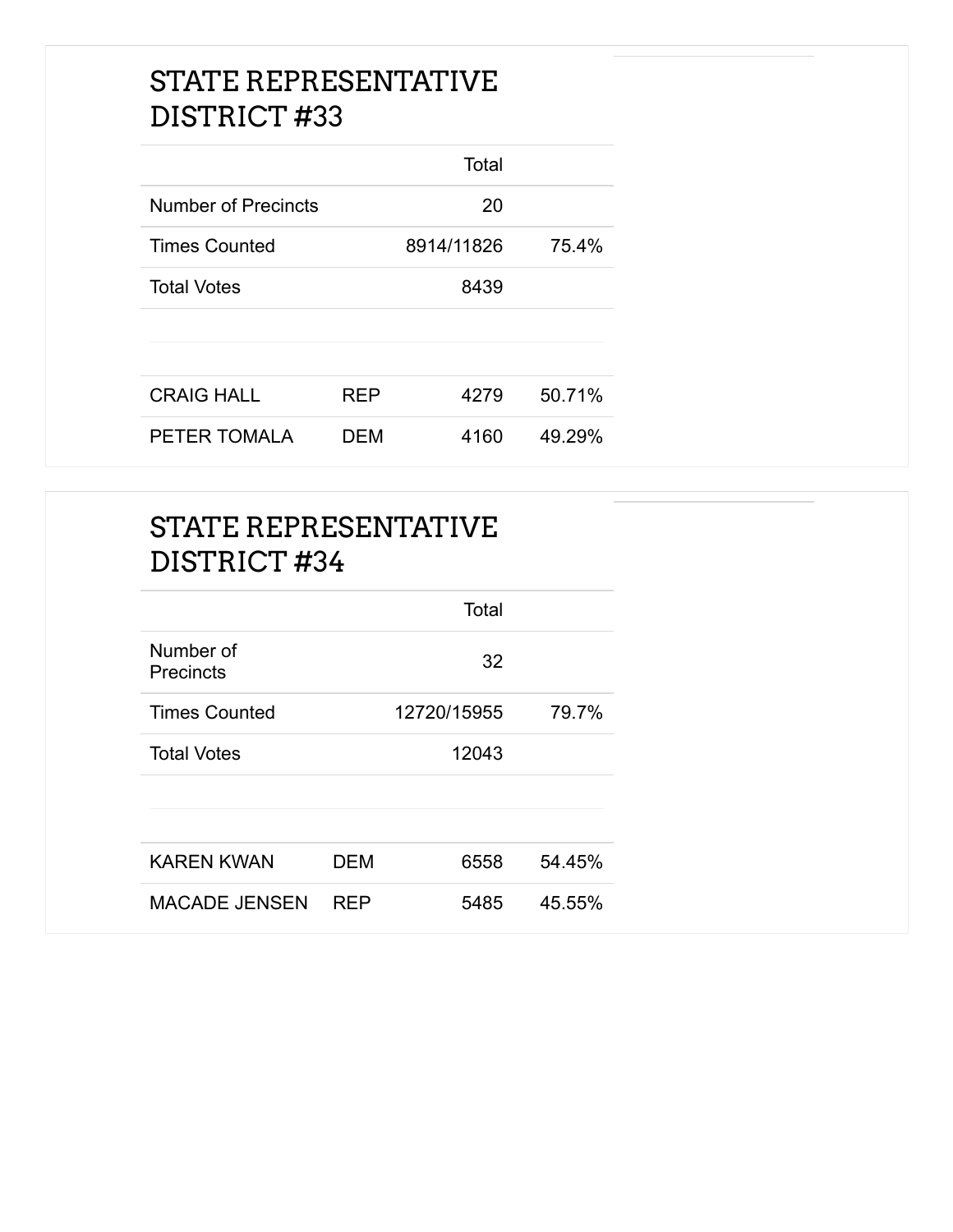## STATE REPRESENTATIVE DISTRICT #33

| | | Total | |
|---|---|---|---|
| Number of Precincts | | 20 | |
| Times Counted | | 8914/11826 | 75.4% |
| Total Votes | | 8439 | |
| | | | |
| CRAIG HALL | REP | 4279 | 50.71% |
| PETER TOMALA | DEM | 4160 | 49.29% |

## STATE REPRESENTATIVE DISTRICT #34

| | | Total | |
|---|---|---|---|
| Number of Precincts | | 32 | |
| Times Counted | | 12720/15955 | 79.7% |
| Total Votes | | 12043 | |
| | | | |
| KAREN KWAN | DEM | 6558 | 54.45% |
| MACADE JENSEN | REP | 5485 | 45.55% |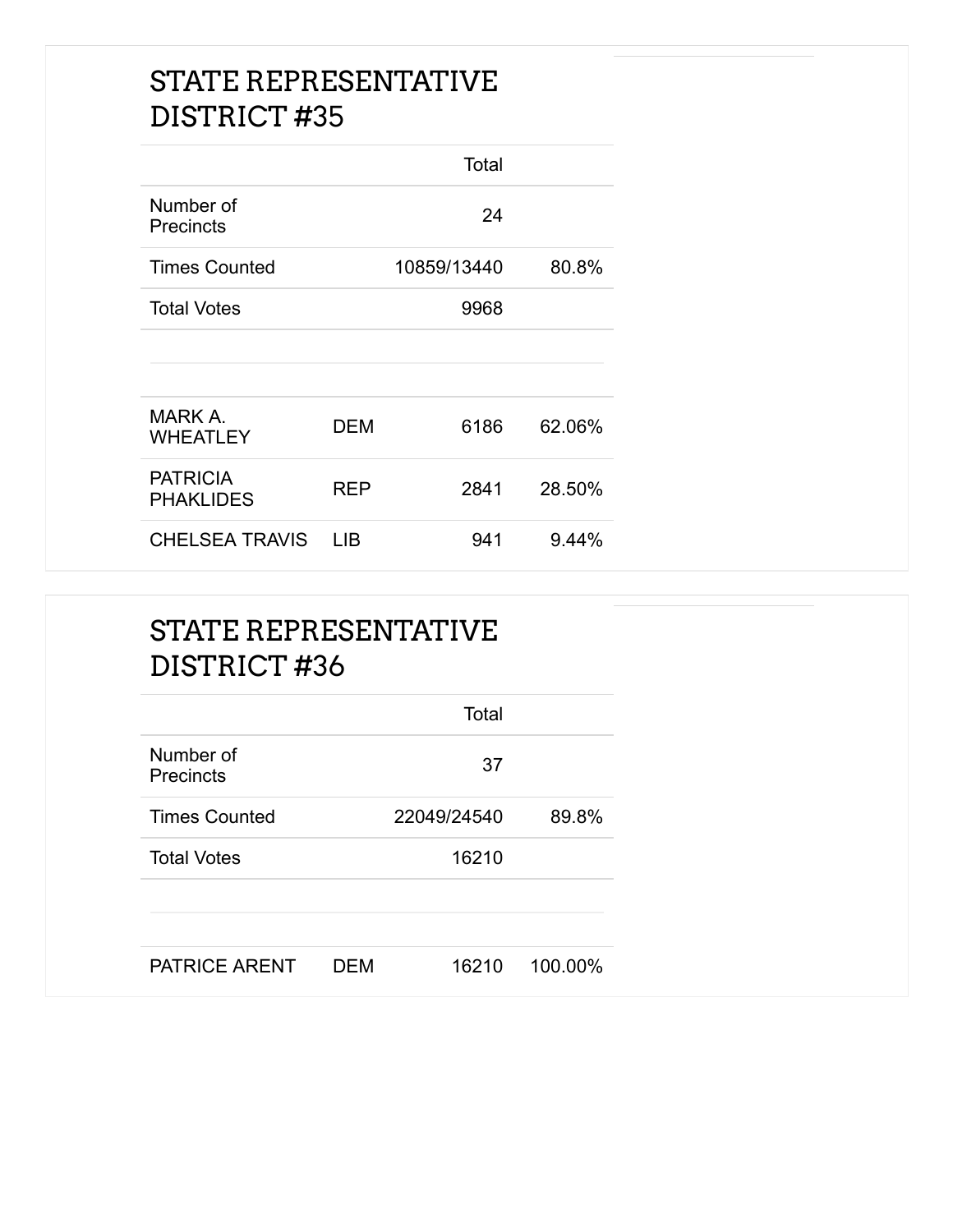## STATE REPRESENTATIVE DISTRICT #35

| | | Total | |
|---|---|---|---|
| Number of Precincts | | 24 | |
| Times Counted | | 10859/13440 | 80.8% |
| Total Votes | | 9968 | |
| | | | |
| MARK A. WHEATLEY | DEM | 6186 | 62.06% |
| PATRICIA PHAKLIDES | REP | 2841 | 28.50% |
| CHELSEA TRAVIS | LIB | 941 | 9.44% |

## STATE REPRESENTATIVE DISTRICT #36

| | | Total | |
|---|---|---|---|
| Number of Precincts | | 37 | |
| Times Counted | | 22049/24540 | 89.8% |
| Total Votes | | 16210 | |
| | | | |
| PATRICE ARENT | DEM | 16210 | 100.00% |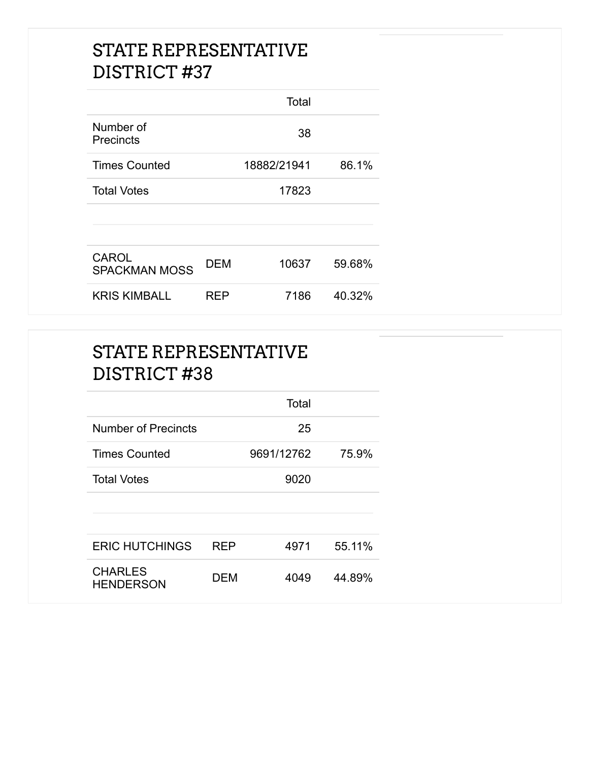## STATE REPRESENTATIVE DISTRICT #37

| | | Total | |
|---|---|---|---|
| Number of Precincts | | 38 | |
| Times Counted | | 18882/21941 | 86.1% |
| Total Votes | | 17823 | |
| | | | |
| CAROL SPACKMAN MOSS | DEM | 10637 | 59.68% |
| KRIS KIMBALL | REP | 7186 | 40.32% |

## STATE REPRESENTATIVE DISTRICT #38

| | | Total | |
|---|---|---|---|
| Number of Precincts | | 25 | |
| Times Counted | | 9691/12762 | 75.9% |
| Total Votes | | 9020 | |
| | | | |
| ERIC HUTCHINGS | REP | 4971 | 55.11% |
| CHARLES HENDERSON | DEM | 4049 | 44.89% |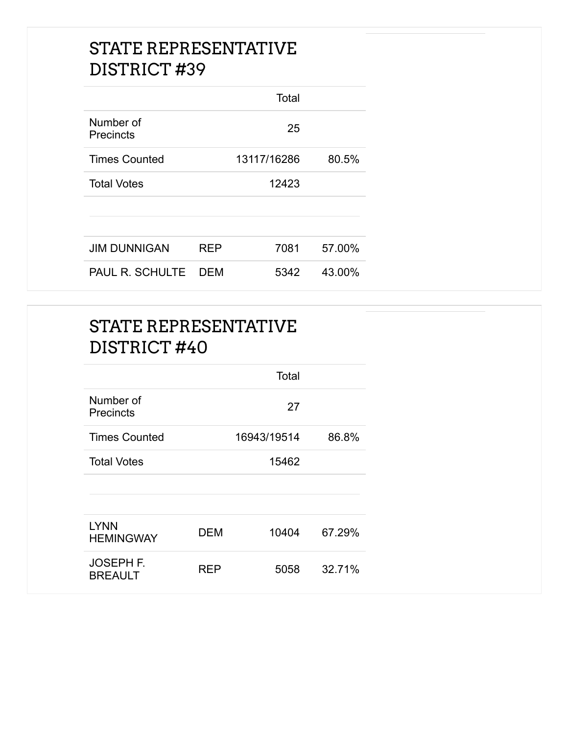## STATE REPRESENTATIVE DISTRICT #39

| | | Total | |
|---|---|---|---|
| Number of Precincts | | 25 | |
| Times Counted | | 13117/16286 | 80.5% |
| Total Votes | | 12423 | |
| | | | |
| JIM DUNNIGAN | REP | 7081 | 57.00% |
| PAUL R. SCHULTE | DEM | 5342 | 43.00% |

## STATE REPRESENTATIVE DISTRICT #40

| | | Total | |
|---|---|---|---|
| Number of Precincts | | 27 | |
| Times Counted | | 16943/19514 | 86.8% |
| Total Votes | | 15462 | |
| | | | |
| LYNN HEMINGWAY | DEM | 10404 | 67.29% |
| JOSEPH F. BREAULT | REP | 5058 | 32.71% |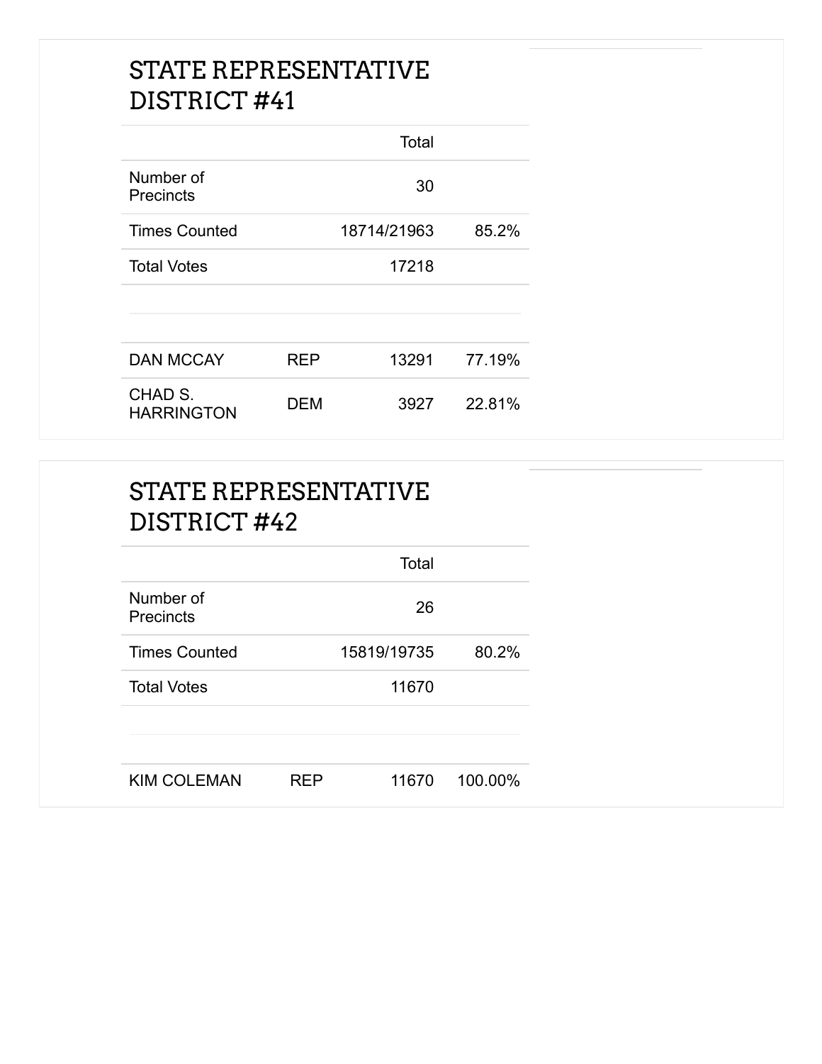## STATE REPRESENTATIVE DISTRICT #41

| | | Total | |
|---|---|---|---|
| Number of Precincts | | 30 | |
| Times Counted | | 18714/21963 | 85.2% |
| Total Votes | | 17218 | |
| DAN MCCAY | REP | 13291 | 77.19% |
| CHAD S. HARRINGTON | DEM | 3927 | 22.81% |

## STATE REPRESENTATIVE DISTRICT #42

| | | Total | |
|---|---|---|---|
| Number of Precincts | | 26 | |
| Times Counted | | 15819/19735 | 80.2% |
| Total Votes | | 11670 | |
| KIM COLEMAN | REP | 11670 | 100.00% |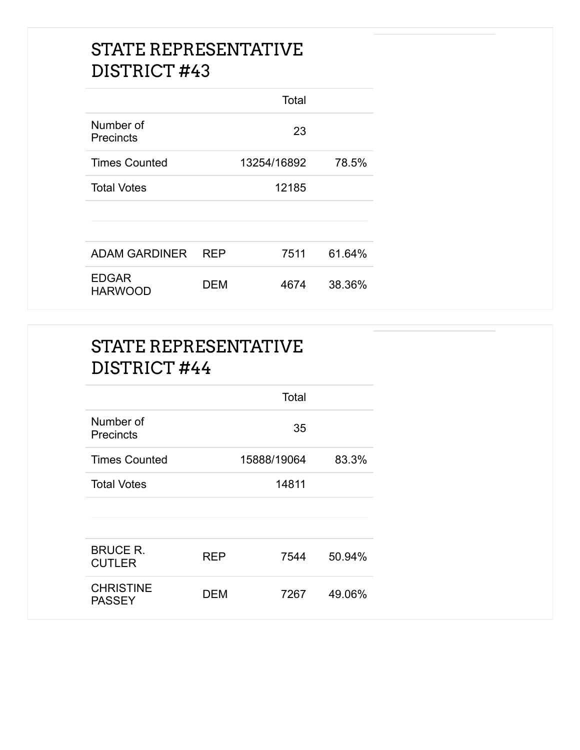## STATE REPRESENTATIVE DISTRICT #43

| | | Total | |
|---|---|---|---|
| Number of Precincts | | 23 | |
| Times Counted | | 13254/16892 | 78.5% |
| Total Votes | | 12185 | |
| | | | |
| ADAM GARDINER | REP | 7511 | 61.64% |
| EDGAR HARWOOD | DEM | 4674 | 38.36% |

## STATE REPRESENTATIVE DISTRICT #44

| | | Total | |
|---|---|---|---|
| Number of Precincts | | 35 | |
| Times Counted | | 15888/19064 | 83.3% |
| Total Votes | | 14811 | |
| | | | |
| BRUCE R. CUTLER | REP | 7544 | 50.94% |
| CHRISTINE PASSEY | DEM | 7267 | 49.06% |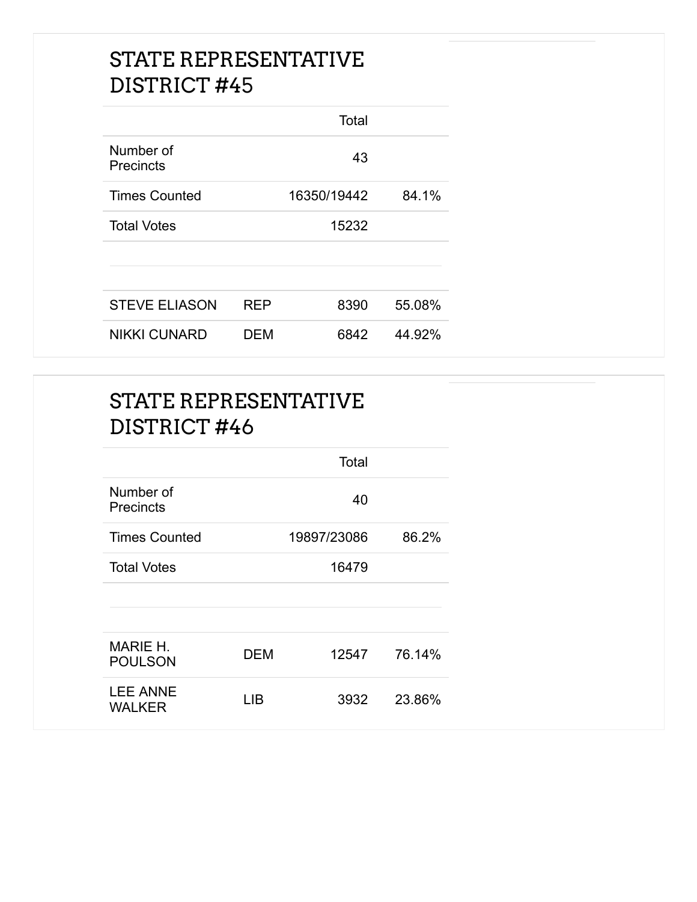## STATE REPRESENTATIVE DISTRICT #45

| | | Total | |
|---|---|---|---|
| Number of Precincts | | 43 | |
| Times Counted | | 16350/19442 | 84.1% |
| Total Votes | | 15232 | |
| | | | |
| STEVE ELIASON | REP | 8390 | 55.08% |
| NIKKI CUNARD | DEM | 6842 | 44.92% |

## STATE REPRESENTATIVE DISTRICT #46

| | | Total | |
|---|---|---|---|
| Number of Precincts | | 40 | |
| Times Counted | | 19897/23086 | 86.2% |
| Total Votes | | 16479 | |
| | | | |
| MARIE H. POULSON | DEM | 12547 | 76.14% |
| LEE ANNE WALKER | LIB | 3932 | 23.86% |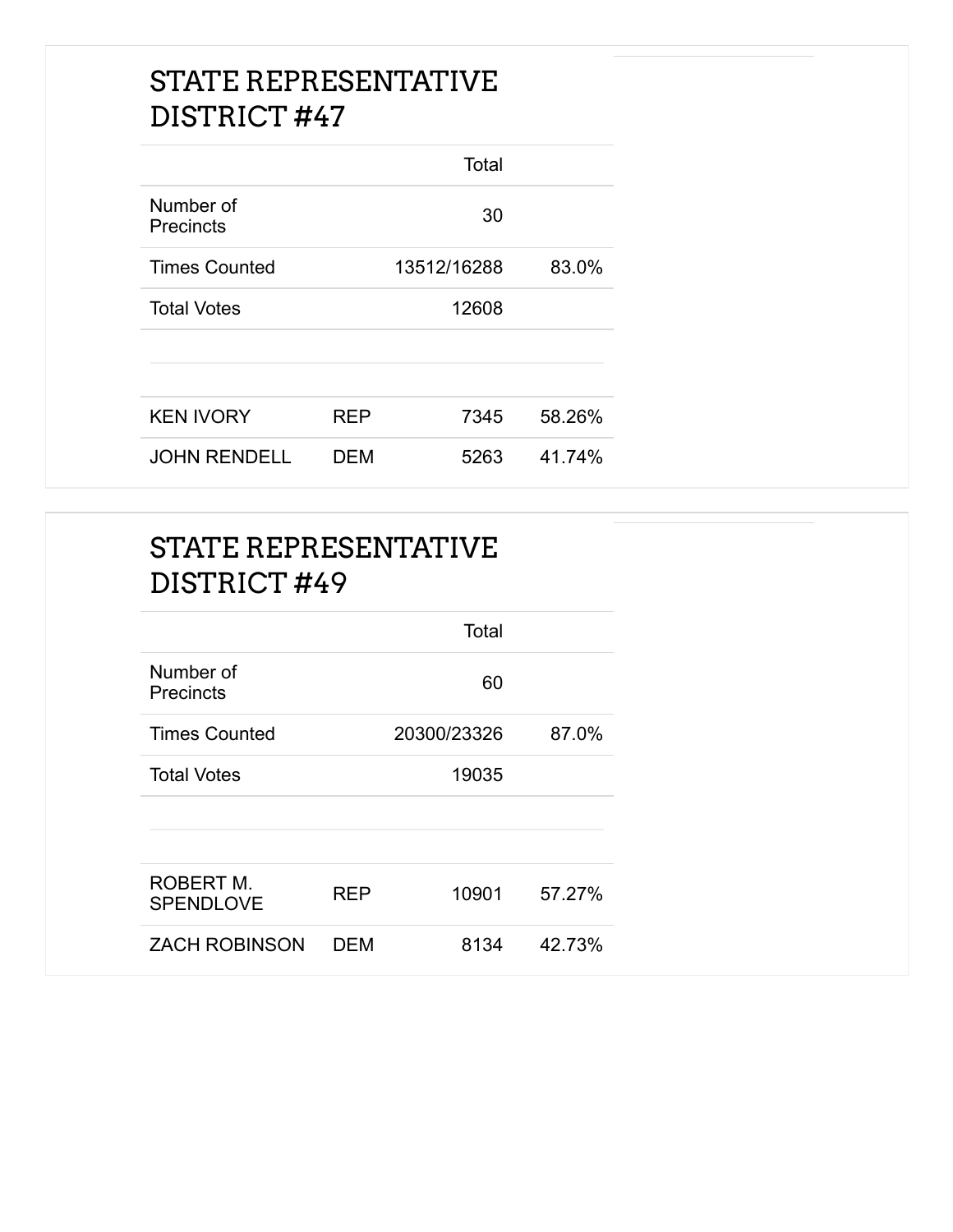## STATE REPRESENTATIVE DISTRICT #47

| | | Total | |
|---|---|---|---|
| Number of Precincts | | 30 | |
| Times Counted | | 13512/16288 | 83.0% |
| Total Votes | | 12608 | |
| KEN IVORY | REP | 7345 | 58.26% |
| JOHN RENDELL | DEM | 5263 | 41.74% |

## STATE REPRESENTATIVE DISTRICT #49

| | | Total | |
|---|---|---|---|
| Number of Precincts | | 60 | |
| Times Counted | | 20300/23326 | 87.0% |
| Total Votes | | 19035 | |
| ROBERT M. SPENDLOVE | REP | 10901 | 57.27% |
| ZACH ROBINSON | DEM | 8134 | 42.73% |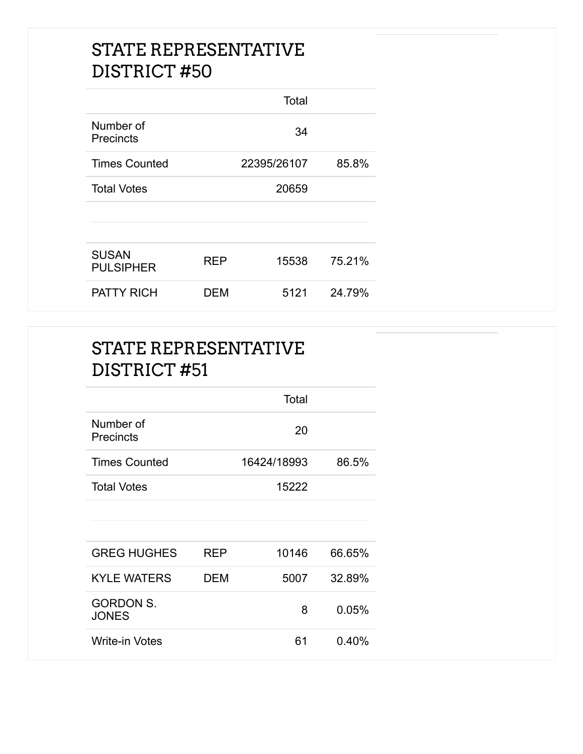## STATE REPRESENTATIVE DISTRICT #50

| | | Total | |
|---|---|---|---|
| Number of Precincts | | 34 | |
| Times Counted | | 22395/26107 | 85.8% |
| Total Votes | | 20659 | |
| | | | |
| SUSAN PULSIPHER | REP | 15538 | 75.21% |
| PATTY RICH | DEM | 5121 | 24.79% |

## STATE REPRESENTATIVE DISTRICT #51

| | | Total | |
|---|---|---|---|
| Number of Precincts | | 20 | |
| Times Counted | | 16424/18993 | 86.5% |
| Total Votes | | 15222 | |
| | | | |
| GREG HUGHES | REP | 10146 | 66.65% |
| KYLE WATERS | DEM | 5007 | 32.89% |
| GORDON S. JONES | | 8 | 0.05% |
| Write-in Votes | | 61 | 0.40% |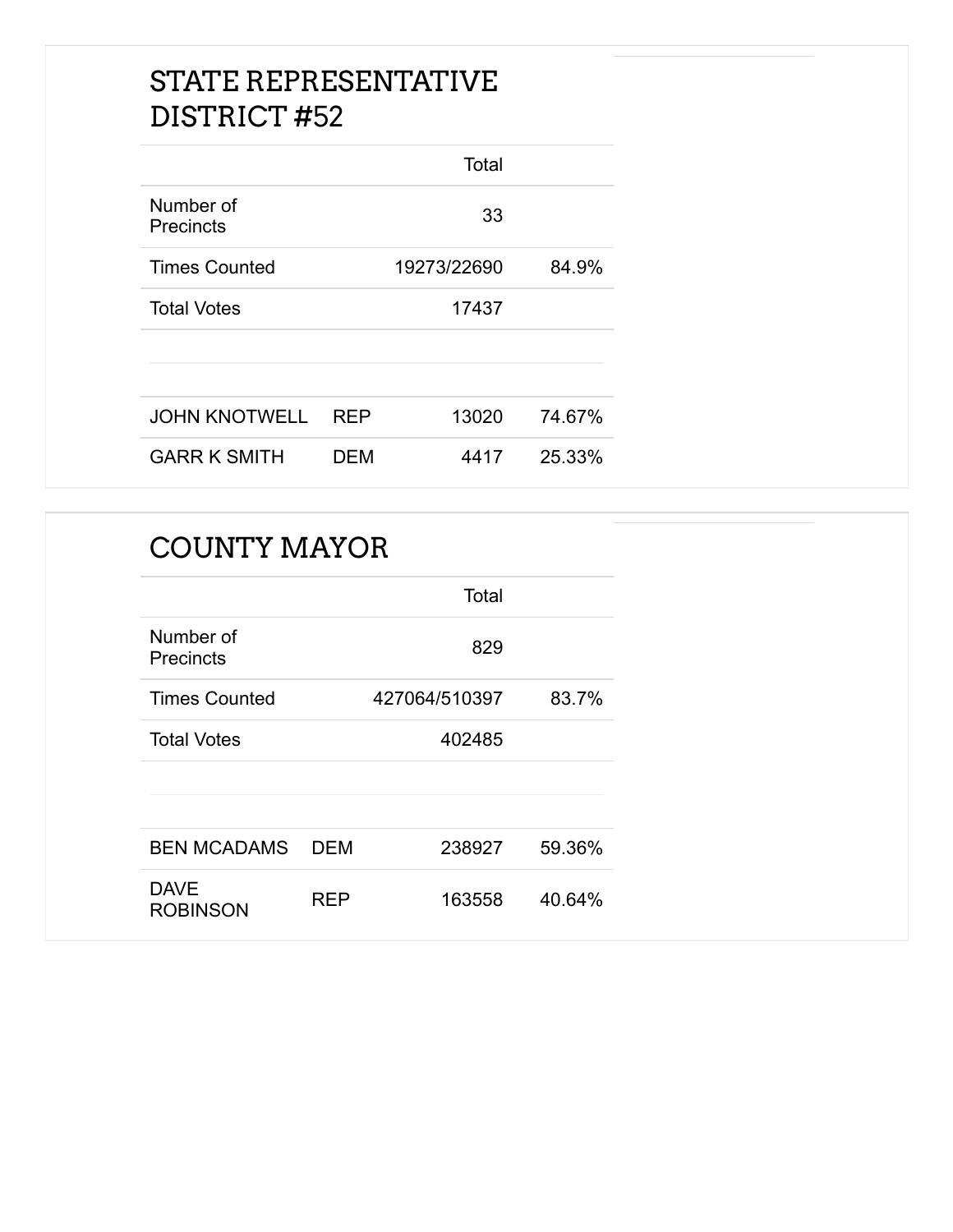## STATE REPRESENTATIVE DISTRICT #52

| | | Total | |
|---|---|---|---|
| Number of Precincts | | 33 | |
| Times Counted | | 19273/22690 | 84.9% |
| Total Votes | | 17437 | |
| | | | |
| JOHN KNOTWELL | REP | 13020 | 74.67% |
| GARR K SMITH | DEM | 4417 | 25.33% |

## COUNTY MAYOR

| | | Total | |
|---|---|---|---|
| Number of Precincts | | 829 | |
| Times Counted | | 427064/510397 | 83.7% |
| Total Votes | | 402485 | |
| | | | |
| BEN MCADAMS | DEM | 238927 | 59.36% |
| DAVE ROBINSON | REP | 163558 | 40.64% |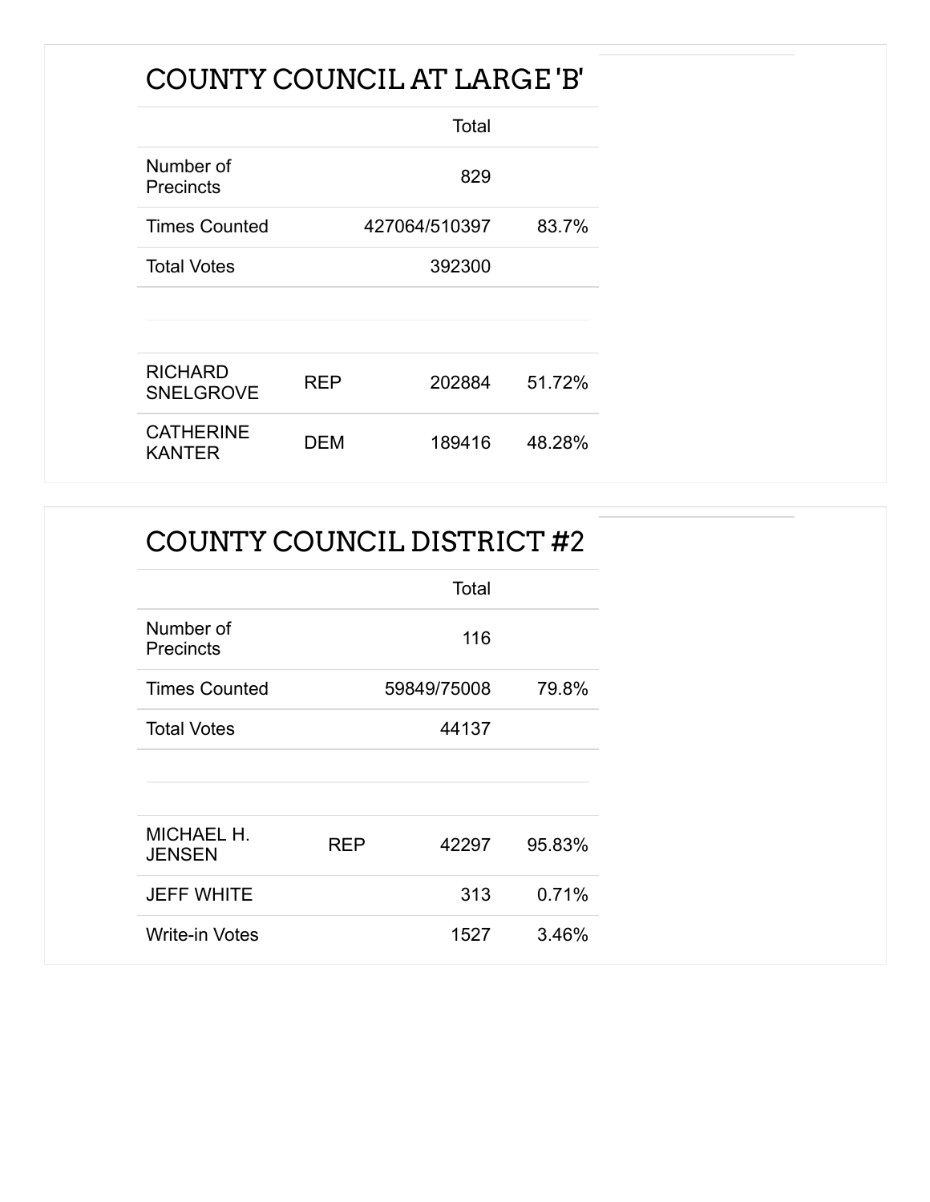## COUNTY COUNCIL AT LARGE 'B'

| | | Total | |
|---|---|---|---|
| Number of Precincts | | 829 | |
| Times Counted | | 427064/510397 | 83.7% |
| Total Votes | | 392300 | |
| | | | |
| RICHARD SNELGROVE | REP | 202884 | 51.72% |
| CATHERINE KANTER | DEM | 189416 | 48.28% |

## COUNTY COUNCIL DISTRICT #2

| | | Total | |
|---|---|---|---|
| Number of Precincts | | 116 | |
| Times Counted | | 59849/75008 | 79.8% |
| Total Votes | | 44137 | |
| | | | |
| MICHAEL H. JENSEN | REP | 42297 | 95.83% |
| JEFF WHITE | | 313 | 0.71% |
| Write-in Votes | | 1527 | 3.46% |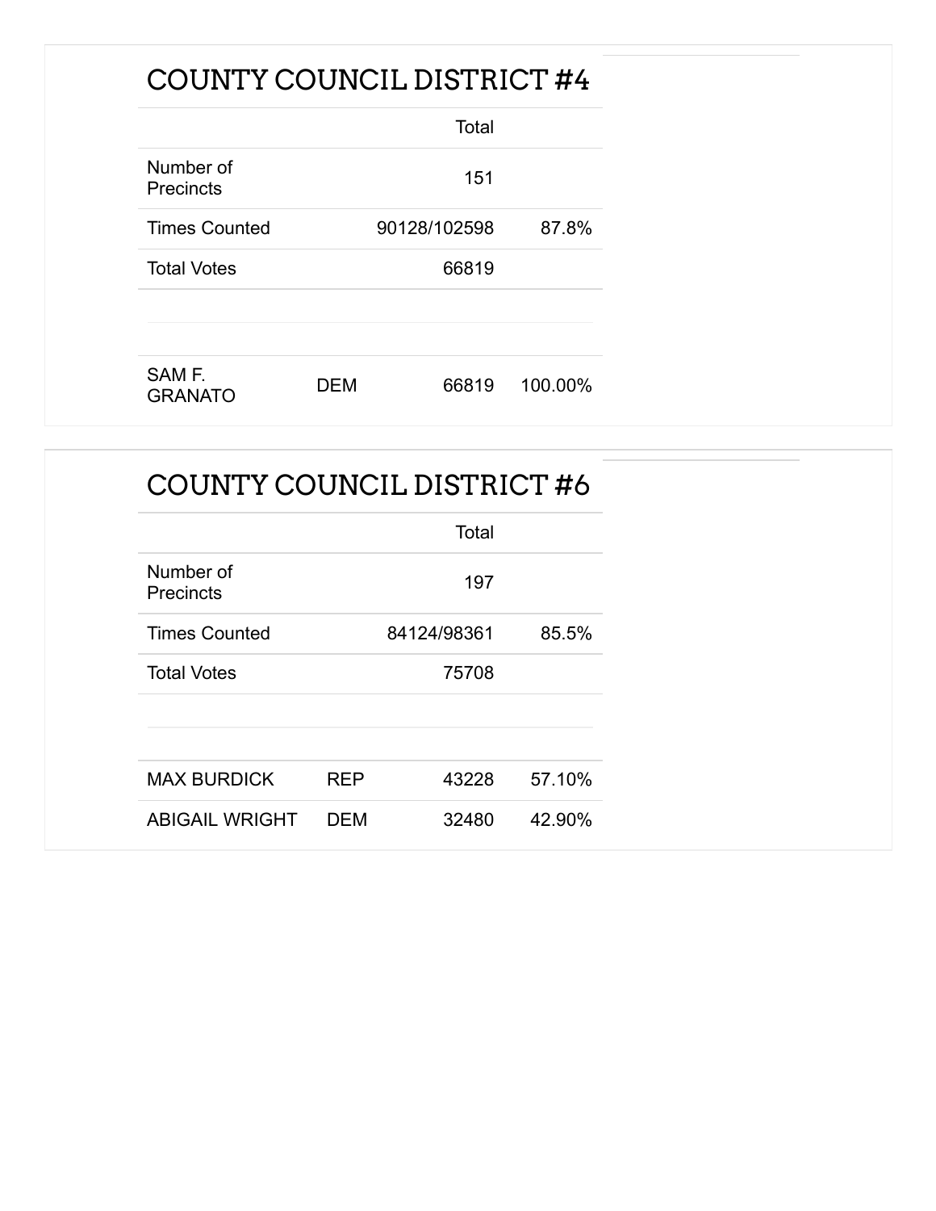## COUNTY COUNCIL DISTRICT #4

| | | Total | |
|---|---|---|---|
| Number of Precincts | | 151 | |
| Times Counted | | 90128/102598 | 87.8% |
| Total Votes | | 66819 | |
| | | | |
| SAM F. GRANATO | DEM | 66819 | 100.00% |

## COUNTY COUNCIL DISTRICT #6

| | | Total | |
|---|---|---|---|
| Number of Precincts | | 197 | |
| Times Counted | | 84124/98361 | 85.5% |
| Total Votes | | 75708 | |
| | | | |
| MAX BURDICK | REP | 43228 | 57.10% |
| ABIGAIL WRIGHT | DEM | 32480 | 42.90% |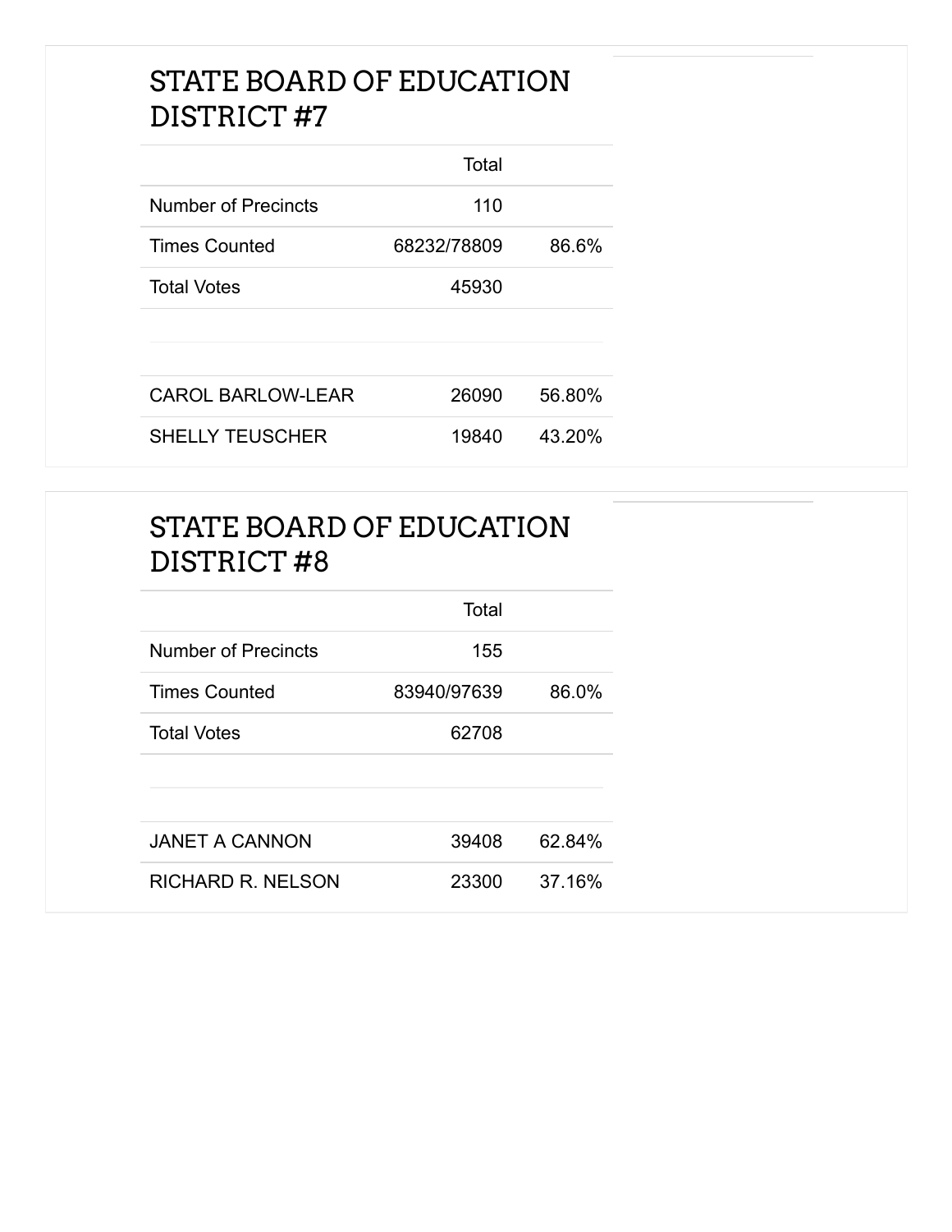## STATE BOARD OF EDUCATION DISTRICT #7

| | Total | |
|---|---|---|
| Number of Precincts | 110 | |
| Times Counted | 68232/78809 | 86.6% |
| Total Votes | 45930 | |

| | | |
|---|---|---|
| CAROL BARLOW-LEAR | 26090 | 56.80% |
| SHELLY TEUSCHER | 19840 | 43.20% |

## STATE BOARD OF EDUCATION DISTRICT #8

| | Total | |
|---|---|---|
| Number of Precincts | 155 | |
| Times Counted | 83940/97639 | 86.0% |
| Total Votes | 62708 | |

| | | |
|---|---|---|
| JANET A CANNON | 39408 | 62.84% |
| RICHARD R. NELSON | 23300 | 37.16% |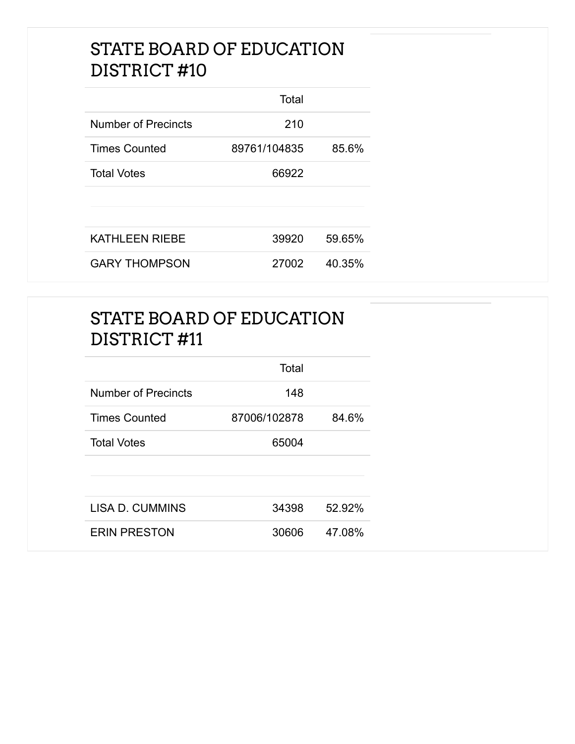## STATE BOARD OF EDUCATION DISTRICT #10

| | Total | |
|---|---|---|
| Number of Precincts | 210 | |
| Times Counted | 89761/104835 | 85.6% |
| Total Votes | 66922 | |
| | | |
| KATHLEEN RIEBE | 39920 | 59.65% |
| GARY THOMPSON | 27002 | 40.35% |

## STATE BOARD OF EDUCATION DISTRICT #11

| | Total | |
|---|---|---|
| Number of Precincts | 148 | |
| Times Counted | 87006/102878 | 84.6% |
| Total Votes | 65004 | |
| | | |
| LISA D. CUMMINS | 34398 | 52.92% |
| ERIN PRESTON | 30606 | 47.08% |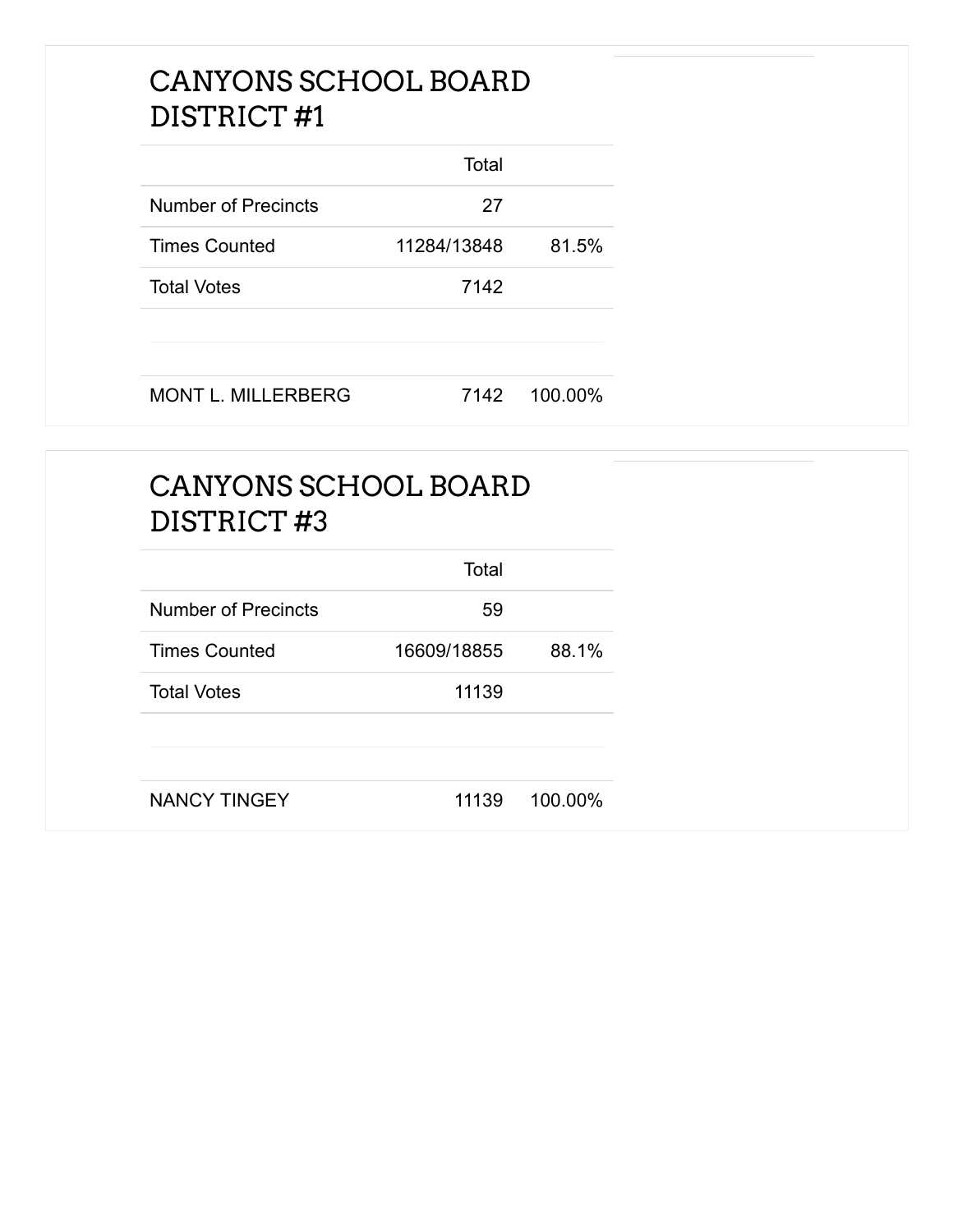## CANYONS SCHOOL BOARD DISTRICT #1

| | Total | |
|---|---|---|
| Number of Precincts | 27 | |
| Times Counted | 11284/13848 | 81.5% |
| Total Votes | 7142 | |
| | | |
| MONT L. MILLERBERG | 7142 | 100.00% |

## CANYONS SCHOOL BOARD DISTRICT #3

| | Total | |
|---|---|---|
| Number of Precincts | 59 | |
| Times Counted | 16609/18855 | 88.1% |
| Total Votes | 11139 | |
| | | |
| NANCY TINGEY | 11139 | 100.00% |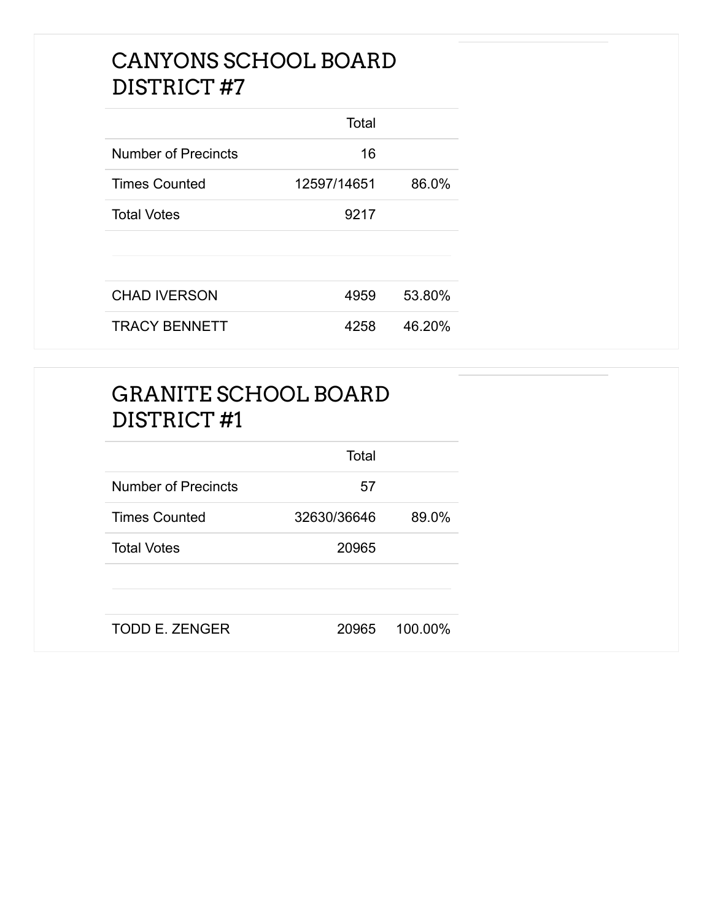## CANYONS SCHOOL BOARD DISTRICT #7

| | Total | |
|---|---|---|
| Number of Precincts | 16 | |
| Times Counted | 12597/14651 | 86.0% |
| Total Votes | 9217 | |
| | | |
| CHAD IVERSON | 4959 | 53.80% |
| TRACY BENNETT | 4258 | 46.20% |

## GRANITE SCHOOL BOARD DISTRICT #1

| | Total | |
|---|---|---|
| Number of Precincts | 57 | |
| Times Counted | 32630/36646 | 89.0% |
| Total Votes | 20965 | |
| | | |
| TODD E. ZENGER | 20965 | 100.00% |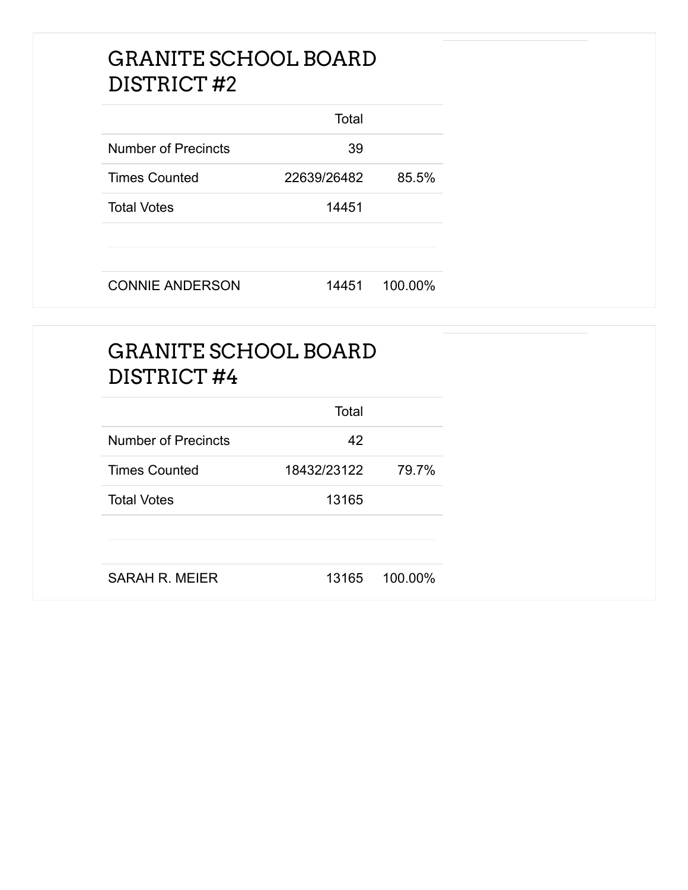## GRANITE SCHOOL BOARD DISTRICT #2

| | Total | |
|---|---|---|
| Number of Precincts | 39 | |
| Times Counted | 22639/26482 | 85.5% |
| Total Votes | 14451 | |
| | | |
| CONNIE ANDERSON | 14451 | 100.00% |

## GRANITE SCHOOL BOARD DISTRICT #4

| | Total | |
|---|---|---|
| Number of Precincts | 42 | |
| Times Counted | 18432/23122 | 79.7% |
| Total Votes | 13165 | |
| | | |
| SARAH R. MEIER | 13165 | 100.00% |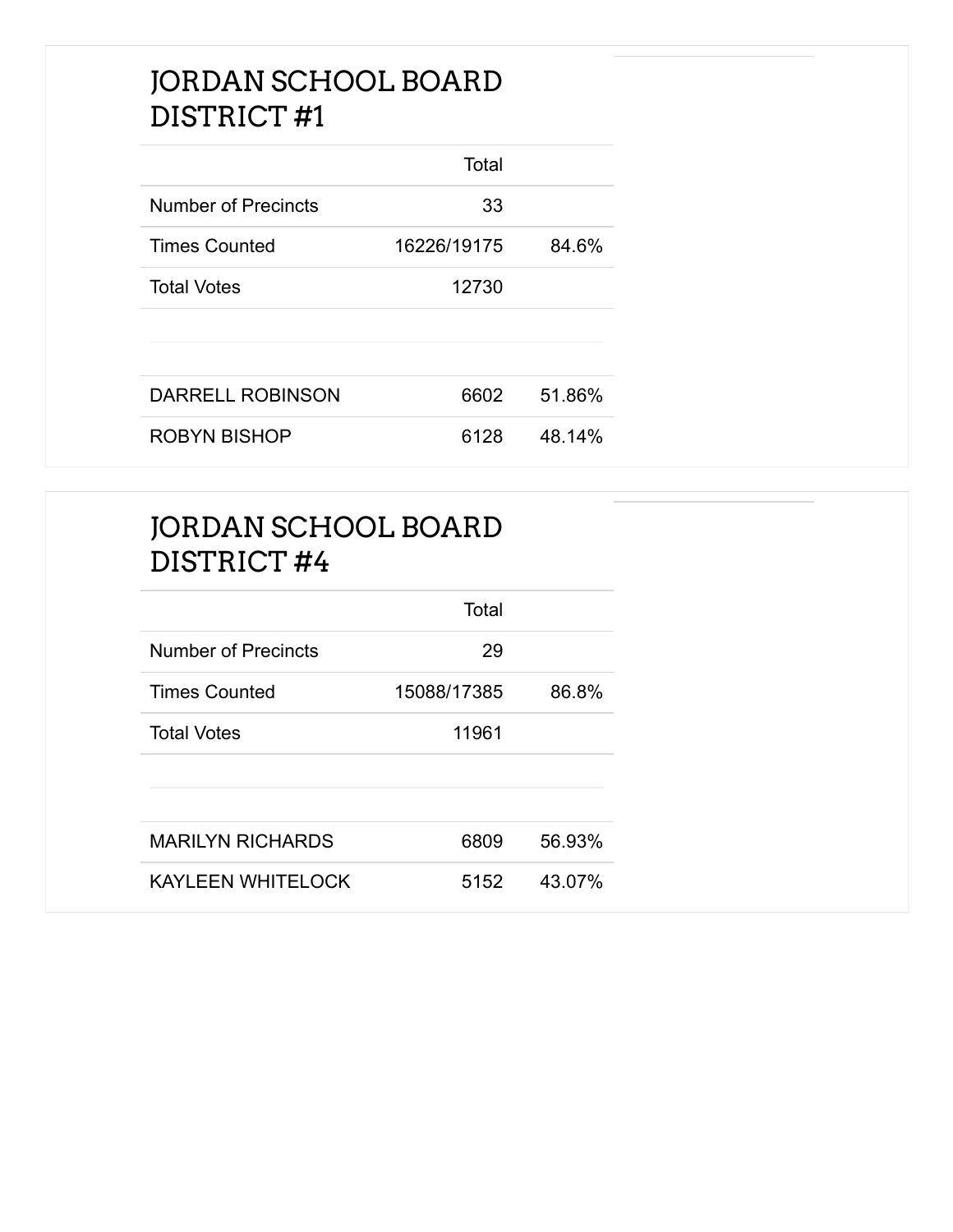## JORDAN SCHOOL BOARD DISTRICT #1

| | Total | |
|---|---|---|
| Number of Precincts | 33 | |
| Times Counted | 16226/19175 | 84.6% |
| Total Votes | 12730 | |

| | | |
|---|---|---|
| DARRELL ROBINSON | 6602 | 51.86% |
| ROBYN BISHOP | 6128 | 48.14% |

## JORDAN SCHOOL BOARD DISTRICT #4

| | Total | |
|---|---|---|
| Number of Precincts | 29 | |
| Times Counted | 15088/17385 | 86.8% |
| Total Votes | 11961 | |

| | | |
|---|---|---|
| MARILYN RICHARDS | 6809 | 56.93% |
| KAYLEEN WHITELOCK | 5152 | 43.07% |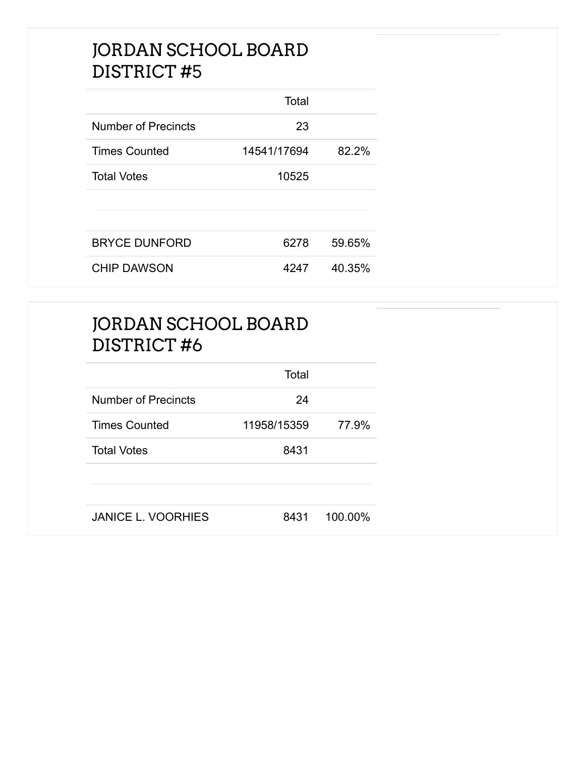## JORDAN SCHOOL BOARD DISTRICT #5

| | Total | |
|---|---|---|
| Number of Precincts | 23 | |
| Times Counted | 14541/17694 | 82.2% |
| Total Votes | 10525 | |
| | | |
| BRYCE DUNFORD | 6278 | 59.65% |
| CHIP DAWSON | 4247 | 40.35% |

## JORDAN SCHOOL BOARD DISTRICT #6

| | Total | |
|---|---|---|
| Number of Precincts | 24 | |
| Times Counted | 11958/15359 | 77.9% |
| Total Votes | 8431 | |
| | | |
| JANICE L. VOORHIES | 8431 | 100.00% |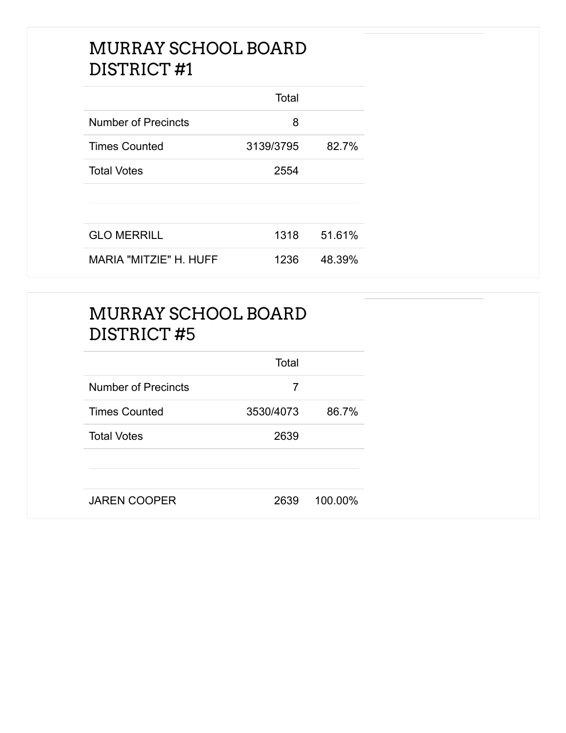## MURRAY SCHOOL BOARD DISTRICT #1

| | Total | |
|---|---|---|
| Number of Precincts | 8 | |
| Times Counted | 3139/3795 | 82.7% |
| Total Votes | 2554 | |
| | | |
| GLO MERRILL | 1318 | 51.61% |
| MARIA "MITZIE" H. HUFF | 1236 | 48.39% |

## MURRAY SCHOOL BOARD DISTRICT #5

| | Total | |
|---|---|---|
| Number of Precincts | 7 | |
| Times Counted | 3530/4073 | 86.7% |
| Total Votes | 2639 | |
| | | |
| JAREN COOPER | 2639 | 100.00% |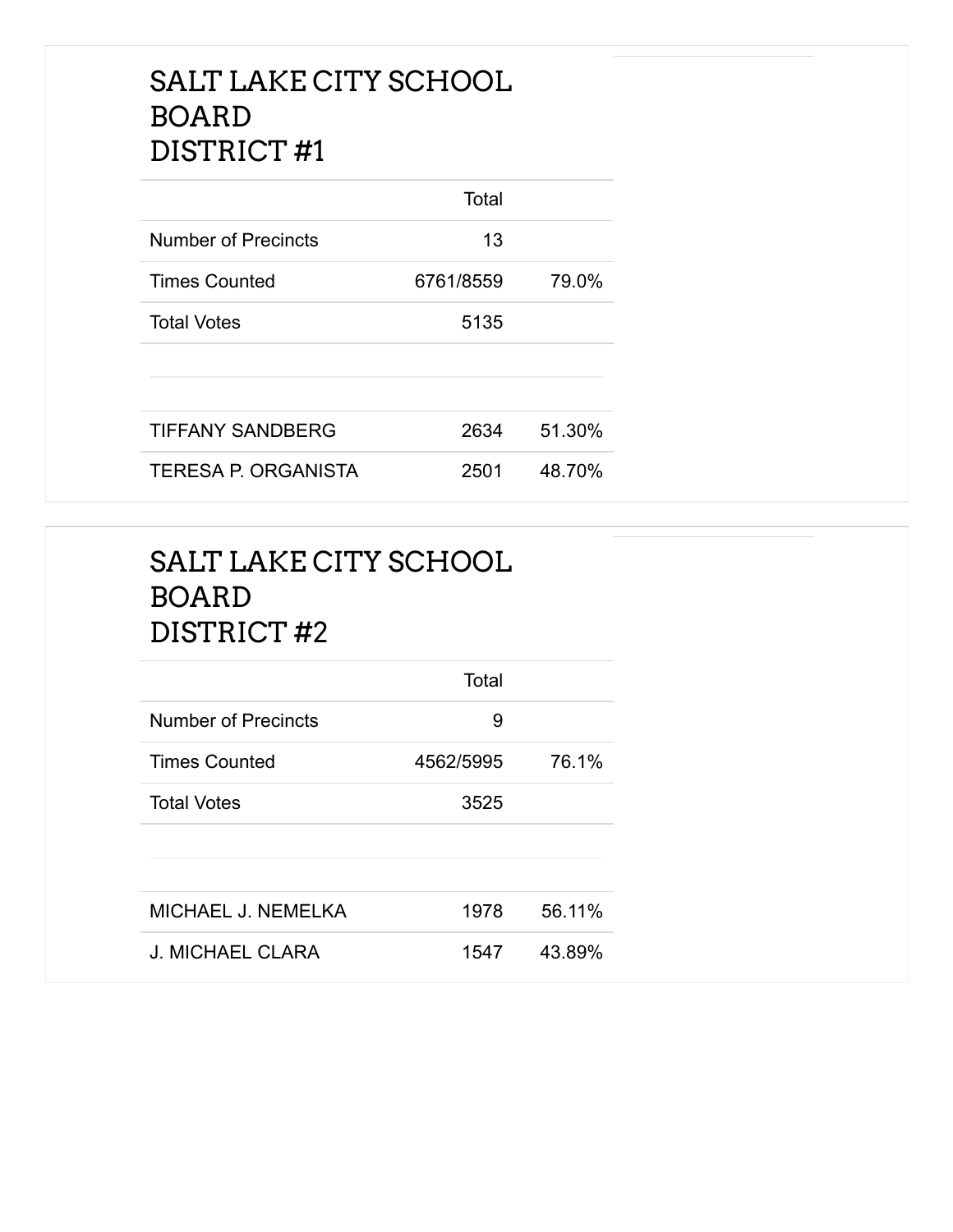## SALT LAKE CITY SCHOOL BOARD DISTRICT #1

| | Total | |
|---|---|---|
| Number of Precincts | 13 | |
| Times Counted | 6761/8559 | 79.0% |
| Total Votes | 5135 | |

| | | |
|---|---|---|
| TIFFANY SANDBERG | 2634 | 51.30% |
| TERESA P. ORGANISTA | 2501 | 48.70% |

## SALT LAKE CITY SCHOOL BOARD DISTRICT #2

| | Total | |
|---|---|---|
| Number of Precincts | 9 | |
| Times Counted | 4562/5995 | 76.1% |
| Total Votes | 3525 | |

| | | |
|---|---|---|
| MICHAEL J. NEMELKA | 1978 | 56.11% |
| J. MICHAEL CLARA | 1547 | 43.89% |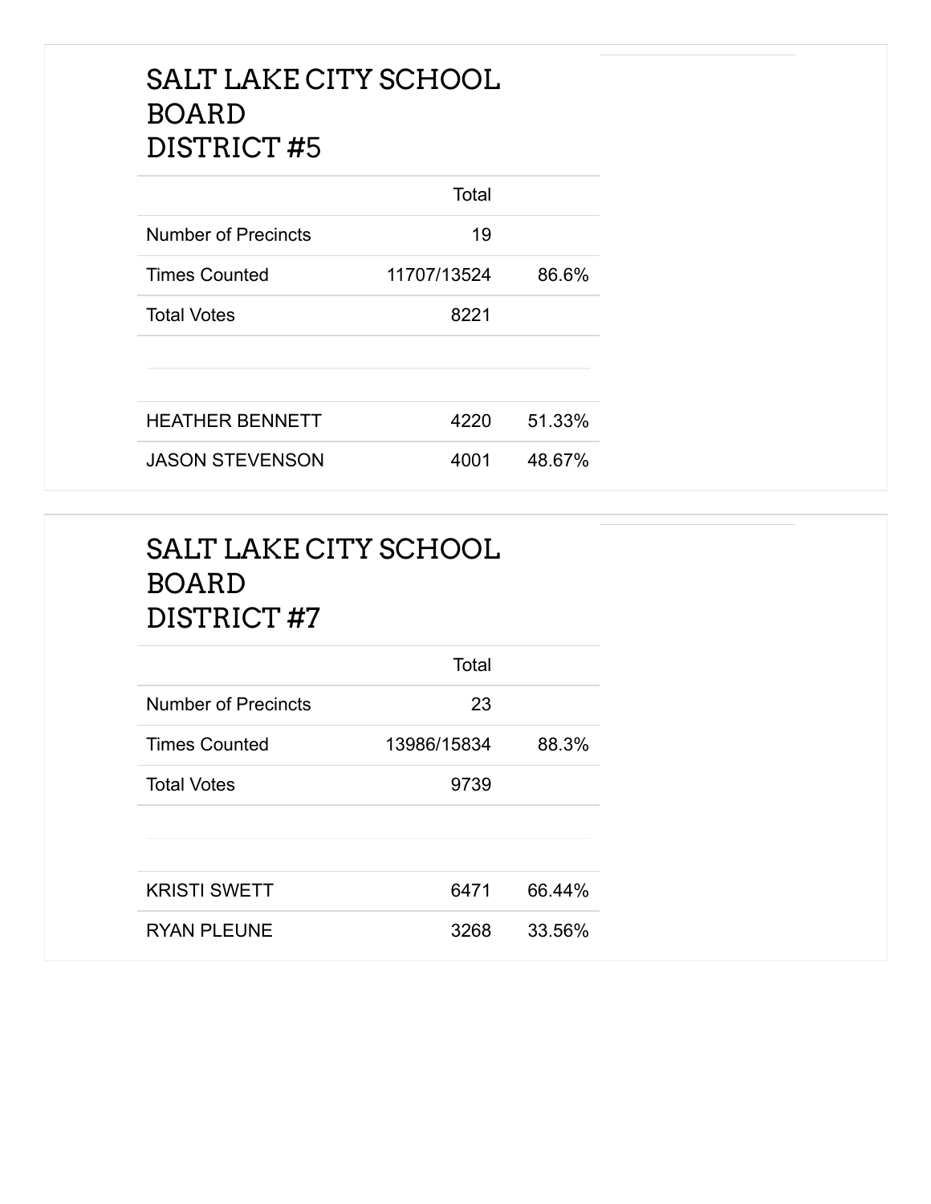## SALT LAKE CITY SCHOOL BOARD DISTRICT #5

| | Total | |
|---|---|---|
| Number of Precincts | 19 | |
| Times Counted | 11707/13524 | 86.6% |
| Total Votes | 8221 | |
| | | |
| HEATHER BENNETT | 4220 | 51.33% |
| JASON STEVENSON | 4001 | 48.67% |

## SALT LAKE CITY SCHOOL BOARD DISTRICT #7

| | Total | |
|---|---|---|
| Number of Precincts | 23 | |
| Times Counted | 13986/15834 | 88.3% |
| Total Votes | 9739 | |
| | | |
| KRISTI SWETT | 6471 | 66.44% |
| RYAN PLEUNE | 3268 | 33.56% |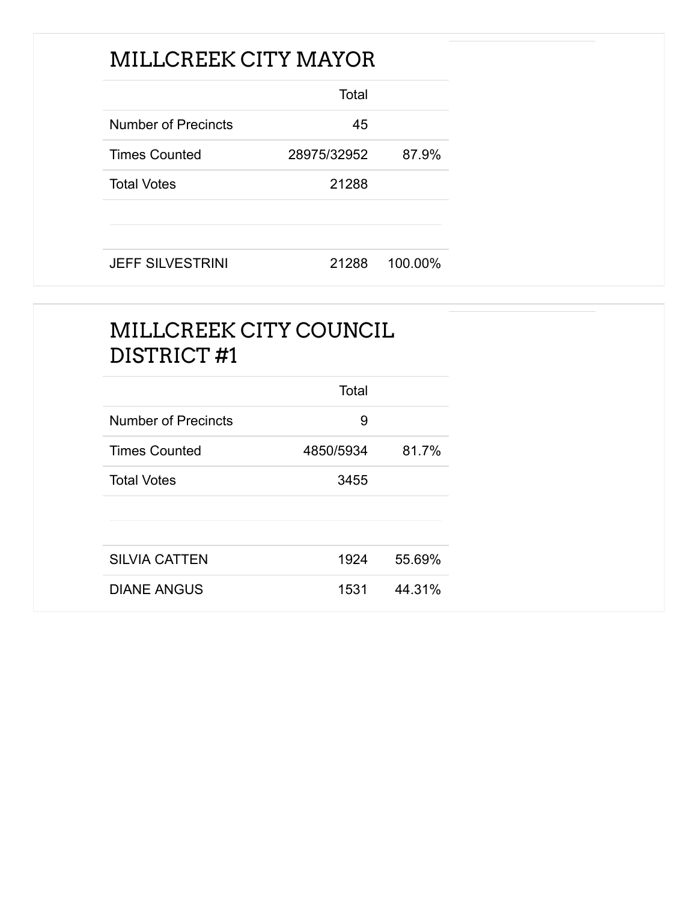## MILLCREEK CITY MAYOR

| | Total | |
|---|---|---|
| Number of Precincts | 45 | |
| Times Counted | 28975/32952 | 87.9% |
| Total Votes | 21288 | |
| | | |
| JEFF SILVESTRINI | 21288 | 100.00% |

## MILLCREEK CITY COUNCIL DISTRICT #1

| | Total | |
|---|---|---|
| Number of Precincts | 9 | |
| Times Counted | 4850/5934 | 81.7% |
| Total Votes | 3455 | |
| | | |
| SILVIA CATTEN | 1924 | 55.69% |
| DIANE ANGUS | 1531 | 44.31% |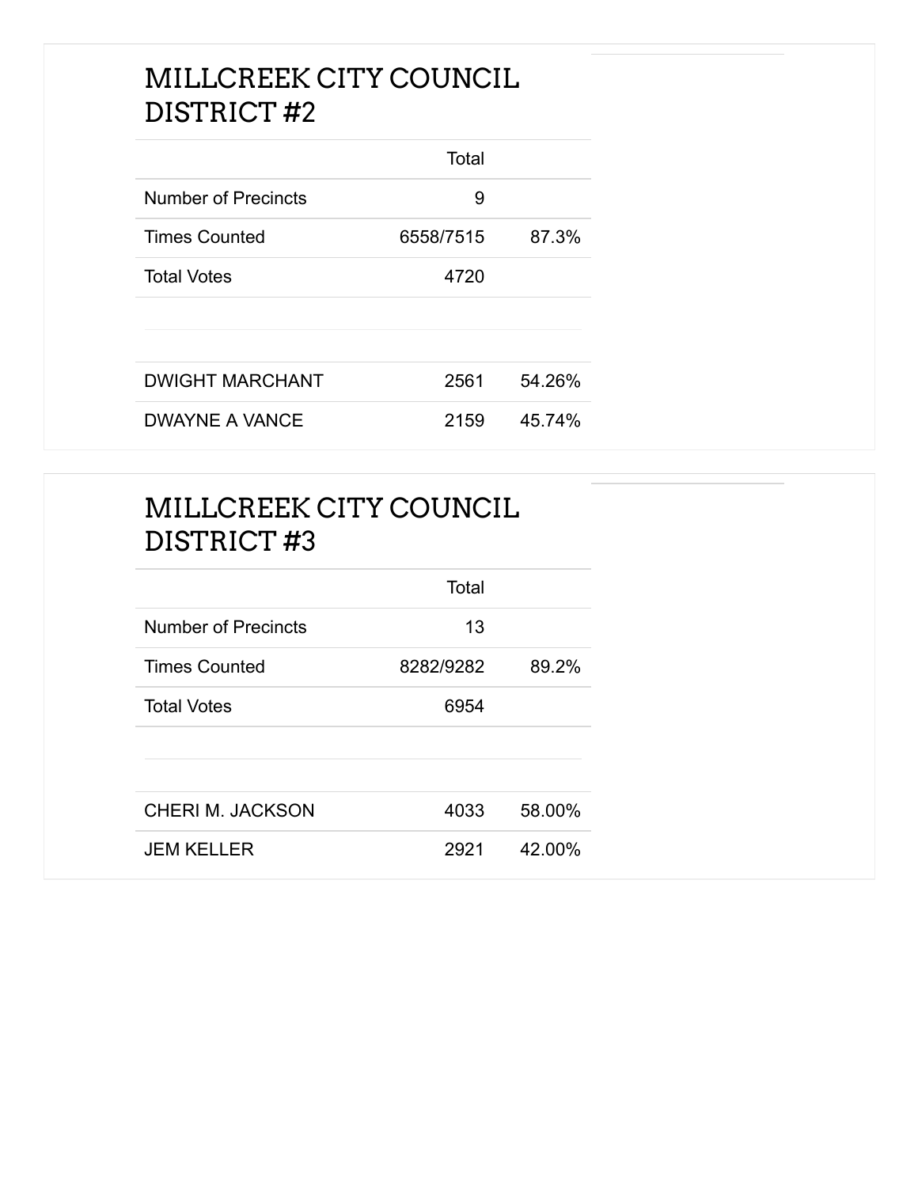## MILLCREEK CITY COUNCIL DISTRICT #2

| | Total | |
|---|---|---|
| Number of Precincts | 9 | |
| Times Counted | 6558/7515 | 87.3% |
| Total Votes | 4720 | |
| | | |
| DWIGHT MARCHANT | 2561 | 54.26% |
| DWAYNE A VANCE | 2159 | 45.74% |

## MILLCREEK CITY COUNCIL DISTRICT #3

| | Total | |
|---|---|---|
| Number of Precincts | 13 | |
| Times Counted | 8282/9282 | 89.2% |
| Total Votes | 6954 | |
| | | |
| CHERI M. JACKSON | 4033 | 58.00% |
| JEM KELLER | 2921 | 42.00% |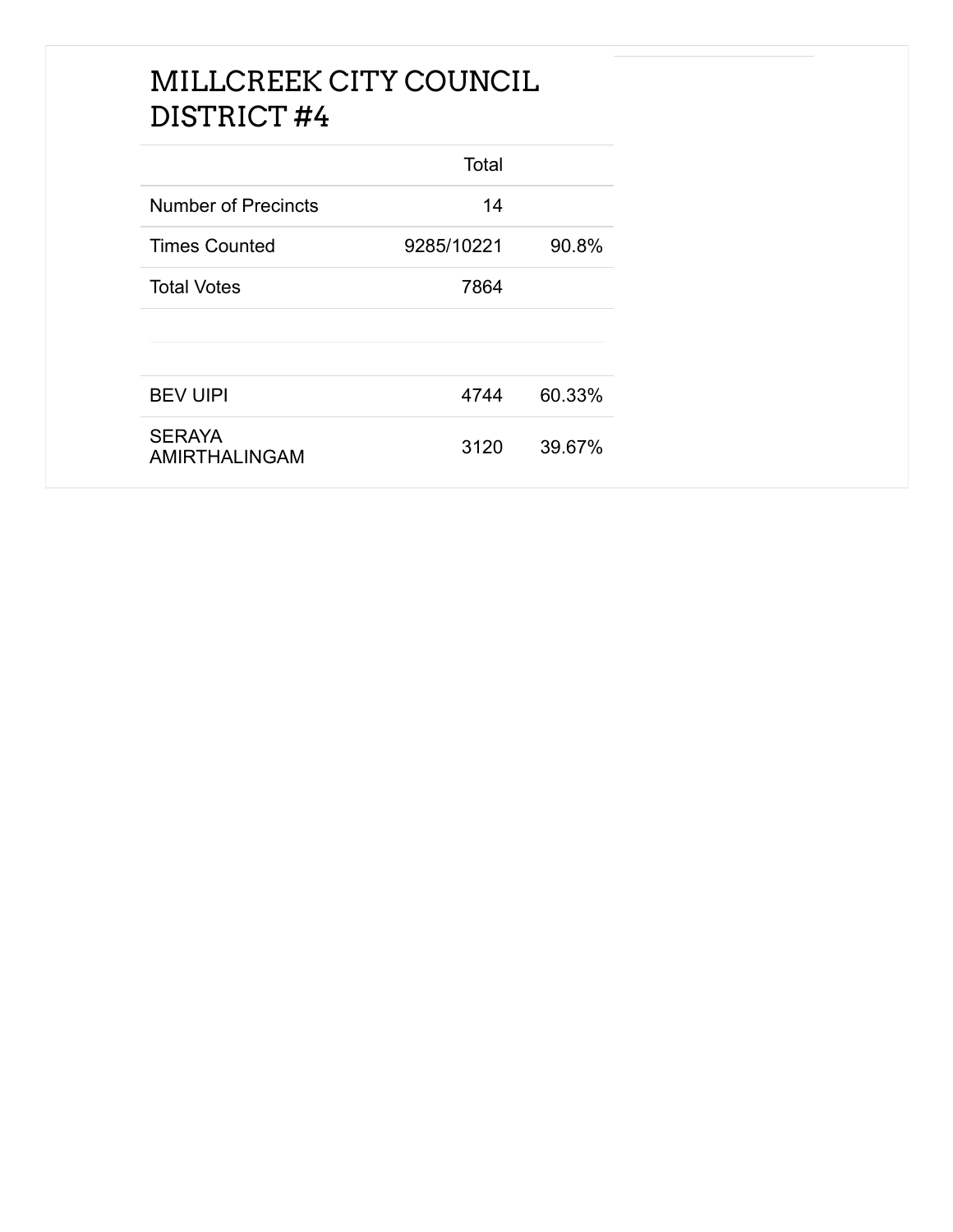# MILLCREEK CITY COUNCIL DISTRICT #4

| | Total | |
|---|---|---|
| Number of Precincts | 14 | |
| Times Counted | 9285/10221 | 90.8% |
| Total Votes | 7864 | |
| | | |
| BEV UIPI | 4744 | 60.33% |
| SERAYA AMIRTHALINGAM | 3120 | 39.67% |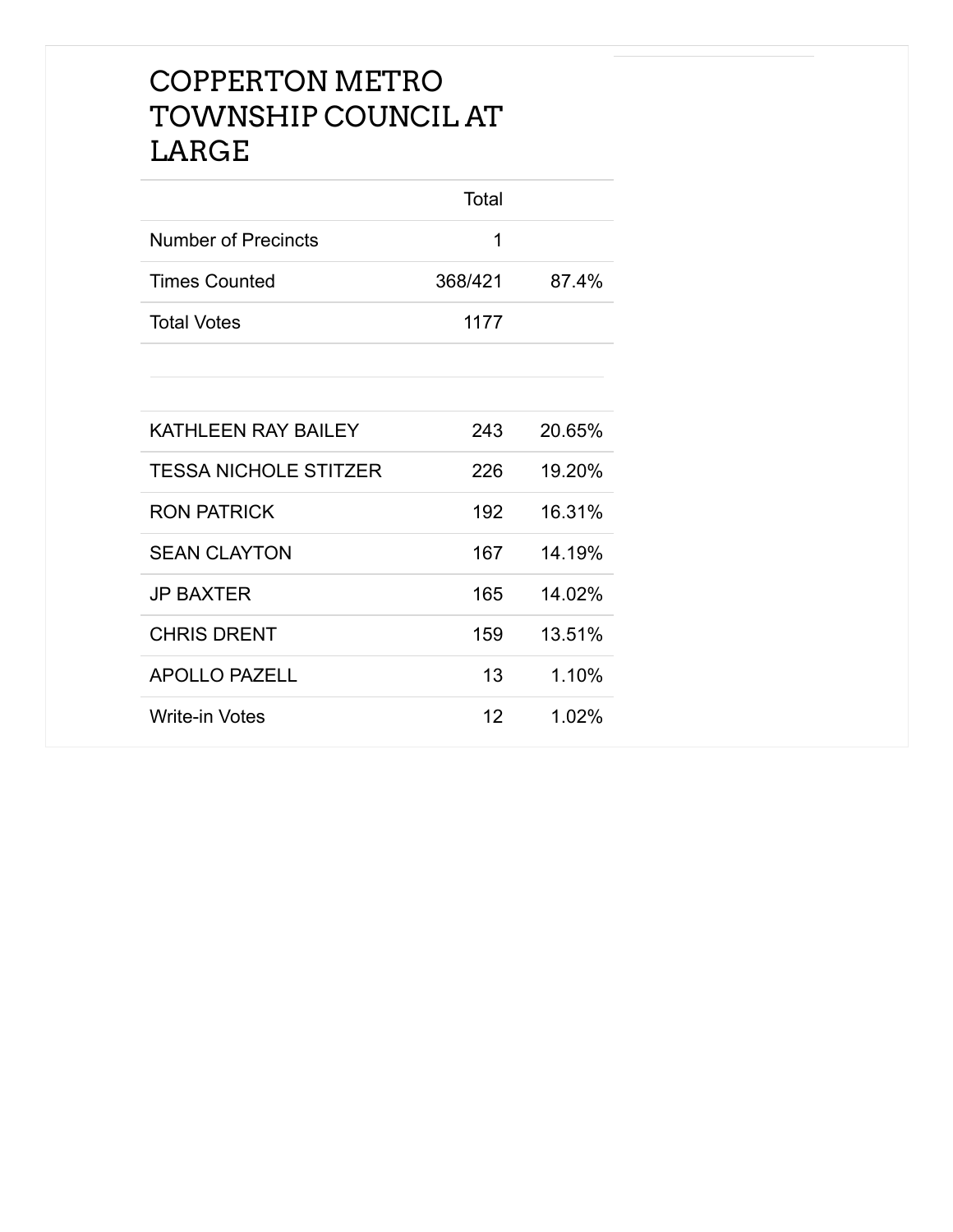# COPPERTON METRO TOWNSHIP COUNCIL AT LARGE

| | Total | |
|---|---|---|
| Number of Precincts | 1 | |
| Times Counted | 368/421 | 87.4% |
| Total Votes | 1177 | |

| | | |
|---|---|---|
| KATHLEEN RAY BAILEY | 243 | 20.65% |
| TESSA NICHOLE STITZER | 226 | 19.20% |
| RON PATRICK | 192 | 16.31% |
| SEAN CLAYTON | 167 | 14.19% |
| JP BAXTER | 165 | 14.02% |
| CHRIS DRENT | 159 | 13.51% |
| APOLLO PAZELL | 13 | 1.10% |
| Write-in Votes | 12 | 1.02% |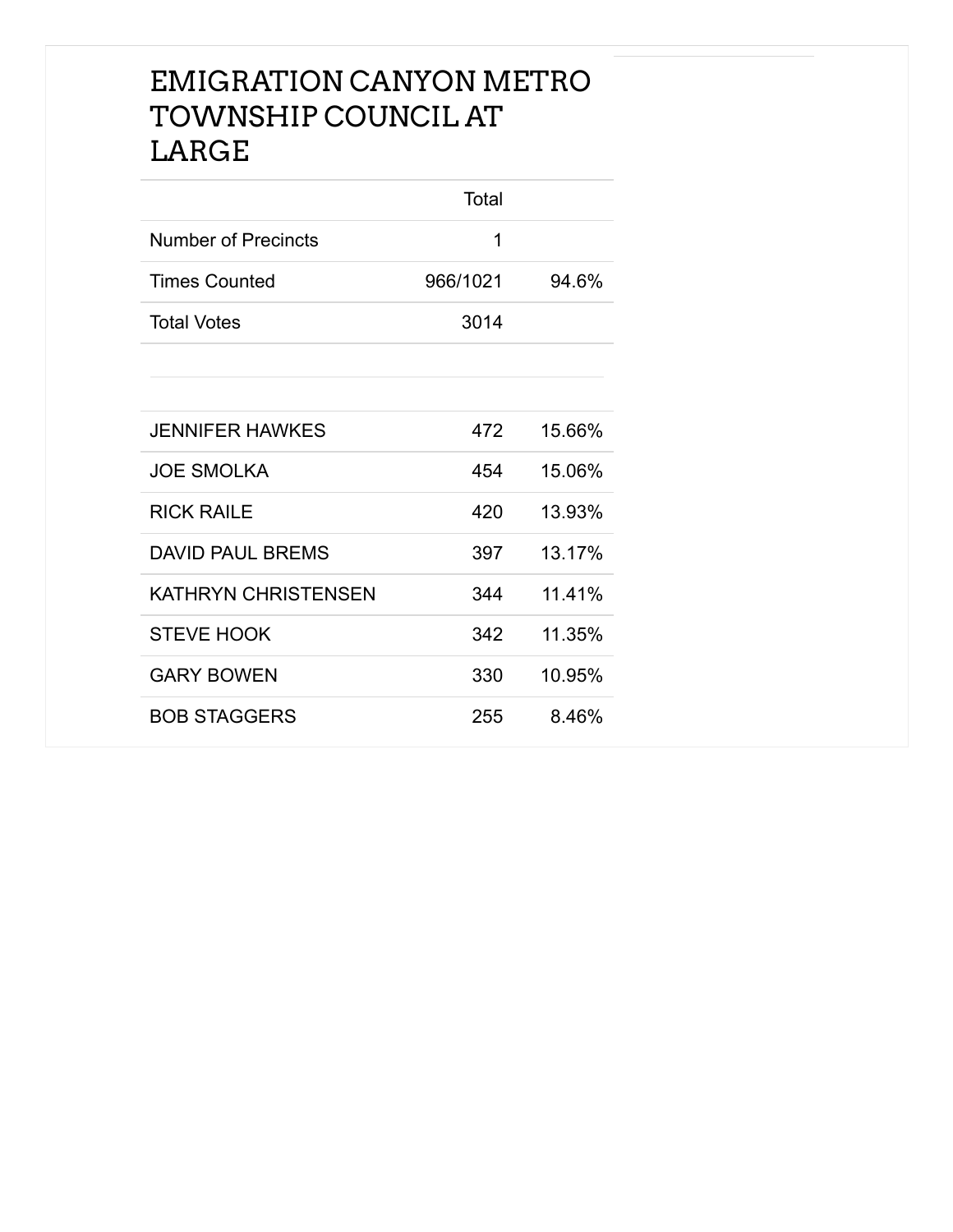# EMIGRATION CANYON METRO TOWNSHIP COUNCIL AT LARGE

| | Total | |
|---|---|---|
| Number of Precincts | 1 | |
| Times Counted | 966/1021 | 94.6% |
| Total Votes | 3014 | |

| | | |
|---|---|---|
| JENNIFER HAWKES | 472 | 15.66% |
| JOE SMOLKA | 454 | 15.06% |
| RICK RAILE | 420 | 13.93% |
| DAVID PAUL BREMS | 397 | 13.17% |
| KATHRYN CHRISTENSEN | 344 | 11.41% |
| STEVE HOOK | 342 | 11.35% |
| GARY BOWEN | 330 | 10.95% |
| BOB STAGGERS | 255 | 8.46% |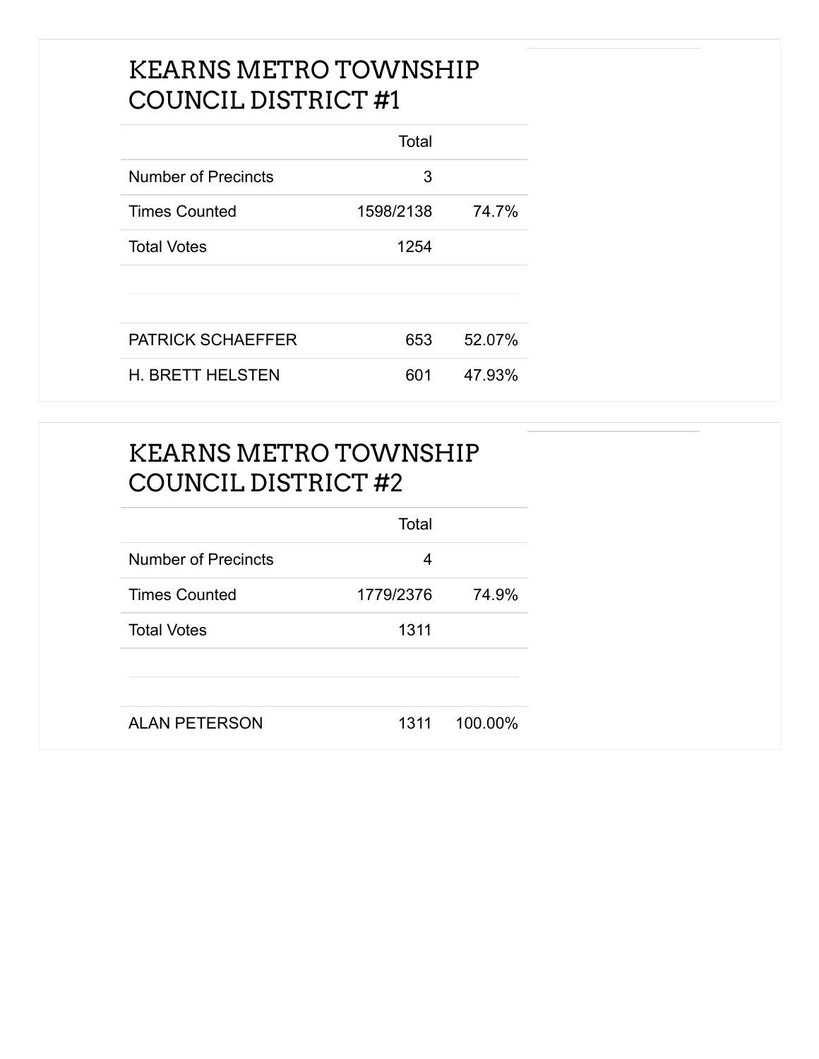## KEARNS METRO TOWNSHIP COUNCIL DISTRICT #1

| | Total | |
|---|---|---|
| Number of Precincts | 3 | |
| Times Counted | 1598/2138 | 74.7% |
| Total Votes | 1254 | |
| | | |
| PATRICK SCHAEFFER | 653 | 52.07% |
| H. BRETT HELSTEN | 601 | 47.93% |

## KEARNS METRO TOWNSHIP COUNCIL DISTRICT #2

| | Total | |
|---|---|---|
| Number of Precincts | 4 | |
| Times Counted | 1779/2376 | 74.9% |
| Total Votes | 1311 | |
| | | |
| ALAN PETERSON | 1311 | 100.00% |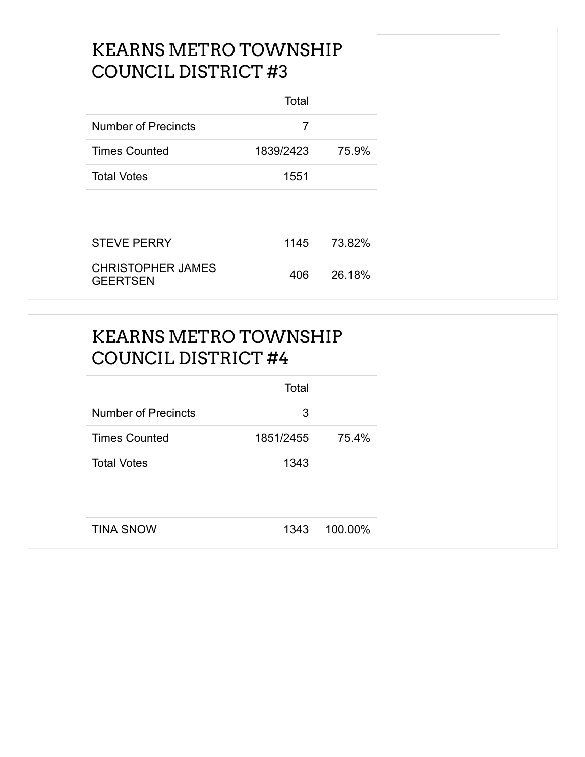## KEARNS METRO TOWNSHIP COUNCIL DISTRICT #3

| | Total | |
|---|---|---|
| Number of Precincts | 7 | |
| Times Counted | 1839/2423 | 75.9% |
| Total Votes | 1551 | |
| | | |
| STEVE PERRY | 1145 | 73.82% |
| CHRISTOPHER JAMES GEERTSEN | 406 | 26.18% |

## KEARNS METRO TOWNSHIP COUNCIL DISTRICT #4

| | Total | |
|---|---|---|
| Number of Precincts | 3 | |
| Times Counted | 1851/2455 | 75.4% |
| Total Votes | 1343 | |
| | | |
| TINA SNOW | 1343 | 100.00% |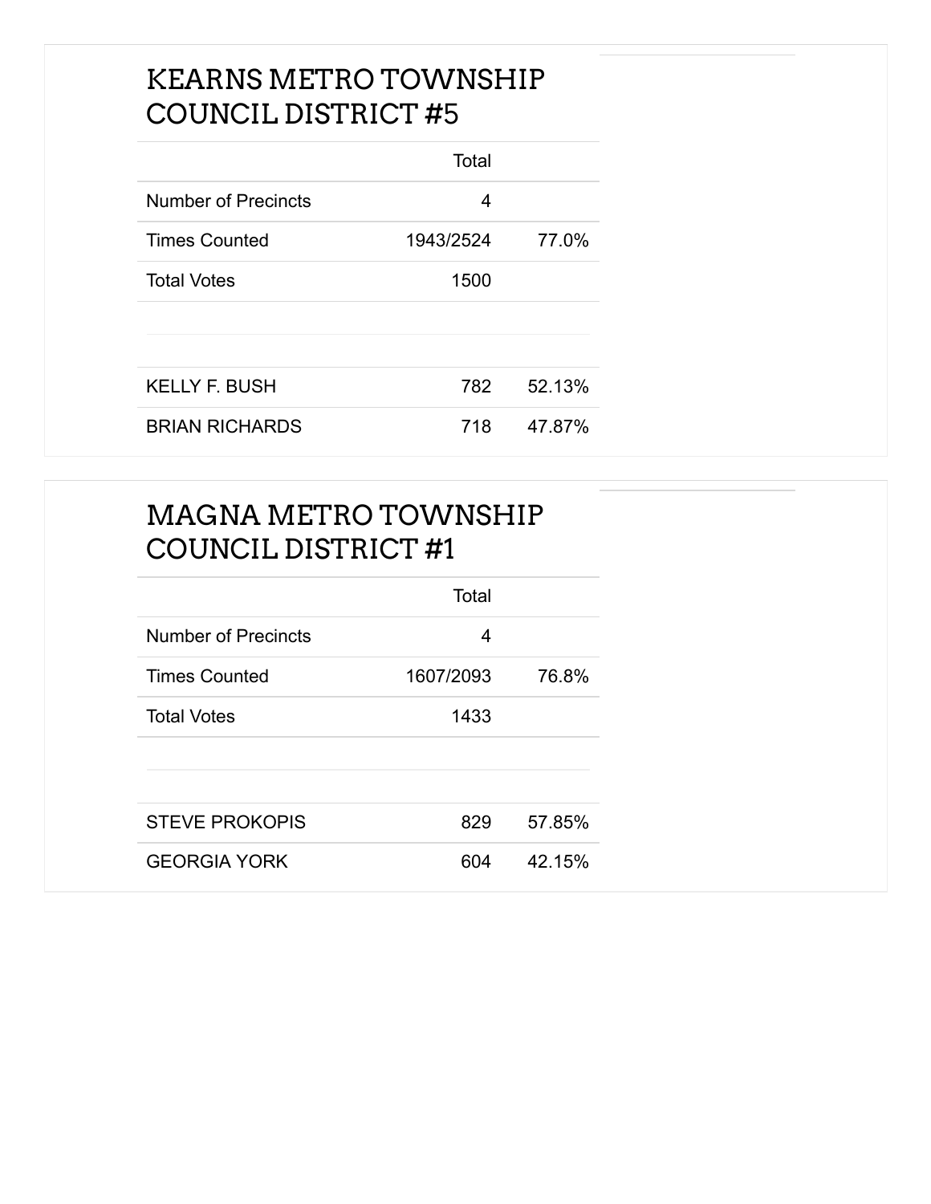## KEARNS METRO TOWNSHIP COUNCIL DISTRICT #5

| | Total | |
|---|---|---|
| Number of Precincts | 4 | |
| Times Counted | 1943/2524 | 77.0% |
| Total Votes | 1500 | |

| | | |
|---|---|---|
| KELLY F. BUSH | 782 | 52.13% |
| BRIAN RICHARDS | 718 | 47.87% |

## MAGNA METRO TOWNSHIP COUNCIL DISTRICT #1

| | Total | |
|---|---|---|
| Number of Precincts | 4 | |
| Times Counted | 1607/2093 | 76.8% |
| Total Votes | 1433 | |

| | | |
|---|---|---|
| STEVE PROKOPIS | 829 | 57.85% |
| GEORGIA YORK | 604 | 42.15% |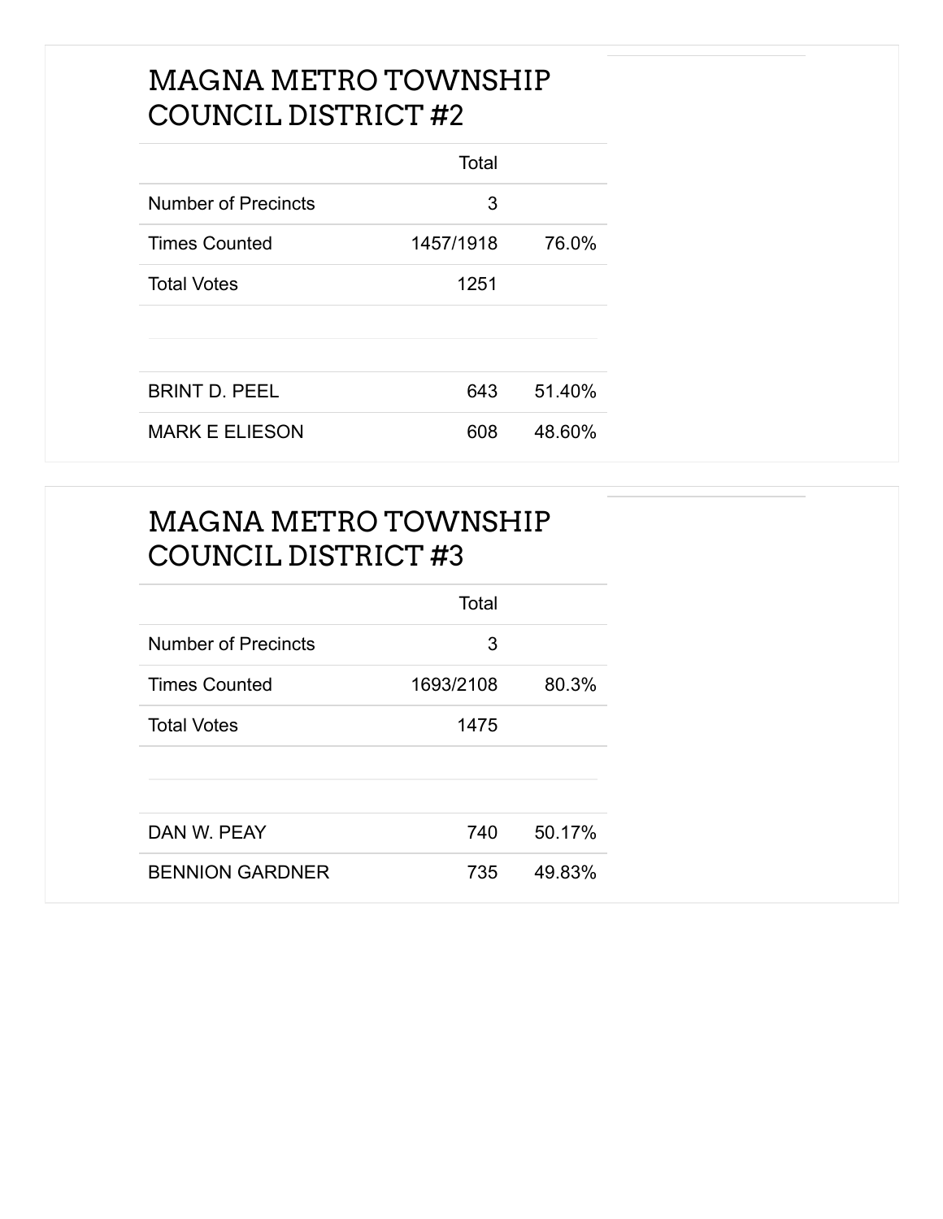## MAGNA METRO TOWNSHIP COUNCIL DISTRICT #2

| | Total | |
|---|---|---|
| Number of Precincts | 3 | |
| Times Counted | 1457/1918 | 76.0% |
| Total Votes | 1251 | |
| | | |
| BRINT D. PEEL | 643 | 51.40% |
| MARK E ELIESON | 608 | 48.60% |

## MAGNA METRO TOWNSHIP COUNCIL DISTRICT #3

| | Total | |
|---|---|---|
| Number of Precincts | 3 | |
| Times Counted | 1693/2108 | 80.3% |
| Total Votes | 1475 | |
| | | |
| DAN W. PEAY | 740 | 50.17% |
| BENNION GARDNER | 735 | 49.83% |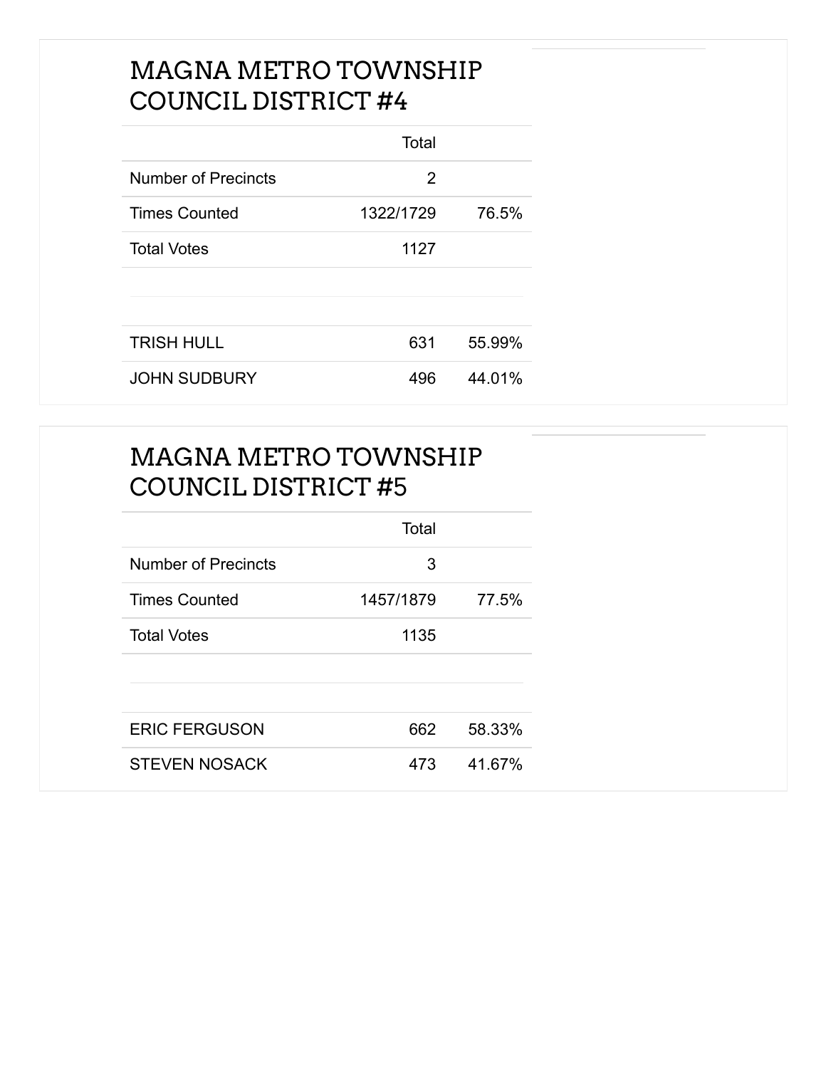## MAGNA METRO TOWNSHIP COUNCIL DISTRICT #4

| | Total | |
|---|---|---|
| Number of Precincts | 2 | |
| Times Counted | 1322/1729 | 76.5% |
| Total Votes | 1127 | |

| | | |
|---|---|---|
| TRISH HULL | 631 | 55.99% |
| JOHN SUDBURY | 496 | 44.01% |

## MAGNA METRO TOWNSHIP COUNCIL DISTRICT #5

| | Total | |
|---|---|---|
| Number of Precincts | 3 | |
| Times Counted | 1457/1879 | 77.5% |
| Total Votes | 1135 | |

| | | |
|---|---|---|
| ERIC FERGUSON | 662 | 58.33% |
| STEVEN NOSACK | 473 | 41.67% |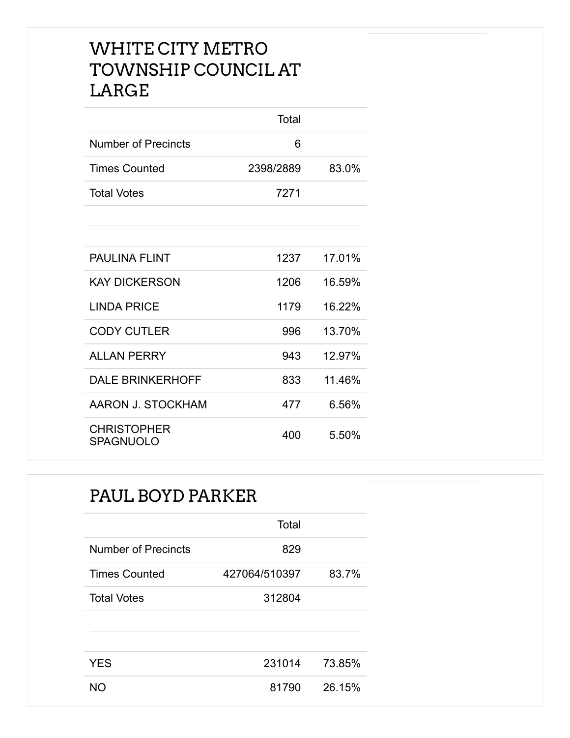## WHITE CITY METRO TOWNSHIP COUNCIL AT LARGE

| | Total | |
|---|---|---|
| Number of Precincts | 6 | |
| Times Counted | 2398/2889 | 83.0% |
| Total Votes | 7271 | |

| | | |
|---|---|---|
| PAULINA FLINT | 1237 | 17.01% |
| KAY DICKERSON | 1206 | 16.59% |
| LINDA PRICE | 1179 | 16.22% |
| CODY CUTLER | 996 | 13.70% |
| ALLAN PERRY | 943 | 12.97% |
| DALE BRINKERHOFF | 833 | 11.46% |
| AARON J. STOCKHAM | 477 | 6.56% |
| CHRISTOPHER SPAGNUOLO | 400 | 5.50% |

## PAUL BOYD PARKER

| | Total | |
|---|---|---|
| Number of Precincts | 829 | |
| Times Counted | 427064/510397 | 83.7% |
| Total Votes | 312804 | |

| | | |
|---|---|---|
| YES | 231014 | 73.85% |
| NO | 81790 | 26.15% |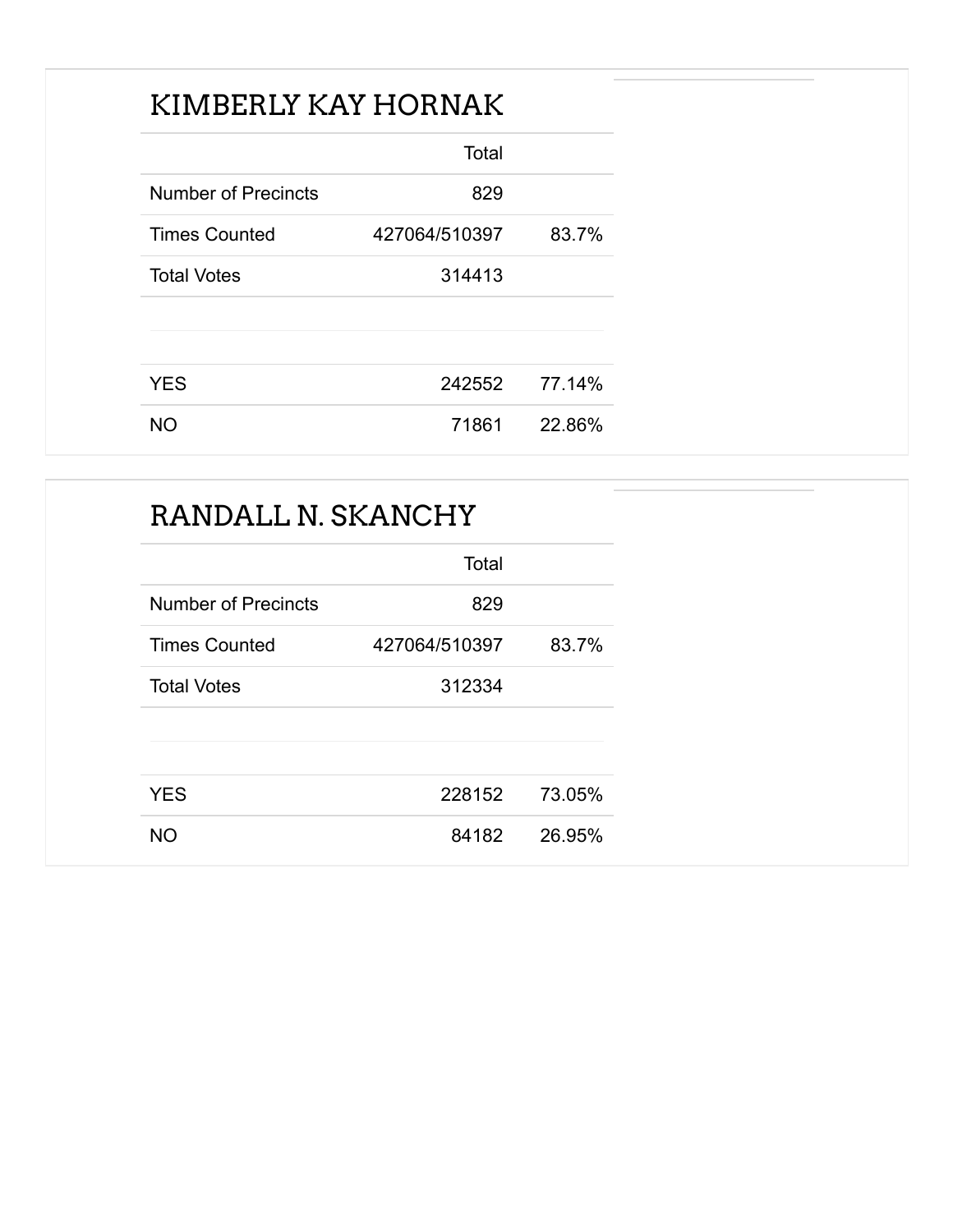## KIMBERLY KAY HORNAK

| | Total | |
|---|---|---|
| Number of Precincts | 829 | |
| Times Counted | 427064/510397 | 83.7% |
| Total Votes | 314413 | |
| | | |
| YES | 242552 | 77.14% |
| NO | 71861 | 22.86% |

## RANDALL N. SKANCHY

| | Total | |
|---|---|---|
| Number of Precincts | 829 | |
| Times Counted | 427064/510397 | 83.7% |
| Total Votes | 312334 | |
| | | |
| YES | 228152 | 73.05% |
| NO | 84182 | 26.95% |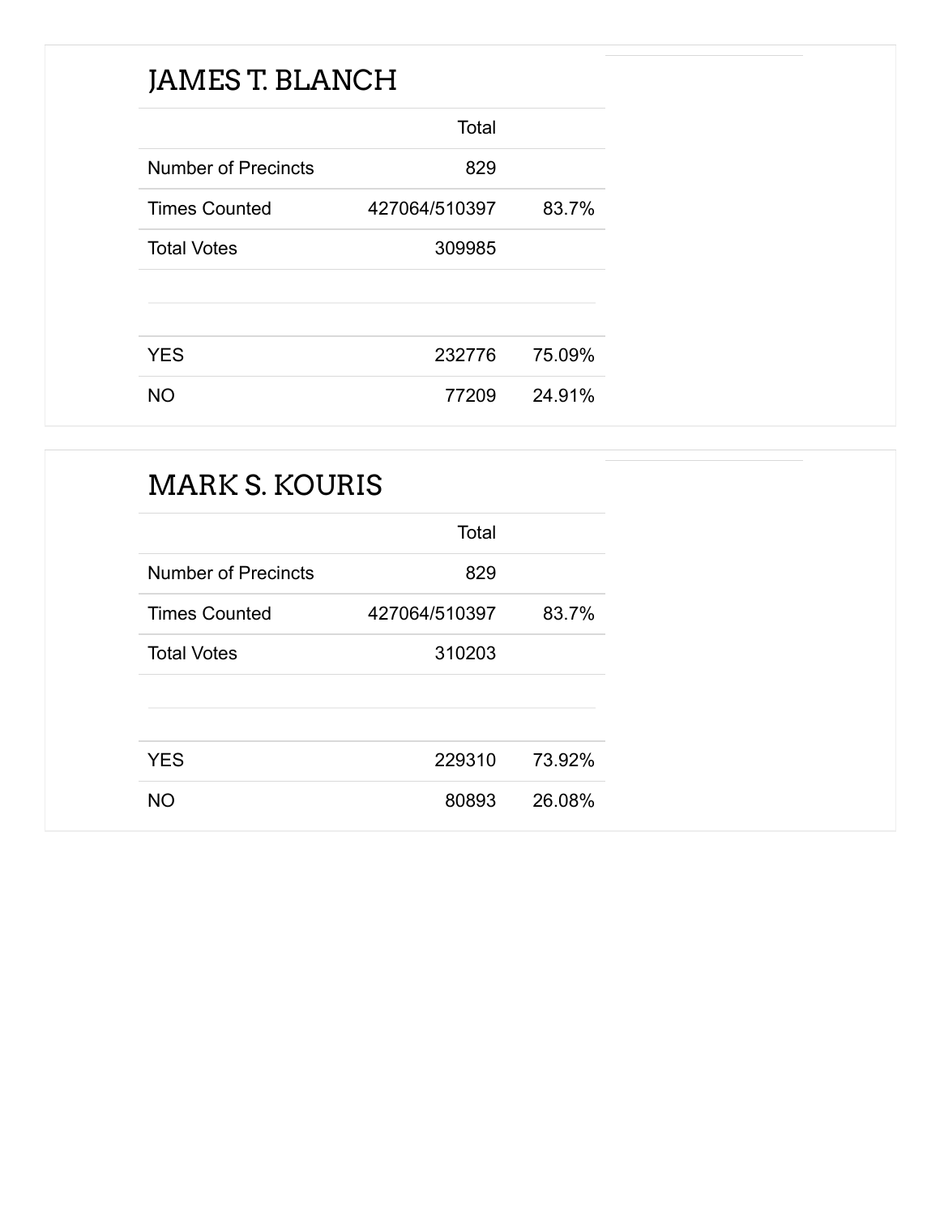## JAMES T. BLANCH

| | Total | |
|---|---|---|
| Number of Precincts | 829 | |
| Times Counted | 427064/510397 | 83.7% |
| Total Votes | 309985 | |
| | | |
| YES | 232776 | 75.09% |
| NO | 77209 | 24.91% |

## MARK S. KOURIS

| | Total | |
|---|---|---|
| Number of Precincts | 829 | |
| Times Counted | 427064/510397 | 83.7% |
| Total Votes | 310203 | |
| | | |
| YES | 229310 | 73.92% |
| NO | 80893 | 26.08% |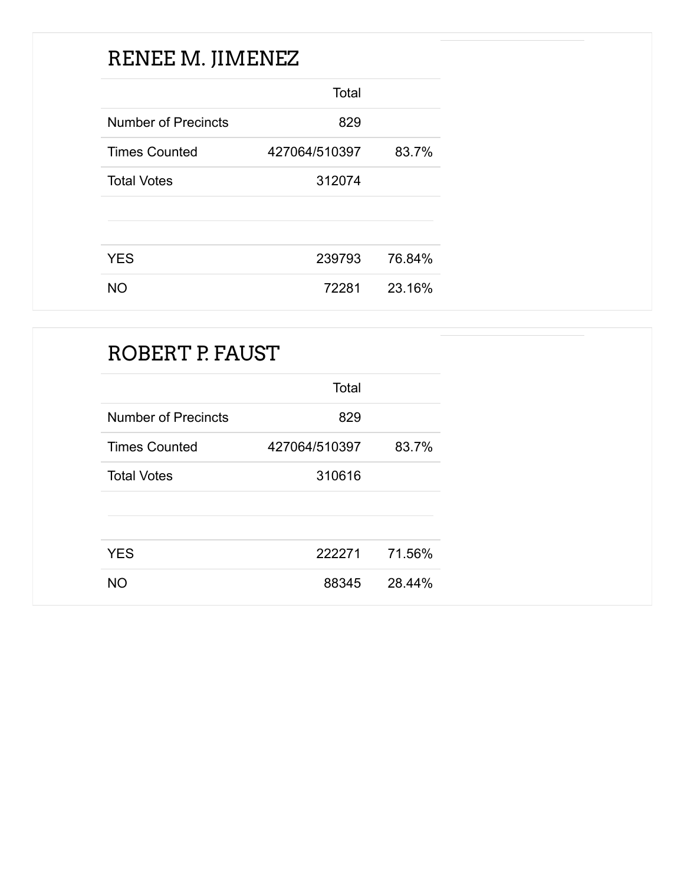## RENEE M. JIMENEZ

| | Total | |
|---|---|---|
| Number of Precincts | 829 | |
| Times Counted | 427064/510397 | 83.7% |
| Total Votes | 312074 | |
| | | |
| YES | 239793 | 76.84% |
| NO | 72281 | 23.16% |

## ROBERT P. FAUST

| | Total | |
|---|---|---|
| Number of Precincts | 829 | |
| Times Counted | 427064/510397 | 83.7% |
| Total Votes | 310616 | |
| | | |
| YES | 222271 | 71.56% |
| NO | 88345 | 28.44% |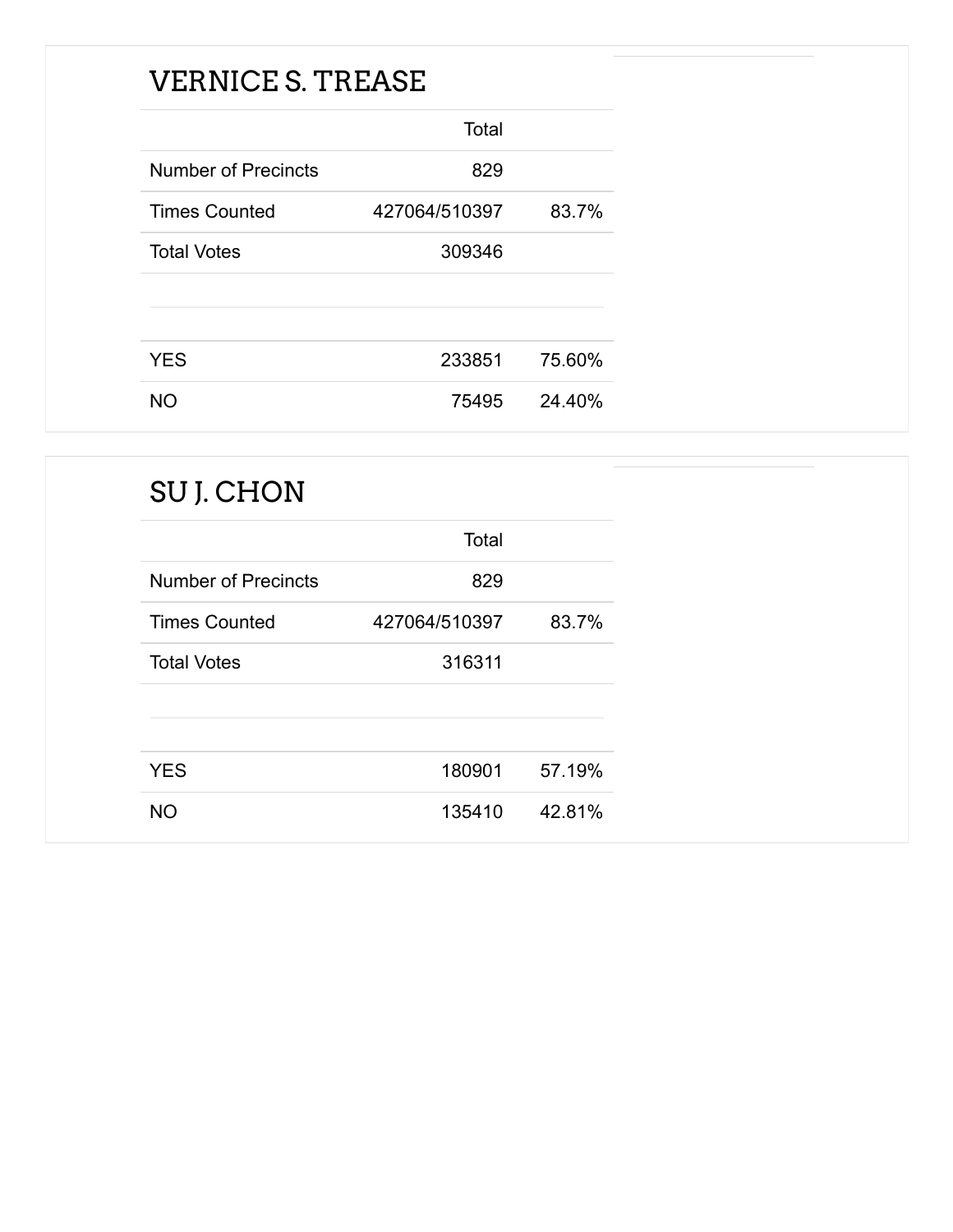## VERNICE S. TREASE

| | Total | |
|---|---|---|
| Number of Precincts | 829 | |
| Times Counted | 427064/510397 | 83.7% |
| Total Votes | 309346 | |
| | | |
| YES | 233851 | 75.60% |
| NO | 75495 | 24.40% |

## SU J. CHON

| | Total | |
|---|---|---|
| Number of Precincts | 829 | |
| Times Counted | 427064/510397 | 83.7% |
| Total Votes | 316311 | |
| | | |
| YES | 180901 | 57.19% |
| NO | 135410 | 42.81% |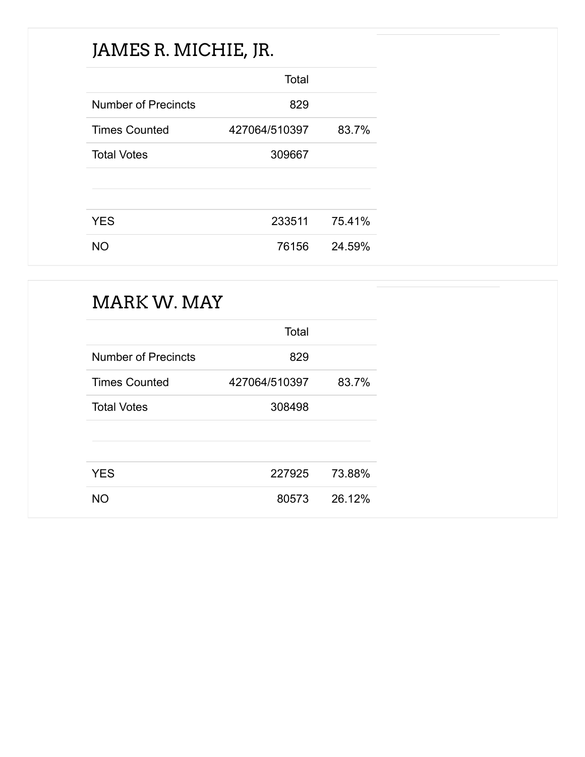## JAMES R. MICHIE, JR.

| | Total | |
|---|---|---|
| Number of Precincts | 829 | |
| Times Counted | 427064/510397 | 83.7% |
| Total Votes | 309667 | |
| | | |
| YES | 233511 | 75.41% |
| NO | 76156 | 24.59% |

## MARK W. MAY

| | Total | |
|---|---|---|
| Number of Precincts | 829 | |
| Times Counted | 427064/510397 | 83.7% |
| Total Votes | 308498 | |
| | | |
| YES | 227925 | 73.88% |
| NO | 80573 | 26.12% |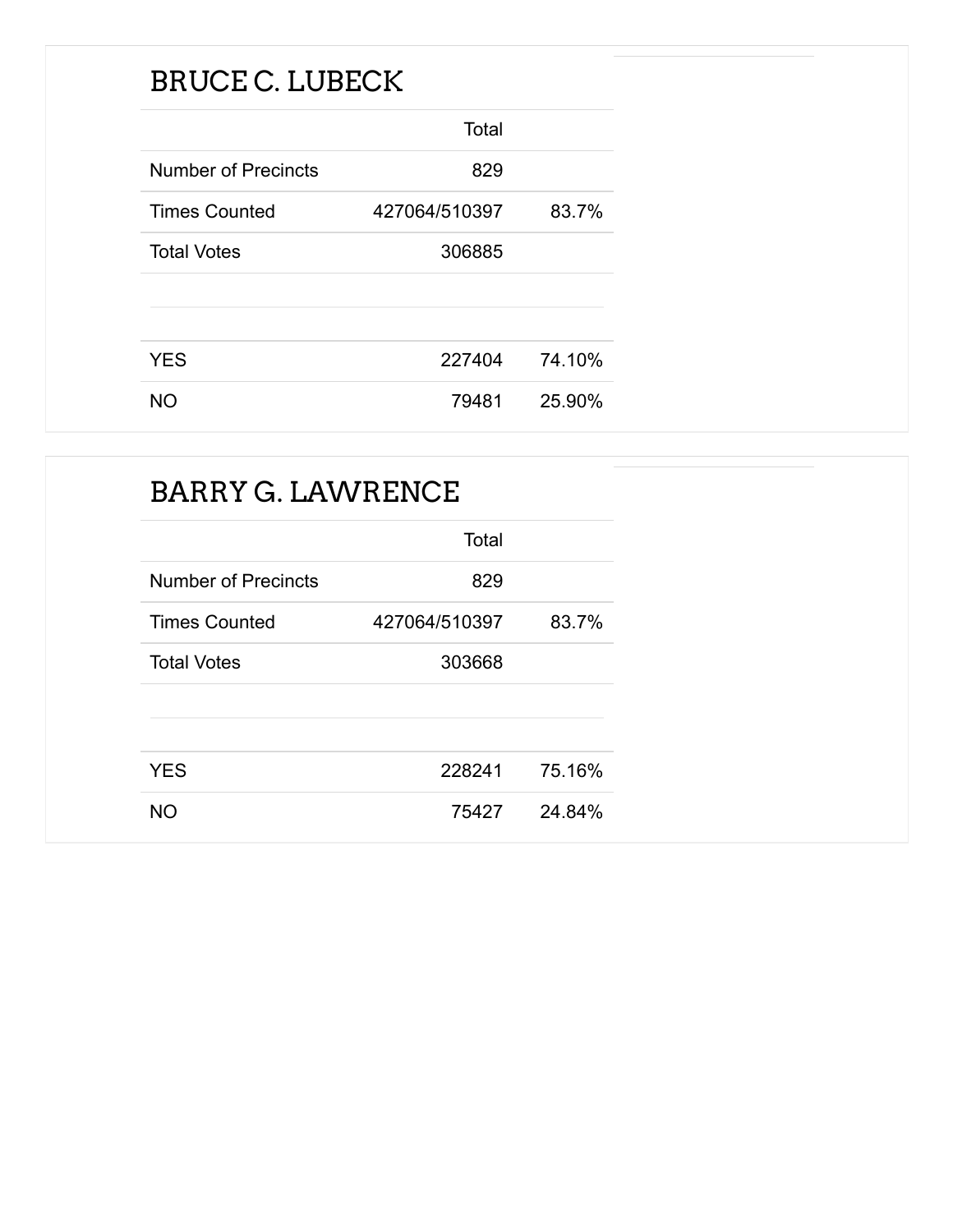## BRUCE C. LUBECK

| | Total | |
|---|---|---|
| Number of Precincts | 829 | |
| Times Counted | 427064/510397 | 83.7% |
| Total Votes | 306885 | |
| | | |
| YES | 227404 | 74.10% |
| NO | 79481 | 25.90% |

## BARRY G. LAWRENCE

| | Total | |
|---|---|---|
| Number of Precincts | 829 | |
| Times Counted | 427064/510397 | 83.7% |
| Total Votes | 303668 | |
| | | |
| YES | 228241 | 75.16% |
| NO | 75427 | 24.84% |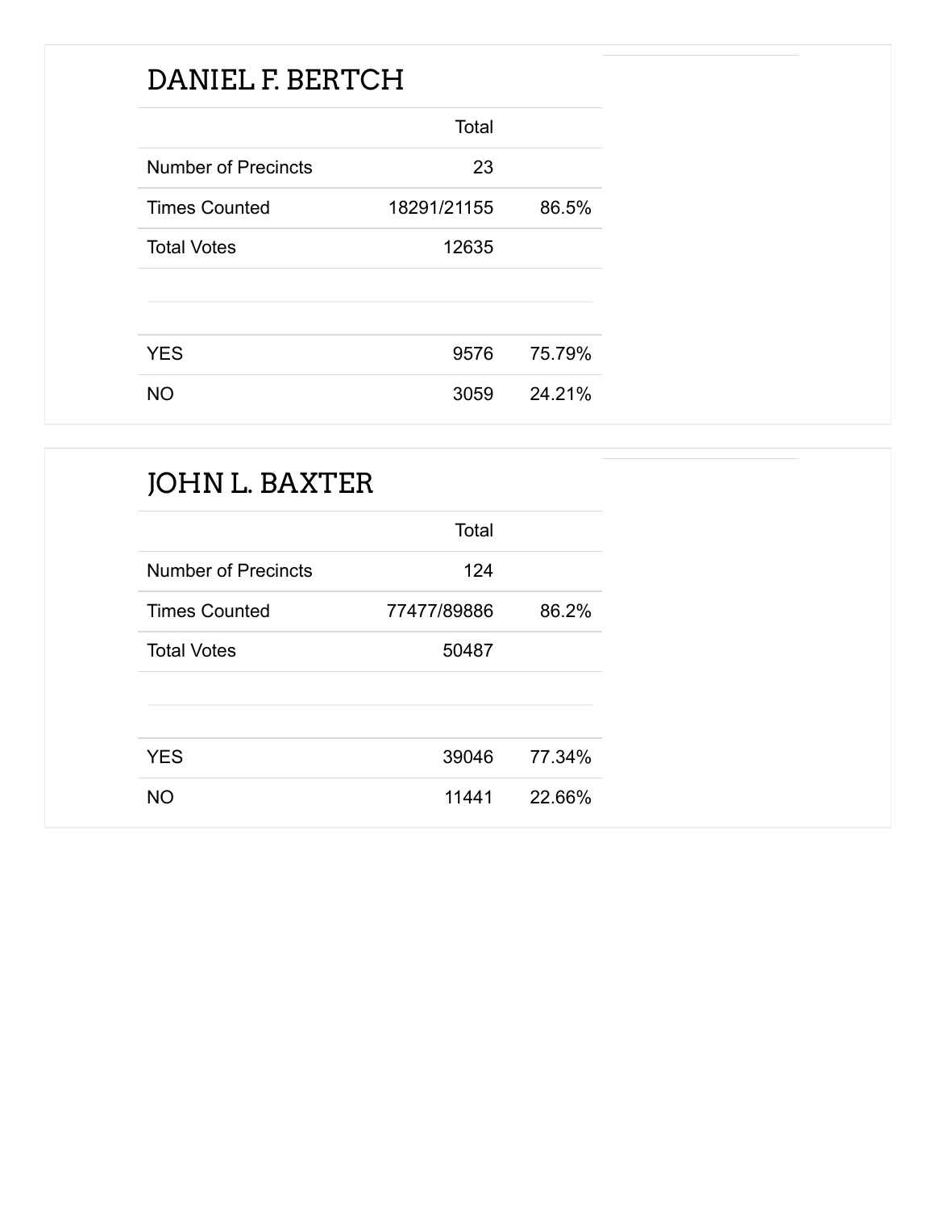## DANIEL F. BERTCH

| | Total | |
|---|---|---|
| Number of Precincts | 23 | |
| Times Counted | 18291/21155 | 86.5% |
| Total Votes | 12635 | |
| | | |
| YES | 9576 | 75.79% |
| NO | 3059 | 24.21% |

## JOHN L. BAXTER

| | Total | |
|---|---|---|
| Number of Precincts | 124 | |
| Times Counted | 77477/89886 | 86.2% |
| Total Votes | 50487 | |
| | | |
| YES | 39046 | 77.34% |
| NO | 11441 | 22.66% |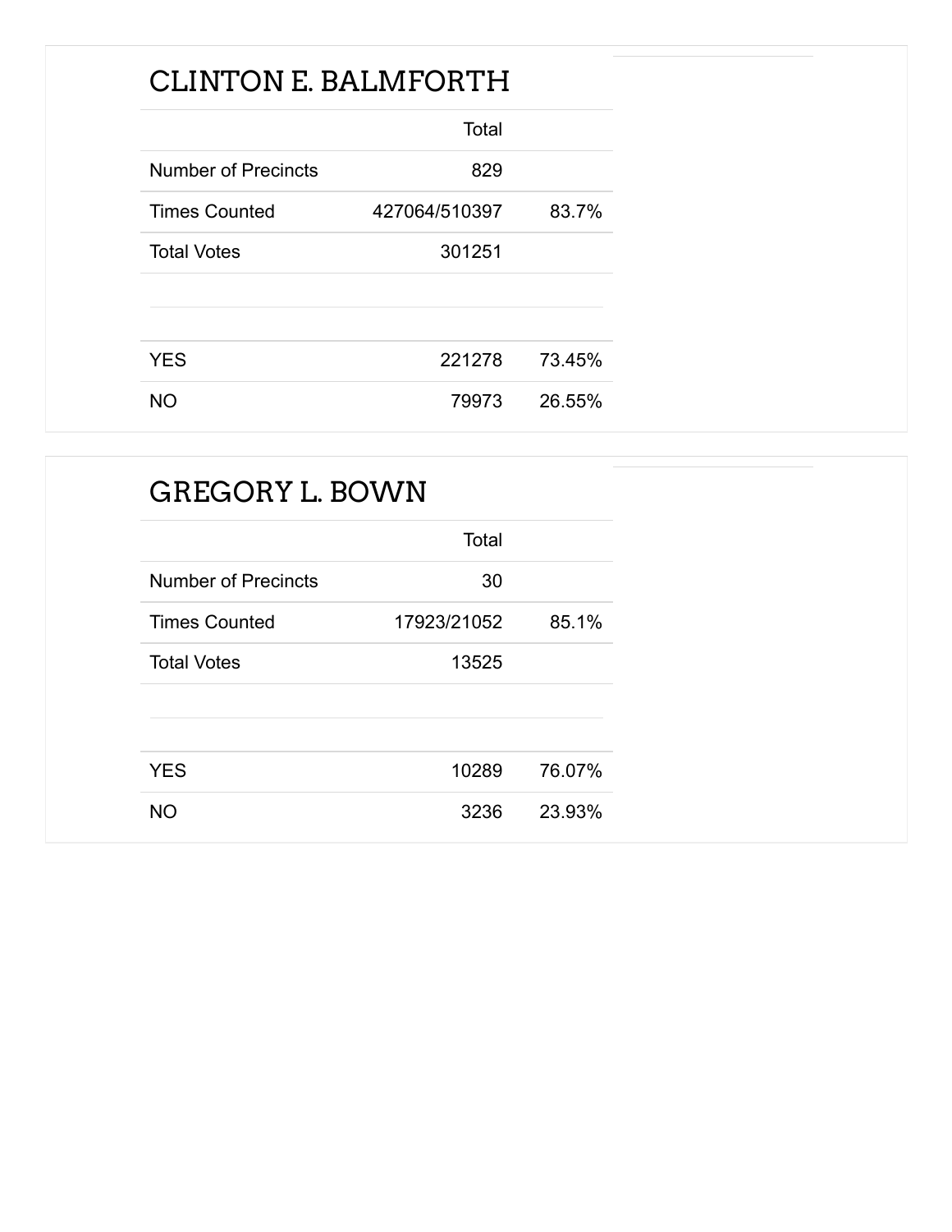## CLINTON E. BALMFORTH

| | Total | |
|---|---|---|
| Number of Precincts | 829 | |
| Times Counted | 427064/510397 | 83.7% |
| Total Votes | 301251 | |
| | | |
| YES | 221278 | 73.45% |
| NO | 79973 | 26.55% |

## GREGORY L. BOWN

| | Total | |
|---|---|---|
| Number of Precincts | 30 | |
| Times Counted | 17923/21052 | 85.1% |
| Total Votes | 13525 | |
| | | |
| YES | 10289 | 76.07% |
| NO | 3236 | 23.93% |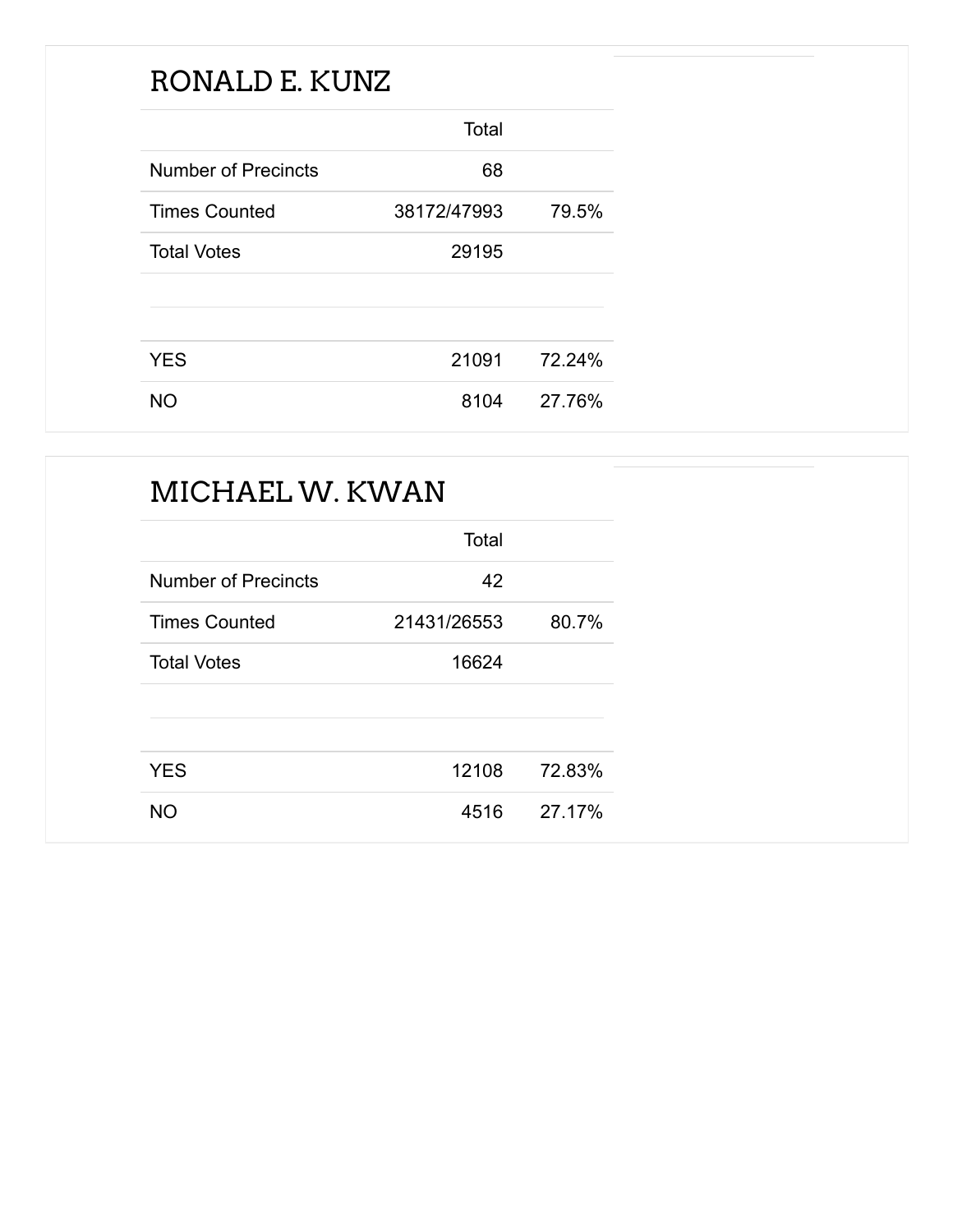## RONALD E. KUNZ

| | Total | |
|---|---|---|
| Number of Precincts | 68 | |
| Times Counted | 38172/47993 | 79.5% |
| Total Votes | 29195 | |
| | | |
| YES | 21091 | 72.24% |
| NO | 8104 | 27.76% |

## MICHAEL W. KWAN

| | Total | |
|---|---|---|
| Number of Precincts | 42 | |
| Times Counted | 21431/26553 | 80.7% |
| Total Votes | 16624 | |
| | | |
| YES | 12108 | 72.83% |
| NO | 4516 | 27.17% |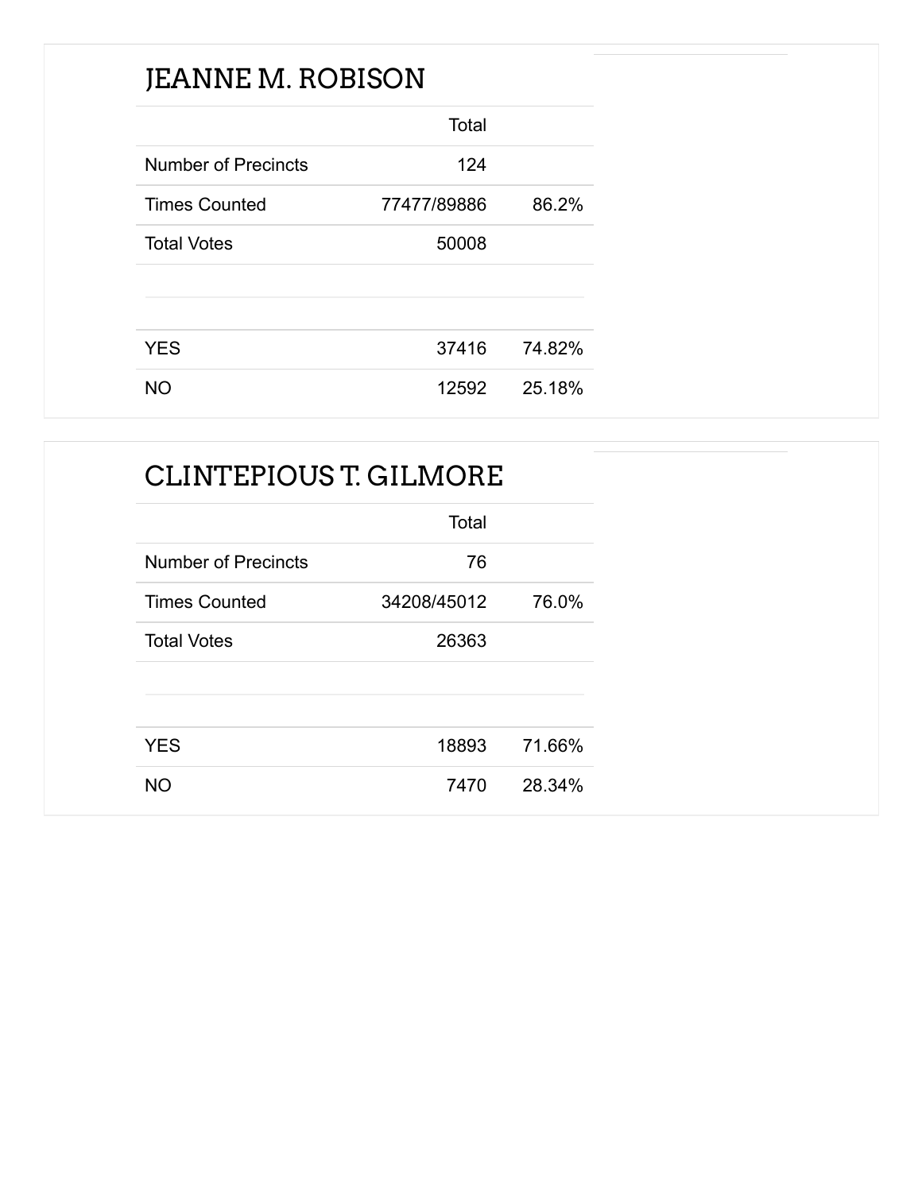## JEANNE M. ROBISON

| | Total | |
|---|---|---|
| Number of Precincts | 124 | |
| Times Counted | 77477/89886 | 86.2% |
| Total Votes | 50008 | |
| | | |
| YES | 37416 | 74.82% |
| NO | 12592 | 25.18% |

## CLINTEPIOUS T. GILMORE

| | Total | |
|---|---|---|
| Number of Precincts | 76 | |
| Times Counted | 34208/45012 | 76.0% |
| Total Votes | 26363 | |
| | | |
| YES | 18893 | 71.66% |
| NO | 7470 | 28.34% |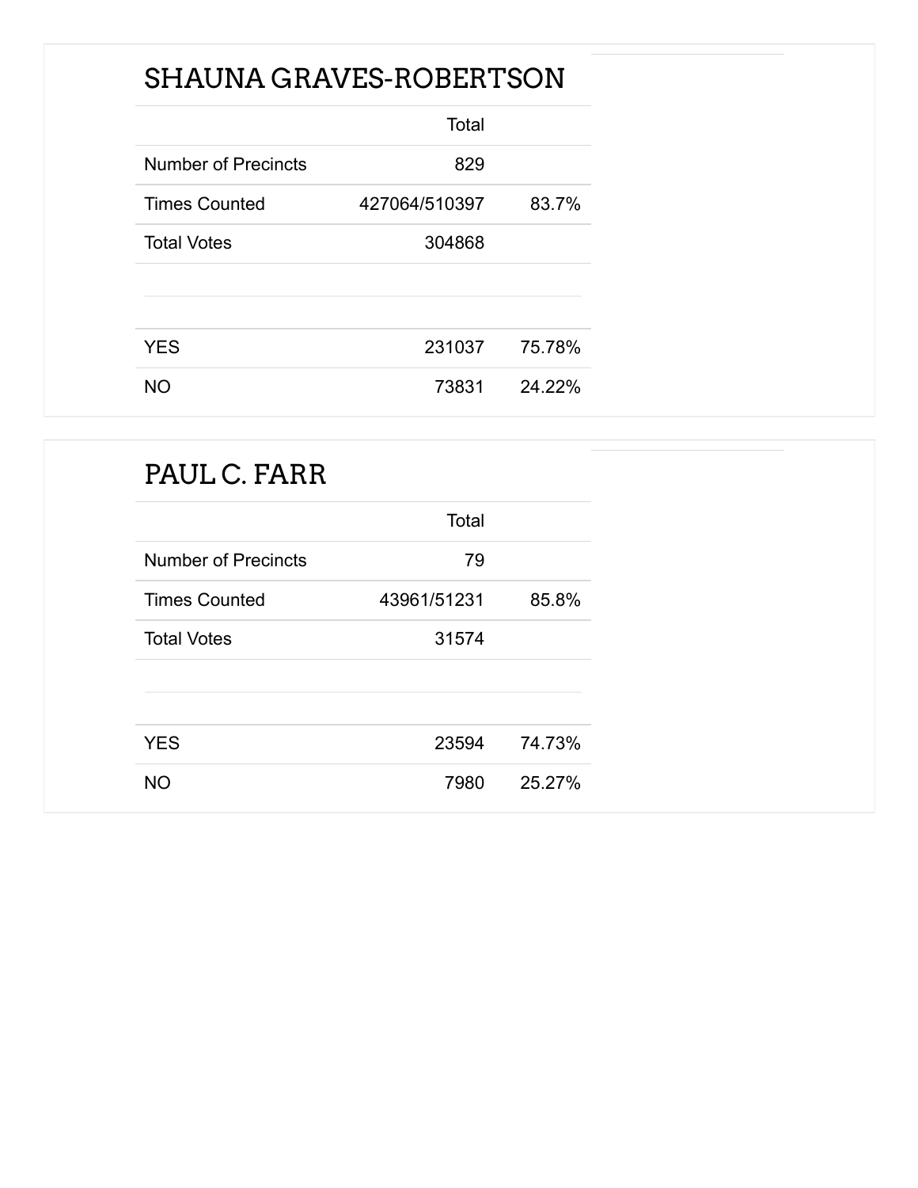## SHAUNA GRAVES-ROBERTSON

| | Total | |
|---|---|---|
| Number of Precincts | 829 | |
| Times Counted | 427064/510397 | 83.7% |
| Total Votes | 304868 | |
| | | |
| YES | 231037 | 75.78% |
| NO | 73831 | 24.22% |

## PAUL C. FARR

| | Total | |
|---|---|---|
| Number of Precincts | 79 | |
| Times Counted | 43961/51231 | 85.8% |
| Total Votes | 31574 | |
| | | |
| YES | 23594 | 74.73% |
| NO | 7980 | 25.27% |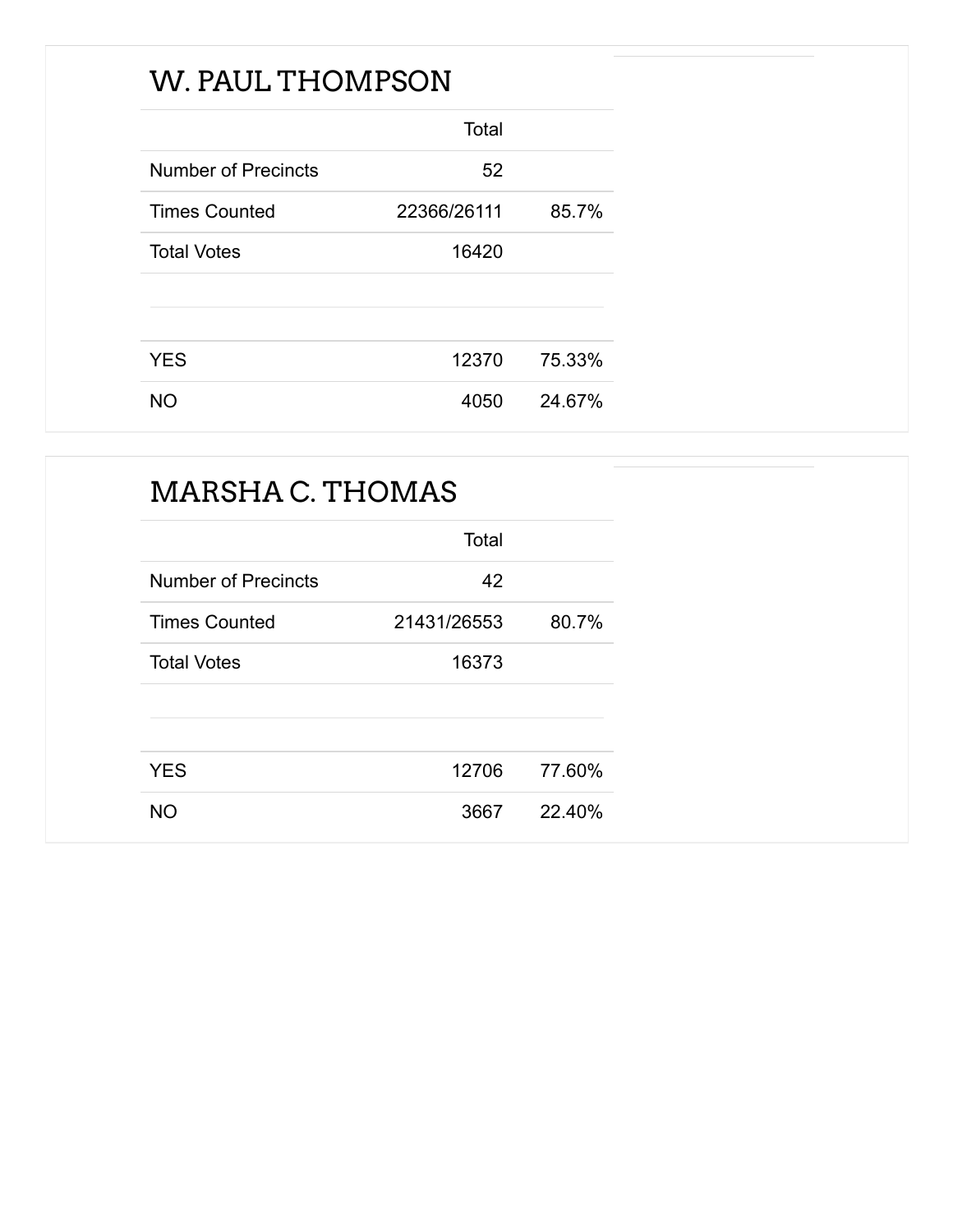## W. PAUL THOMPSON

| | Total | |
|---|---|---|
| Number of Precincts | 52 | |
| Times Counted | 22366/26111 | 85.7% |
| Total Votes | 16420 | |
| | | |
| YES | 12370 | 75.33% |
| NO | 4050 | 24.67% |

## MARSHA C. THOMAS

| | Total | |
|---|---|---|
| Number of Precincts | 42 | |
| Times Counted | 21431/26553 | 80.7% |
| Total Votes | 16373 | |
| | | |
| YES | 12706 | 77.60% |
| NO | 3667 | 22.40% |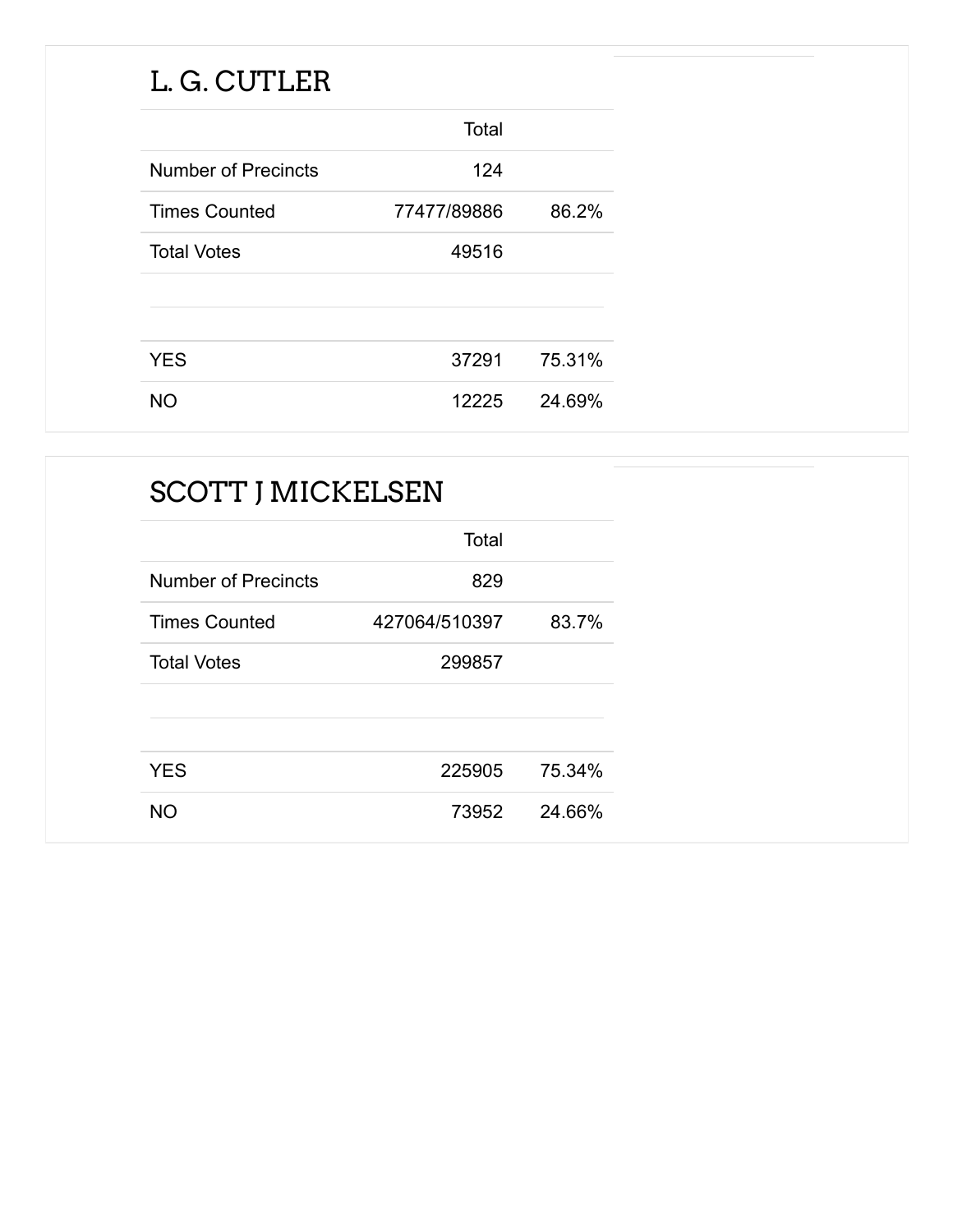## L. G. CUTLER

| | Total | |
|---|---|---|
| Number of Precincts | 124 | |
| Times Counted | 77477/89886 | 86.2% |
| Total Votes | 49516 | |
| | | |
| YES | 37291 | 75.31% |
| NO | 12225 | 24.69% |

## SCOTT J MICKELSEN

| | Total | |
|---|---|---|
| Number of Precincts | 829 | |
| Times Counted | 427064/510397 | 83.7% |
| Total Votes | 299857 | |
| | | |
| YES | 225905 | 75.34% |
| NO | 73952 | 24.66% |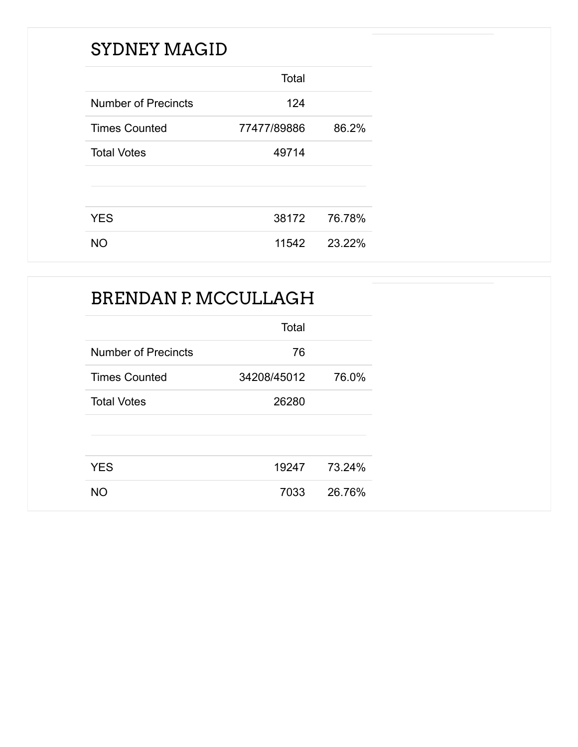## SYDNEY MAGID

| | Total | |
|---|---|---|
| Number of Precincts | 124 | |
| Times Counted | 77477/89886 | 86.2% |
| Total Votes | 49714 | |
| | | |
| YES | 38172 | 76.78% |
| NO | 11542 | 23.22% |

## BRENDAN P. MCCULLAGH

| | Total | |
|---|---|---|
| Number of Precincts | 76 | |
| Times Counted | 34208/45012 | 76.0% |
| Total Votes | 26280 | |
| | | |
| YES | 19247 | 73.24% |
| NO | 7033 | 26.76% |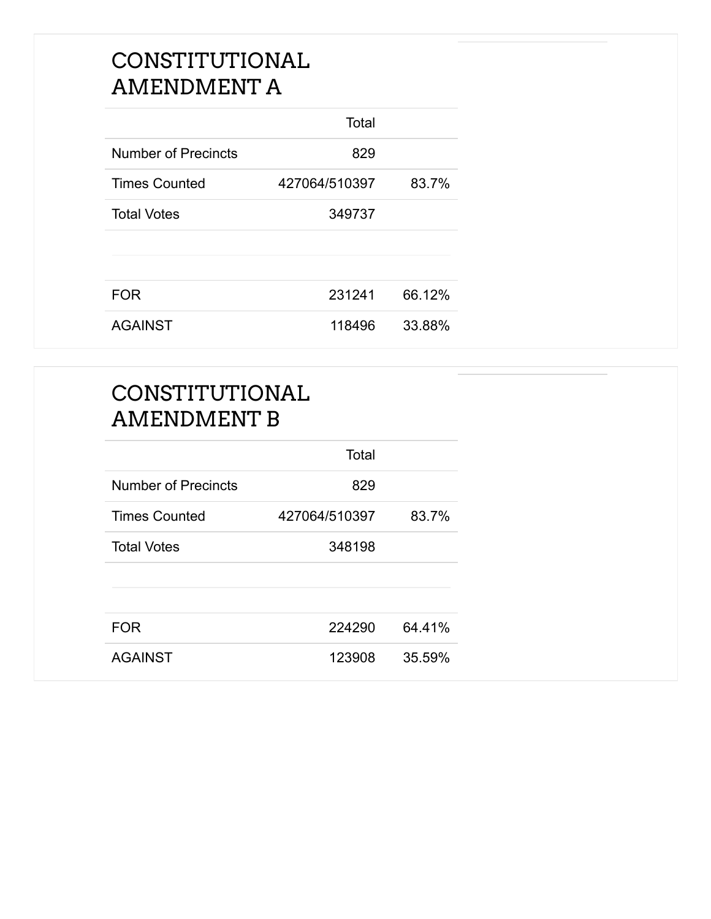## CONSTITUTIONAL AMENDMENT A

| | Total | |
|---|---|---|
| Number of Precincts | 829 | |
| Times Counted | 427064/510397 | 83.7% |
| Total Votes | 349737 | |
| | | |
| FOR | 231241 | 66.12% |
| AGAINST | 118496 | 33.88% |

## CONSTITUTIONAL AMENDMENT B

| | Total | |
|---|---|---|
| Number of Precincts | 829 | |
| Times Counted | 427064/510397 | 83.7% |
| Total Votes | 348198 | |
| | | |
| FOR | 224290 | 64.41% |
| AGAINST | 123908 | 35.59% |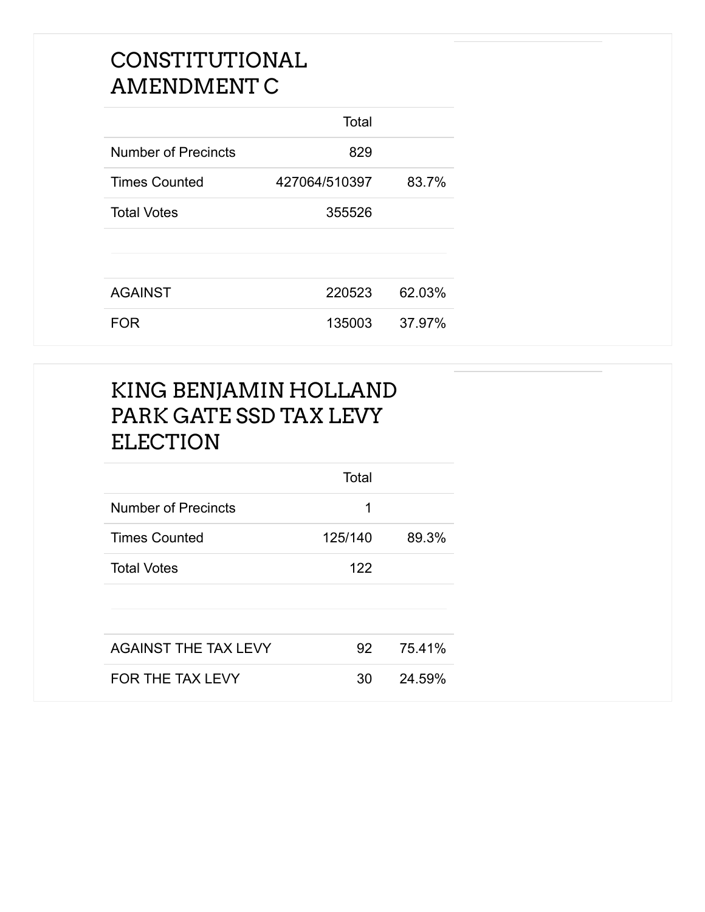## CONSTITUTIONAL AMENDMENT C

| | Total | |
|---|---|---|
| Number of Precincts | 829 | |
| Times Counted | 427064/510397 | 83.7% |
| Total Votes | 355526 | |
| | | |
| AGAINST | 220523 | 62.03% |
| FOR | 135003 | 37.97% |

## KING BENJAMIN HOLLAND PARK GATE SSD TAX LEVY ELECTION

| | Total | |
|---|---|---|
| Number of Precincts | 1 | |
| Times Counted | 125/140 | 89.3% |
| Total Votes | 122 | |
| | | |
| AGAINST THE TAX LEVY | 92 | 75.41% |
| FOR THE TAX LEVY | 30 | 24.59% |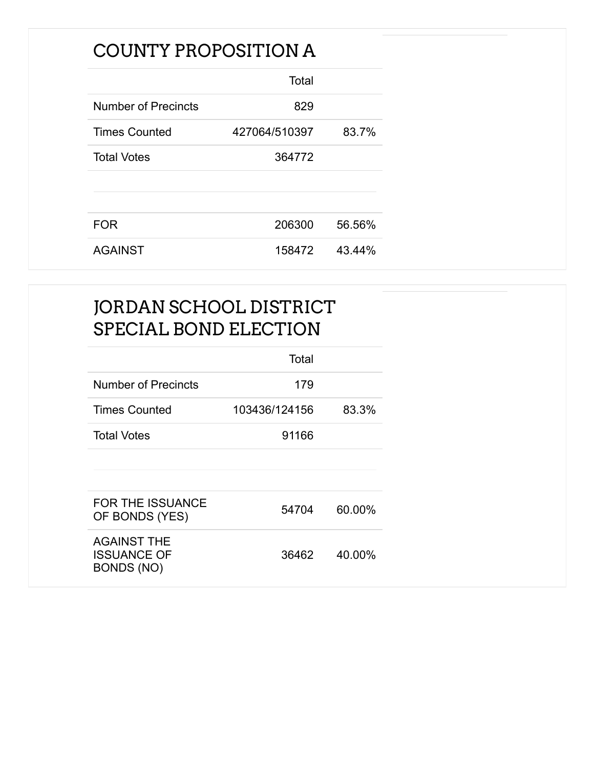## COUNTY PROPOSITION A

| | Total | |
|---|---|---|
| Number of Precincts | 829 | |
| Times Counted | 427064/510397 | 83.7% |
| Total Votes | 364772 | |
| | | |
| FOR | 206300 | 56.56% |
| AGAINST | 158472 | 43.44% |

## JORDAN SCHOOL DISTRICT SPECIAL BOND ELECTION

| | Total | |
|---|---|---|
| Number of Precincts | 179 | |
| Times Counted | 103436/124156 | 83.3% |
| Total Votes | 91166 | |
| | | |
| FOR THE ISSUANCE OF BONDS (YES) | 54704 | 60.00% |
| AGAINST THE ISSUANCE OF BONDS (NO) | 36462 | 40.00% |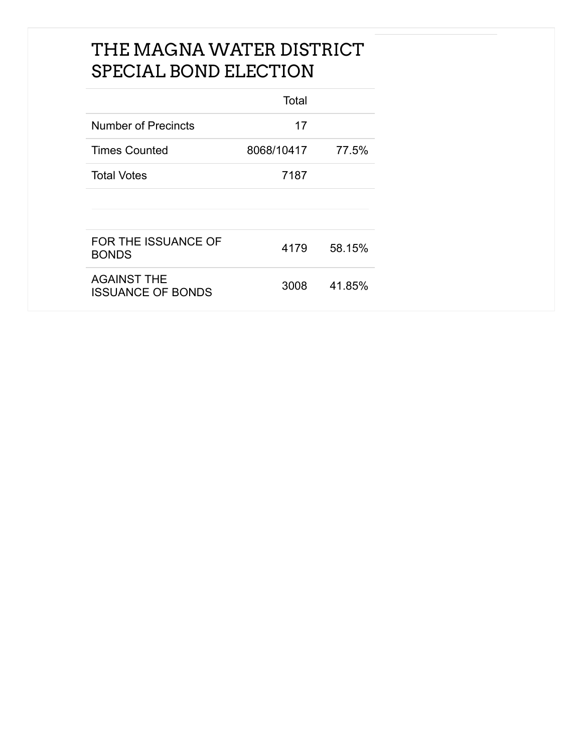# THE MAGNA WATER DISTRICT SPECIAL BOND ELECTION

| | Total | |
|---|---|---|
| Number of Precincts | 17 | |
| Times Counted | 8068/10417 | 77.5% |
| Total Votes | 7187 | |

| | | |
|---|---|---|
| FOR THE ISSUANCE OF BONDS | 4179 | 58.15% |
| AGAINST THE ISSUANCE OF BONDS | 3008 | 41.85% |